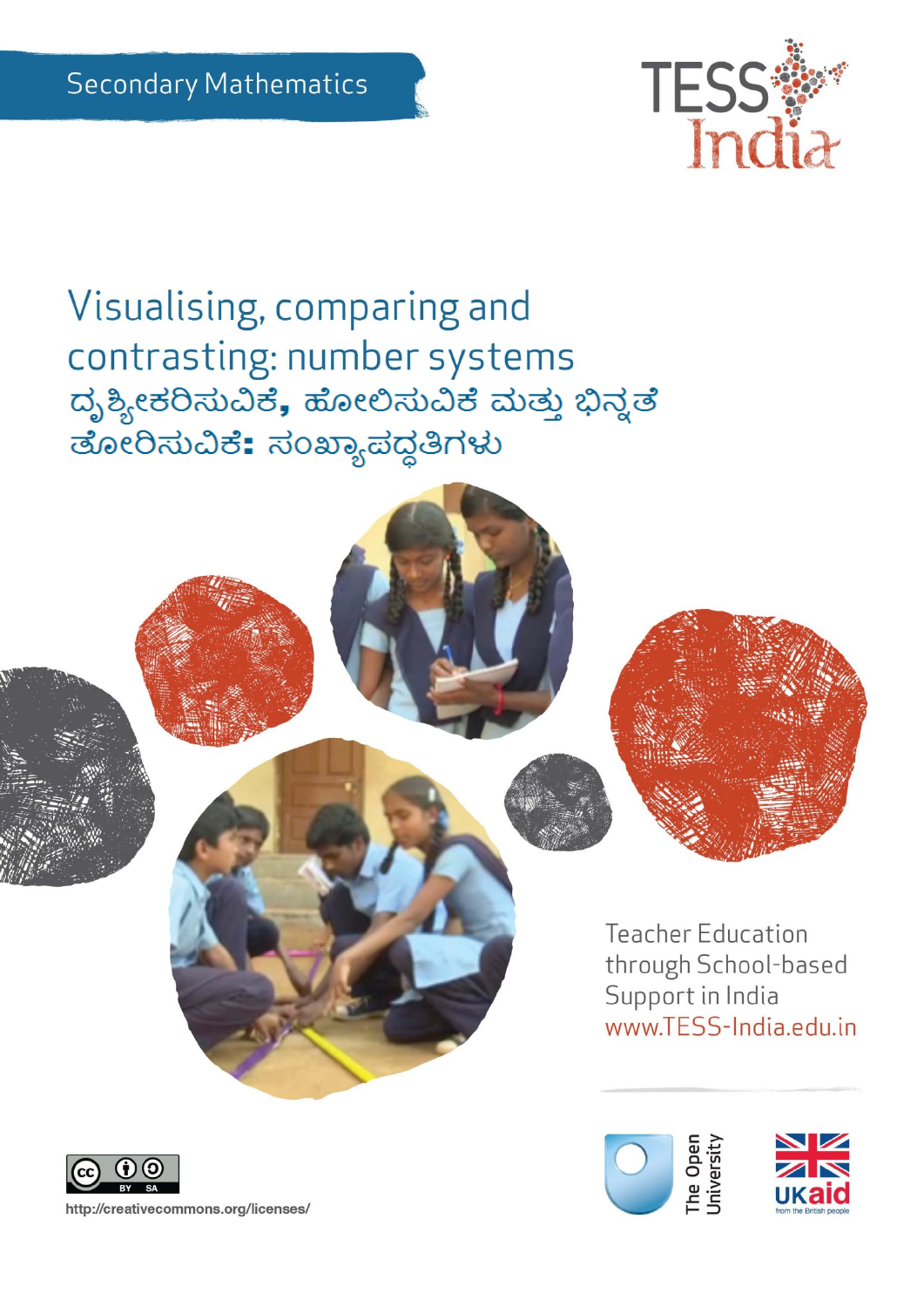Secondary Mathematics

# Visualising, comparing and contrasting: number systems

# ದೃಶ್ಯೀಕರಿಸುವಿಕೆ, ಹೋಲಿಸುವಿಕೆ ಮತ್ತು ಭಿನ್ನತೆ ತೋರಿಸುವಿಕೆ: ಸಂಖ್ಯಾಪದ್ಧತಿಗಳು

Teacher Education through School-based Support in India
www.TESS-India.edu.in

http://creativecommons.org/licenses/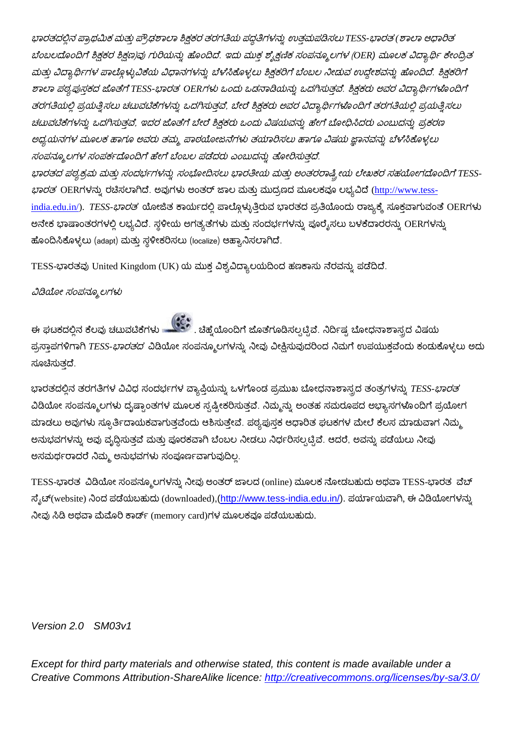*ಭಾರತದಲ್ಲಿನ ಪ್ರಾಥಮಿಕ ಮತ್ತು ಪ್ರೌಢಶಾಲಾ ಶಿಕ್ಷಕರ ತರಗತಿಯ ಪದ್ಧತಿಗಳನ್ನು ಉತ್ತಮಪಡಿಸಲು TESS-ಭಾರತ (ಶಾಲಾ ಆಧಾರಿತ ಬೆಂಬಲದೊಂದಿಗೆ ಶಿಕ್ಷಕರ ಶಿಕ್ಷಣ)ವು ಗುರಿಯನ್ನು ಹೊಂದಿದೆ. ಇದು ಮುಕ್ತ ಶೈಕ್ಷಣಿಕ ಸಂಪನ್ಮೂಲಗಳ (OER) ಮೂಲಕ ವಿದ್ಯಾರ್ಥಿ ಕೇಂದ್ರಿತ ಮತ್ತು ವಿದ್ಯಾರ್ಥಿಗಳ ಪಾಲ್ಗೊಳ್ಳುವಿಕೆಯ ವಿಧಾನಗಳನ್ನು ಬೆಳೆಸಿಕೊಳ್ಳಲು ಶಿಕ್ಷಕರಿಗೆ ಬೆಂಬಲ ನೀಡುವ ಉದ್ದೇಶವನ್ನು ಹೊಂದಿದೆ. ಶಿಕ್ಷಕರಿಗೆ ಶಾಲಾ ಪಠ್ಯಪುಸ್ತಕದ ಜೊತೆಗೆ TESS-ಭಾರತ OERಗಳು ಒಂದು ಒಡನಾಡಿಯನ್ನು ಒದಗಿಸುತ್ತವೆ. ಶಿಕ್ಷಕರು ಅವರ ವಿದ್ಯಾರ್ಥಿಗಳೊಂದಿಗೆ ತರಗತಿಯಲ್ಲಿ ಪ್ರಯತ್ನಿಸಲು ಚಟುವಟಿಕೆಗಳನ್ನು ಒದಗಿಸುತ್ತವೆ, ಬೇರೆ ಶಿಕ್ಷಕರು ಅವರ ವಿದ್ಯಾರ್ಥಿಗಳೊಂದಿಗೆ ತರಗತಿಯಲ್ಲಿ ಪ್ರಯತ್ನಿಸಲು ಚಟುವಟಿಕೆಗಳನ್ನು ಒದಗಿಸುತ್ತವೆ, ಇದರ ಜೊತೆಗೆ ಬೇರೆ ಶಿಕ್ಷಕರು ಒಂದು ವಿಷಯವನ್ನು ಹೇಗೆ ಬೋಧಿಸಿದರು ಎಂಬುದನ್ನು ಪ್ರಕರಣ ಅಧ್ಯಯನಗಳ ಮೂಲಕ ಹಾಗೂ ಅವರು ತಮ್ಮ ಪಾಠಯೋಜನೆಗಳು ತಯಾರಿಸಲು ಹಾಗೂ ವಿಷಯ ಜ್ಞಾನವನ್ನು ಬೆಳೆಸಿಕೊಳ್ಳಲು ಸಂಪನ್ಮೂಲಗಳ ಸಂಪರ್ಕದೊಂದಿಗೆ ಹೇಗೆ ಬೆಂಬಲ ಪಡೆದರು ಎಂಬುದನ್ನು ತೋರಿಸುತ್ತದೆ.*

*ಭಾರತದ ಪಠ್ಯಕ್ರಮ ಮತ್ತು ಸಂದರ್ಭಗಳನ್ನು ಸಂಭೋದಿಸಲು ಭಾರತೀಯ ಮತ್ತು ಅಂತರರಾಷ್ಟ್ರೀಯ ಲೇಖಕರ ಸಹಯೋಗದೊಂದಿಗೆ TESS-ಭಾರತ* OERಗಳನ್ನು ರಚಿಸಲಾಗಿದೆ. ಅವುಗಳು ಅಂತರ್ ಜಾಲ ಮತ್ತು ಮುದ್ರಣದ ಮೂಲಕವೂ ಲಭ್ಯವಿದೆ (http://www.tess-india.edu.in/). *TESS-ಭಾರತ* ಯೋಜಿತ ಕಾರ್ಯದಲ್ಲಿ ಪಾಲ್ಗೊಳ್ಳುತ್ತಿರುವ ಭಾರತದ ಪ್ರತಿಯೊಂದು ರಾಜ್ಯಕ್ಕೆ ಸೂಕ್ತವಾಗುವಂತೆ OERಗಳು ಅನೇಕ ಭಾಷಾಂತರಗಳಲ್ಲಿ ಲಭ್ಯವಿದೆ. ಸ್ಥಳೀಯ ಅಗತ್ಯತೆಗಳು ಮತ್ತು ಸಂದರ್ಭಗಳನ್ನು ಪೂರೈಸಲು ಬಳಕೆದಾರರನ್ನು OERಗಳನ್ನು ಹೊಂದಿಸಿಕೊಳ್ಳಲು (adapt) ಮತ್ತು ಸ್ಥಳೀಕರಿಸಲು (localize) ಆಹ್ವಾನಿಸಲಾಗಿದೆ.

TESS-ಭಾರತವು United Kingdom (UK) ಯ ಮುಕ್ತ ವಿಶ್ವವಿದ್ಯಾಲಯದಿಂದ ಹಣಕಾಸು ನೆರವನ್ನು ಪಡೆದಿದೆ.

*ವಿಡಿಯೋ ಸಂಪನ್ಮೂಲಗಳು*

ಈ ಘಟಕದಲ್ಲಿನ ಕೆಲವು ಚಟುವಟಿಕೆಗಳು . ಚಿಹ್ನೆಯೊಂದಿಗೆ ಜೊತೆಗೂಡಿಸಲ್ಪಟ್ಟಿವೆ. ನಿರ್ದಿಷ್ಟ ಬೋಧನಾಶಾಸ್ತ್ರದ ವಿಷಯ ಪ್ರಸ್ತಾಪಗಳಿಗಾಗಿ *TESS-ಭಾರತದ* ವಿಡಿಯೋ ಸಂಪನ್ಮೂಲಗಳನ್ನು ನೀವು ವೀಕ್ಷಿಸುವುದರಿಂದ ನಿಮಗೆ ಉಪಯುಕ್ತವೆಂದು ಕಂಡುಕೊಳ್ಳಲು ಅದು ಸೂಚಿಸುತ್ತದೆ.

ಭಾರತದಲ್ಲಿನ ತರಗತಿಗಳ ವಿವಿಧ ಸಂದರ್ಭಗಳ ವ್ಯಾಪ್ತಿಯನ್ನು ಒಳಗೊಂಡ ಪ್ರಮುಖ ಬೋಧನಾಶಾಸ್ತ್ರದ ತಂತ್ರಗಳನ್ನು *TESS-ಭಾರತ* ವಿಡಿಯೋ ಸಂಪನ್ಮೂಲಗಳು ದೃಷ್ಟಾಂತಗಳ ಮೂಲಕ ಸ್ಪಷ್ಟೀಕರಿಸುತ್ತವೆ. ನಿಮ್ಮನ್ನು ಅಂತಹ ಸಮರೂಪದ ಅಭ್ಯಾಸಗಳೊಂದಿಗೆ ಪ್ರಯೋಗ ಮಾಡಲು ಅವುಗಳು ಸ್ಫೂರ್ತಿದಾಯಕವಾಗುತ್ತವೆಂದು ಆಶಿಸುತ್ತೇವೆ. ಪಠ್ಯಪುಸ್ತಕ ಆಧಾರಿತ ಘಟಕಗಳ ಮೇಲೆ ಕೆಲಸ ಮಾಡುವಾಗ ನಿಮ್ಮ ಅನುಭವಗಳನ್ನು ಅವು ವೃದ್ಧಿಸುತ್ತವೆ ಮತ್ತು ಪೂರಕವಾಗಿ ಬೆಂಬಲ ನೀಡಲು ನಿರ್ಧರಿಸಲ್ಪಟ್ಟಿವೆ. ಆದರೆ, ಅವನ್ನು ಪಡೆಯಲು ನೀವು ಅಸಮರ್ಥರಾದರೆ ನಿಮ್ಮ ಅನುಭವಗಳು ಸಂಪೂರ್ಣವಾಗುವುದಿಲ್ಲ.

TESS-ಭಾರತ ವಿಡಿಯೋ ಸಂಪನ್ಮೂಲಗಳನ್ನು ನೀವು ಅಂತರ್ ಜಾಲದ (online) ಮೂಲಕ ನೋಡಬಹುದು ಅಥವಾ TESS-ಭಾರತ ವೆಬ್ ಸೈಟ್(website) ನಿಂದ ಪಡೆಯಬಹುದು (downloaded),(http://www.tess-india.edu.in/). ಪರ್ಯಾಯವಾಗಿ, ಈ ವಿಡಿಯೋಗಳನ್ನು ನೀವು ಸಿಡಿ ಅಥವಾ ಮೆಮೊರಿ ಕಾರ್ಡ್ (memory card)ಗಳ ಮೂಲಕವೂ ಪಡೆಯಬಹುದು.

*Version 2.0 SM03v1*

*Except for third party materials and otherwise stated, this content is made available under a Creative Commons Attribution-ShareAlike licence: http://creativecommons.org/licenses/by-sa/3.0/*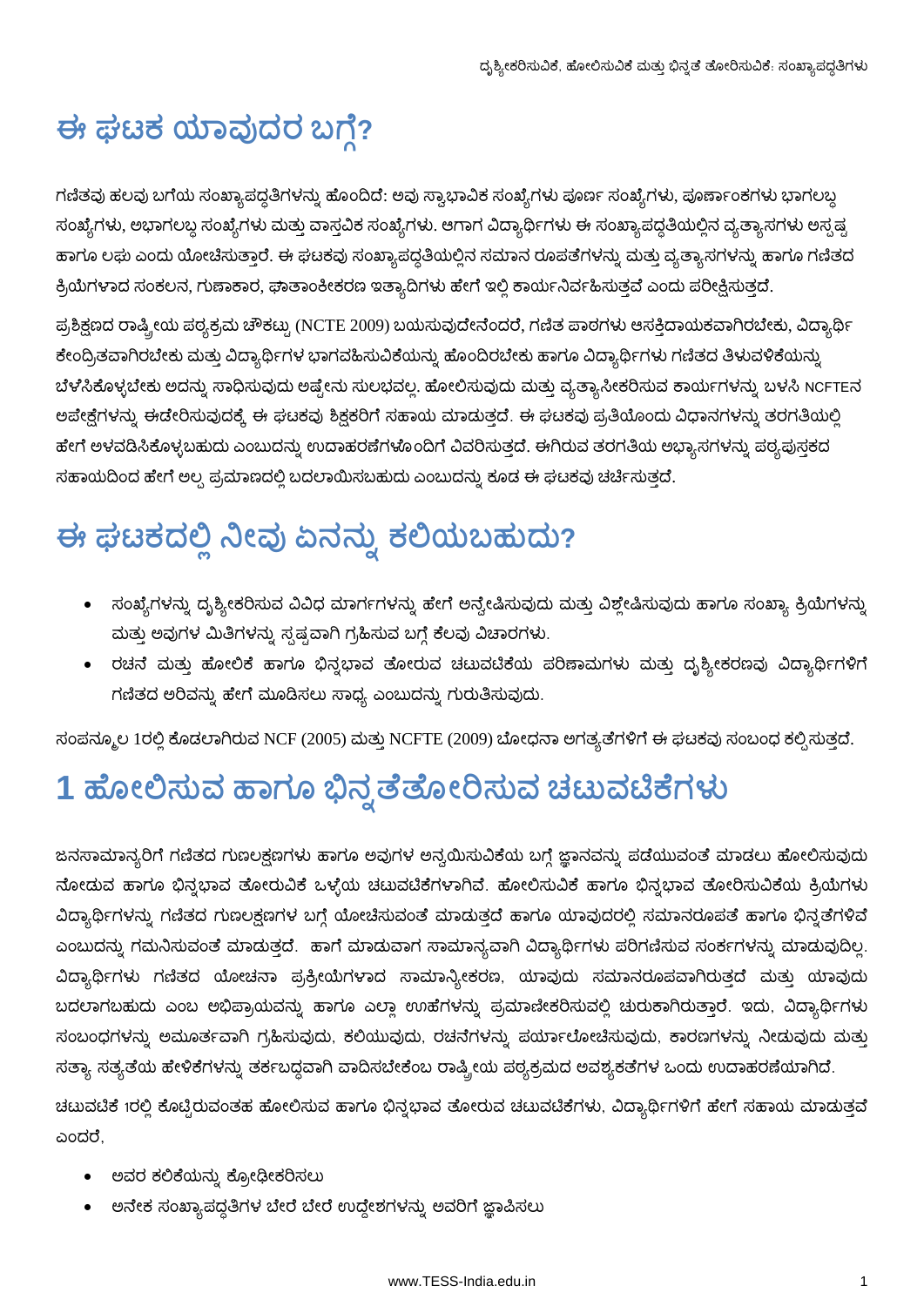# ಈ ಘಟಕ ಯಾವುದರ ಬಗ್ಗೆ?

ಗಣಿತವು ಹಲವು ಬಗೆಯ ಸಂಖ್ಯಾಪದ್ಧತಿಗಳನ್ನು ಹೊಂದಿದೆ: ಅವು ಸ್ವಾಭಾವಿಕ ಸಂಖ್ಯೆಗಳು ಪೂರ್ಣ ಸಂಖ್ಯೆಗಳು, ಪೂರ್ಣಾಂಕಗಳು ಭಾಗಲಬ್ಧ ಸಂಖ್ಯೆಗಳು, ಅಭಾಗಲಬ್ಧ ಸಂಖ್ಯೆಗಳು ಮತ್ತು ವಾಸ್ತವಿಕ ಸಂಖ್ಯೆಗಳು. ಆಗಾಗ ವಿದ್ಯಾರ್ಥಿಗಳು ಈ ಸಂಖ್ಯಾಪದ್ಧತಿಯಲ್ಲಿನ ವ್ಯತ್ಯಾಸಗಳು ಅಸ್ಪಷ್ಟ ಹಾಗೂ ಲಘು ಎಂದು ಯೋಚಿಸುತ್ತಾರೆ. ಈ ಘಟಕವು ಸಂಖ್ಯಾಪದ್ಧತಿಯಲ್ಲಿನ ಸಮಾನ ರೂಪತೆಗಳನ್ನು ಮತ್ತು ವ್ಯತ್ಯಾಸಗಳನ್ನು ಹಾಗೂ ಗಣಿತದ ಕ್ರಿಯೆಗಳಾದ ಸಂಕಲನ, ಗುಣಾಕಾರ, ಘಾತಾಂಕೀಕರಣ ಇತ್ಯಾದಿಗಳು ಹೇಗೆ ಇಲ್ಲಿ ಕಾರ್ಯನಿರ್ವಹಿಸುತ್ತವೆ ಎಂದು ಪರೀಕ್ಷಿಸುತ್ತದೆ.

ಪ್ರಶಿಕ್ಷಣದ ರಾಷ್ಟ್ರೀಯ ಪಠ್ಯಕ್ರಮ ಚೌಕಟ್ಟು (NCTE 2009) ಬಯಸುವುದೇನೆಂದರೆ, ಗಣಿತ ಪಾಠಗಳು ಆಸಕ್ತಿದಾಯಕವಾಗಿರಬೇಕು, ವಿದ್ಯಾರ್ಥಿ ಕೇಂದ್ರಿತವಾಗಿರಬೇಕು ಮತ್ತು ವಿದ್ಯಾರ್ಥಿಗಳ ಭಾಗವಹಿಸುವಿಕೆಯನ್ನು ಹೊಂದಿರಬೇಕು ಹಾಗೂ ವಿದ್ಯಾರ್ಥಿಗಳು ಗಣಿತದ ತಿಳುವಳಿಕೆಯನ್ನು ಬೆಳೆಸಿಕೊಳ್ಳಬೇಕು ಅದನ್ನು ಸಾಧಿಸುವುದು ಅಷ್ಟೇನು ಸುಲಭವಲ್ಲ. ಹೋಲಿಸುವುದು ಮತ್ತು ವ್ಯತ್ಯಾಸೀಕರಿಸುವ ಕಾರ್ಯಗಳನ್ನು ಬಳಸಿ NCFTEನ ಅಪೇಕ್ಷೆಗಳನ್ನು ಈಡೇರಿಸುವುದಕ್ಕೆ ಈ ಘಟಕವು ಶಿಕ್ಷಕರಿಗೆ ಸಹಾಯ ಮಾಡುತ್ತದೆ. ಈ ಘಟಕವು ಪ್ರತಿಯೊಂದು ವಿಧಾನಗಳನ್ನು ತರಗತಿಯಲ್ಲಿ ಹೇಗೆ ಅಳವಡಿಸಿಕೊಳ್ಳಬಹುದು ಎಂಬುದನ್ನು ಉದಾಹರಣೆಗಳೊಂದಿಗೆ ವಿವರಿಸುತ್ತದೆ. ಈಗಿರುವ ತರಗತಿಯ ಅಭ್ಯಾಸಗಳನ್ನು ಪಠ್ಯಪುಸ್ತಕದ ಸಹಾಯದಿಂದ ಹೇಗೆ ಅಲ್ಪ ಪ್ರಮಾಣದಲ್ಲಿ ಬದಲಾಯಿಸಬಹುದು ಎಂಬುದನ್ನು ಕೂಡ ಈ ಘಟಕವು ಚರ್ಚಿಸುತ್ತದೆ.

# ಈ ಘಟಕದಲ್ಲಿ ನೀವು ಏನನ್ನು ಕಲಿಯಬಹುದು?

- ಸಂಖ್ಯೆಗಳನ್ನು ದೃಶ್ಯೀಕರಿಸುವ ವಿವಿಧ ಮಾರ್ಗಗಳನ್ನು ಹೇಗೆ ಅನ್ವೇಷಿಸುವುದು ಮತ್ತು ವಿಶ್ಲೇಷಿಸುವುದು ಹಾಗೂ ಸಂಖ್ಯಾ ಕ್ರಿಯೆಗಳನ್ನು ಮತ್ತು ಅವುಗಳ ಮಿತಿಗಳನ್ನು ಸ್ಪಷ್ಟವಾಗಿ ಗ್ರಹಿಸುವ ಬಗ್ಗೆ ಕೆಲವು ವಿಚಾರಗಳು.
- ರಚನೆ ಮತ್ತು ಹೋಲಿಕೆ ಹಾಗೂ ಭಿನ್ನಭಾವ ತೋರುವ ಚಟುವಟಿಕೆಯ ಪರಿಣಾಮಗಳು ಮತ್ತು ದೃಶ್ಯೀಕರಣವು ವಿದ್ಯಾರ್ಥಿಗಳಿಗೆ ಗಣಿತದ ಅರಿವನ್ನು ಹೇಗೆ ಮೂಡಿಸಲು ಸಾಧ್ಯ ಎಂಬುದನ್ನು ಗುರುತಿಸುವುದು.

ಸಂಪನ್ಮೂಲ 1ರಲ್ಲಿ ಕೊಡಲಾಗಿರುವ NCF (2005) ಮತ್ತು NCFTE (2009) ಬೋಧನಾ ಅಗತ್ಯತೆಗಳಿಗೆ ಈ ಘಟಕವು ಸಂಬಂಧ ಕಲ್ಪಿಸುತ್ತದೆ.

# 1 ಹೋಲಿಸುವ ಹಾಗೂ ಭಿನ್ನತೆತೋರಿಸುವ ಚಟುವಟಿಕೆಗಳು

ಜನಸಾಮಾನ್ಯರಿಗೆ ಗಣಿತದ ಗುಣಲಕ್ಷಣಗಳು ಹಾಗೂ ಅವುಗಳ ಅನ್ವಯಿಸುವಿಕೆಯ ಬಗ್ಗೆ ಜ್ಞಾನವನ್ನು ಪಡೆಯುವಂತೆ ಮಾಡಲು ಹೋಲಿಸುವುದು ನೋಡುವ ಹಾಗೂ ಭಿನ್ನಭಾವ ತೋರುವಿಕೆ ಒಳ್ಳೆಯ ಚಟುವಟಿಕೆಗಳಾಗಿವೆ. ಹೋಲಿಸುವಿಕೆ ಹಾಗೂ ಭಿನ್ನಭಾವ ತೋರಿಸುವಿಕೆಯ ಕ್ರಿಯೆಗಳು ವಿದ್ಯಾರ್ಥಿಗಳನ್ನು ಗಣಿತದ ಗುಣಲಕ್ಷಣಗಳ ಬಗ್ಗೆ ಯೋಚಿಸುವಂತೆ ಮಾಡುತ್ತದೆ ಹಾಗೂ ಯಾವುದರಲ್ಲಿ ಸಮಾನರೂಪತೆ ಹಾಗೂ ಭಿನ್ನತೆಗಳಿವೆ ಎಂಬುದನ್ನು ಗಮನಿಸುವಂತೆ ಮಾಡುತ್ತದೆ. ಹಾಗೆ ಮಾಡುವಾಗ ಸಾಮಾನ್ಯವಾಗಿ ವಿದ್ಯಾರ್ಥಿಗಳು ಪರಿಗಣಿಸುವ ಸಂಕರಗಳನ್ನು ಮಾಡುವುದಿಲ್ಲ. ವಿದ್ಯಾರ್ಥಿಗಳು ಗಣಿತದ ಯೋಚನಾ ಪ್ರಕ್ರೀಯೆಗಳಾದ ಸಾಮಾನ್ಯೀಕರಣ, ಯಾವುದು ಸಮಾನರೂಪವಾಗಿರುತ್ತದೆ ಮತ್ತು ಯಾವುದು ಬದಲಾಗಬಹುದು ಎಂಬ ಅಭಿಪ್ರಾಯವನ್ನು ಹಾಗೂ ಎಲ್ಲಾ ಊಹೆಗಳನ್ನು ಪ್ರಮಾಣೀಕರಿಸುವಲ್ಲಿ ಚುರುಕಾಗಿರುತ್ತಾರೆ. ಇದು, ವಿದ್ಯಾರ್ಥಿಗಳು ಸಂಬಂಧಗಳನ್ನು ಅಮೂರ್ತವಾಗಿ ಗ್ರಹಿಸುವುದು, ಕಲಿಯುವುದು, ರಚನೆಗಳನ್ನು ಪರ್ಯಾಲೋಚಿಸುವುದು, ಕಾರಣಗಳನ್ನು ನೀಡುವುದು ಮತ್ತು ಸತ್ಯಾ ಸತ್ಯತೆಯ ಹೇಳಿಕೆಗಳನ್ನು ತರ್ಕಬದ್ಧವಾಗಿ ವಾದಿಸಬೇಕೆಂಬ ರಾಷ್ಟ್ರೀಯ ಪಠ್ಯಕ್ರಮದ ಅವಶ್ಯಕತೆಗಳ ಒಂದು ಉದಾಹರಣೆಯಾಗಿದೆ.

ಚಟುವಟಿಕೆ 1ರಲ್ಲಿ ಕೊಟ್ಟಿರುವಂತಹ ಹೋಲಿಸುವ ಹಾಗೂ ಭಿನ್ನಭಾವ ತೋರುವ ಚಟುವಟಿಕೆಗಳು, ವಿದ್ಯಾರ್ಥಿಗಳಿಗೆ ಹೇಗೆ ಸಹಾಯ ಮಾಡುತ್ತವೆ ಎಂದರೆ,

- ಅವರ ಕಲಿಕೆಯನ್ನು ಕ್ರೋಢೀಕರಿಸಲು
- ಅನೇಕ ಸಂಖ್ಯಾಪದ್ಧತಿಗಳ ಬೇರೆ ಬೇರೆ ಉದ್ದೇಶಗಳನ್ನು ಅವರಿಗೆ ಜ್ಞಾಪಿಸಲು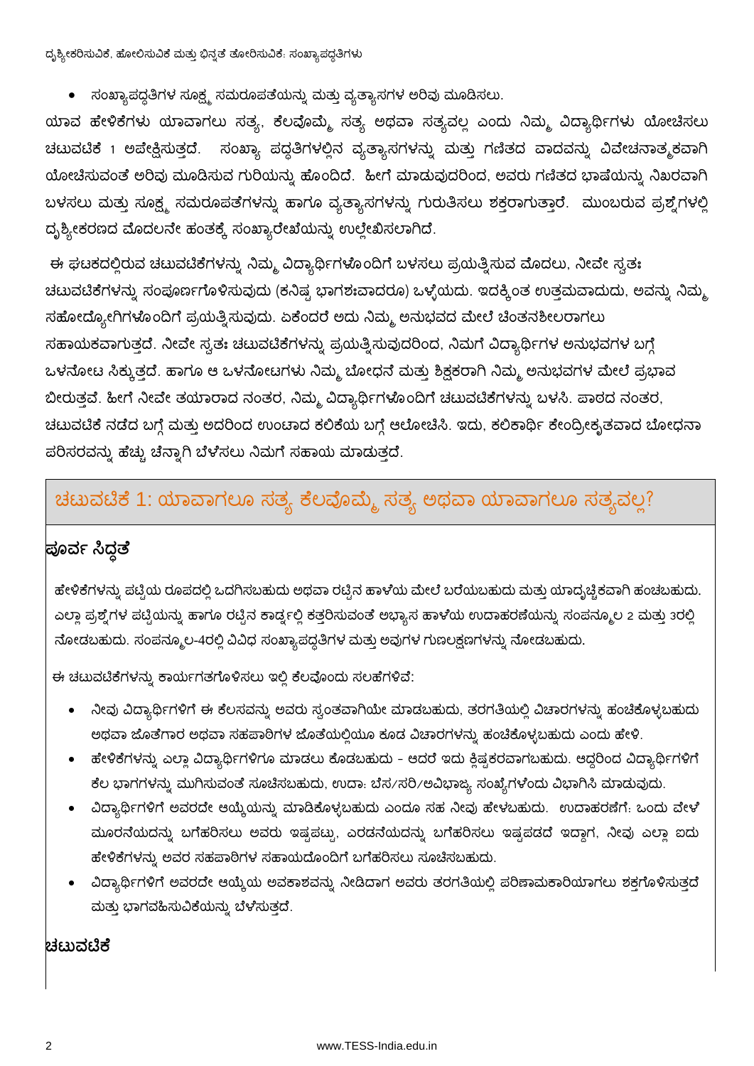- ಸಂಖ್ಯಾಪದ್ಧತಿಗಳ ಸೂಕ್ಷ್ಮ ಸಮರೂಪತೆಯನ್ನು ಮತ್ತು ವ್ಯತ್ಯಾಸಗಳ ಅರಿವು ಮೂಡಿಸಲು.

ಯಾವ ಹೇಳಿಕೆಗಳು ಯಾವಾಗಲು ಸತ್ಯ, ಕೆಲವೊಮ್ಮೆ ಸತ್ಯ ಅಥವಾ ಸತ್ಯವಲ್ಲ ಎಂದು ನಿಮ್ಮ ವಿದ್ಯಾರ್ಥಿಗಳು ಯೋಚಿಸಲು ಚಟುವಟಿಕೆ 1 ಅಪೇಕ್ಷಿಸುತ್ತದೆ. ಸಂಖ್ಯಾ ಪದ್ಧತಿಗಳಲ್ಲಿನ ವ್ಯತ್ಯಾಸಗಳನ್ನು ಮತ್ತು ಗಣಿತದ ವಾದವನ್ನು ವಿವೇಚನಾತ್ಮಕವಾಗಿ ಯೋಚಿಸುವಂತೆ ಅರಿವು ಮೂಡಿಸುವ ಗುರಿಯನ್ನು ಹೊಂದಿದೆ. ಹೀಗೆ ಮಾಡುವುದರಿಂದ, ಅವರು ಗಣಿತದ ಭಾಷೆಯನ್ನು ನಿಖರವಾಗಿ ಬಳಸಲು ಮತ್ತು ಸೂಕ್ಷ್ಮ ಸಮರೂಪತೆಗಳನ್ನು ಹಾಗೂ ವ್ಯತ್ಯಾಸಗಳನ್ನು ಗುರುತಿಸಲು ಶಕ್ತರಾಗುತ್ತಾರೆ. ಮುಂಬರುವ ಪ್ರಶ್ನೆಗಳಲ್ಲಿ ದೃಶ್ಯೀಕರಣದ ಮೊದಲನೇ ಹಂತಕ್ಕೆ ಸಂಖ್ಯಾರೇಖೆಯನ್ನು ಉಲ್ಲೇಖಿಸಲಾಗಿದೆ.

ಈ ಘಟಕದಲ್ಲಿರುವ ಚಟುವಟಿಕೆಗಳನ್ನು ನಿಮ್ಮ ವಿದ್ಯಾರ್ಥಿಗಳೊಂದಿಗೆ ಬಳಸಲು ಪ್ರಯತ್ನಿಸುವ ಮೊದಲು, ನೀವೇ ಸ್ವತಃ ಚಟುವಟಿಕೆಗಳನ್ನು ಸಂಪೂರ್ಣಗೊಳಿಸುವುದು (ಕನಿಷ್ಠ ಭಾಗಶಃವಾದರೂ) ಒಳ್ಳೆಯದು. ಇದಕ್ಕಿಂತ ಉತ್ತಮವಾದುದು, ಅವನ್ನು ನಿಮ್ಮ ಸಹೋದ್ಯೋಗಿಗಳೊಂದಿಗೆ ಪ್ರಯತ್ನಿಸುವುದು. ಏಕೆಂದರೆ ಅದು ನಿಮ್ಮ ಅನುಭವದ ಮೇಲೆ ಚಿಂತನಶೀಲರಾಗಲು ಸಹಾಯಕವಾಗುತ್ತದೆ. ನೀವೇ ಸ್ವತಃ ಚಟುವಟಿಕೆಗಳನ್ನು ಪ್ರಯತ್ನಿಸುವುದರಿಂದ, ನಿಮಗೆ ವಿದ್ಯಾರ್ಥಿಗಳ ಅನುಭವಗಳ ಬಗ್ಗೆ ಒಳನೋಟ ಸಿಕ್ಕುತ್ತದೆ. ಹಾಗೂ ಆ ಒಳನೋಟಗಳು ನಿಮ್ಮ ಬೋಧನೆ ಮತ್ತು ಶಿಕ್ಷಕರಾಗಿ ನಿಮ್ಮ ಅನುಭವಗಳ ಮೇಲೆ ಪ್ರಭಾವ ಬೀರುತ್ತವೆ. ಹೀಗೆ ನೀವೇ ತಯಾರಾದ ನಂತರ, ನಿಮ್ಮ ವಿದ್ಯಾರ್ಥಿಗಳೊಂದಿಗೆ ಚಟುವಟಿಕೆಗಳನ್ನು ಬಳಸಿ. ಪಾಠದ ನಂತರ, ಚಟುವಟಿಕೆ ನಡೆದ ಬಗ್ಗೆ ಮತ್ತು ಅದರಿಂದ ಉಂಟಾದ ಕಲಿಕೆಯ ಬಗ್ಗೆ ಆಲೋಚಿಸಿ. ಇದು, ಕಲಿಕಾರ್ಥಿ ಕೇಂದ್ರೀಕೃತವಾದ ಬೋಧನಾ ಪರಿಸರವನ್ನು ಹೆಚ್ಚು ಚೆನ್ನಾಗಿ ಬೆಳೆಸಲು ನಿಮಗೆ ಸಹಾಯ ಮಾಡುತ್ತದೆ.

## ಚಟುವಟಿಕೆ 1: ಯಾವಾಗಲೂ ಸತ್ಯ ಕೆಲವೊಮ್ಮೆ ಸತ್ಯ ಅಥವಾ ಯಾವಾಗಲೂ ಸತ್ಯವಲ್ಲ?

### ಪೂರ್ವ ಸಿದ್ಧತೆ

ಹೇಳಿಕೆಗಳನ್ನು ಪಟ್ಟಿಯ ರೂಪದಲ್ಲಿ ಒದಗಿಸಬಹುದು ಅಥವಾ ರಟ್ಟಿನ ಹಾಳೆಯ ಮೇಲೆ ಬರೆಯಬಹುದು ಮತ್ತು ಯಾದೃಚ್ಛಿಕವಾಗಿ ಹಂಚಬಹುದು. ಎಲ್ಲಾ ಪ್ರಶ್ನೆಗಳ ಪಟ್ಟಿಯನ್ನು ಹಾಗೂ ರಟ್ಟಿನ ಕಾರ್ಡ್ಗಳಲ್ಲಿ ಕತ್ತರಿಸುವಂತೆ ಅಭ್ಯಾಸ ಹಾಳೆಯ ಉದಾಹರಣೆಯನ್ನು ಸಂಪನ್ಮೂಲ 2 ಮತ್ತು 3ರಲ್ಲಿ ನೋಡಬಹುದು. ಸಂಪನ್ಮೂಲ-4ರಲ್ಲಿ ವಿವಿಧ ಸಂಖ್ಯಾಪದ್ಧತಿಗಳ ಮತ್ತು ಅವುಗಳ ಗುಣಲಕ್ಷಣಗಳನ್ನು ನೋಡಬಹುದು.

ಈ ಚಟುವಟಿಕೆಗಳನ್ನು ಕಾರ್ಯಗತಗೊಳಿಸಲು ಇಲ್ಲಿ ಕೆಲವೊಂದು ಸಲಹೆಗಳಿವೆ:

- ನೀವು ವಿದ್ಯಾರ್ಥಿಗಳಿಗೆ ಈ ಕೆಲಸವನ್ನು ಅವರು ಸ್ವಂತವಾಗಿಯೇ ಮಾಡಬಹುದು, ತರಗತಿಯಲ್ಲಿ ವಿಚಾರಗಳನ್ನು ಹಂಚಿಕೊಳ್ಳಬಹುದು ಅಥವಾ ಜೊತೆಗಾರ ಅಥವಾ ಸಹಪಾಠಿಗಳ ಜೊತೆಯಲ್ಲಿಯೂ ಕೂಡ ವಿಚಾರಗಳನ್ನು ಹಂಚಿಕೊಳ್ಳಬಹುದು ಎಂದು ಹೇಳಿ.
- ಹೇಳಿಕೆಗಳನ್ನು ಎಲ್ಲಾ ವಿದ್ಯಾರ್ಥಿಗಳಿಗೂ ಮಾಡಲು ಕೊಡಬಹುದು - ಆದರೆ ಇದು ಕ್ಲಿಷ್ಟಕರವಾಗಬಹುದು. ಆದ್ದರಿಂದ ವಿದ್ಯಾರ್ಥಿಗಳಿಗೆ ಕೆಲ ಭಾಗಗಳನ್ನು ಮುಗಿಸುವಂತೆ ಸೂಚಿಸಬಹುದು, ಉದಾ: ಬೆಸ/ಸರಿ/ಅವಿಭಾಜ್ಯ ಸಂಖ್ಯೆಗಳೆಂದು ವಿಭಾಗಿಸಿ ಮಾಡುವುದು.
- ವಿದ್ಯಾರ್ಥಿಗಳಿಗೆ ಅವರದೇ ಆಯ್ಕೆಯನ್ನು ಮಾಡಿಕೊಳ್ಳಬಹುದು ಎಂದೂ ಸಹ ನೀವು ಹೇಳಬಹುದು. ಉದಾಹರಣೆಗೆ: ಒಂದು ವೇಳೆ ಮೂರನೆಯದನ್ನು ಬಗೆಹರಿಸಲು ಅವರು ಇಷ್ಟಪಟ್ಟು, ಎರಡನೆಯದನ್ನು ಬಗೆಹರಿಸಲು ಇಷ್ಟಪಡದೆ ಇದ್ದಾಗ, ನೀವು ಎಲ್ಲಾ ಐದು ಹೇಳಿಕೆಗಳನ್ನು ಅವರ ಸಹಪಾಠಿಗಳ ಸಹಾಯದೊಂದಿಗೆ ಬಗೆಹರಿಸಲು ಸೂಚಿಸಬಹುದು.
- ವಿದ್ಯಾರ್ಥಿಗಳಿಗೆ ಅವರದೇ ಆಯ್ಕೆಯ ಅವಕಾಶವನ್ನು ನೀಡಿದಾಗ ಅವರು ತರಗತಿಯಲ್ಲಿ ಪರಿಣಾಮಕಾರಿಯಾಗಲು ಶಕ್ತಗೊಳಿಸುತ್ತದೆ ಮತ್ತು ಭಾಗವಹಿಸುವಿಕೆಯನ್ನು ಬೆಳೆಸುತ್ತದೆ.

### ಚಟುವಟಿಕೆ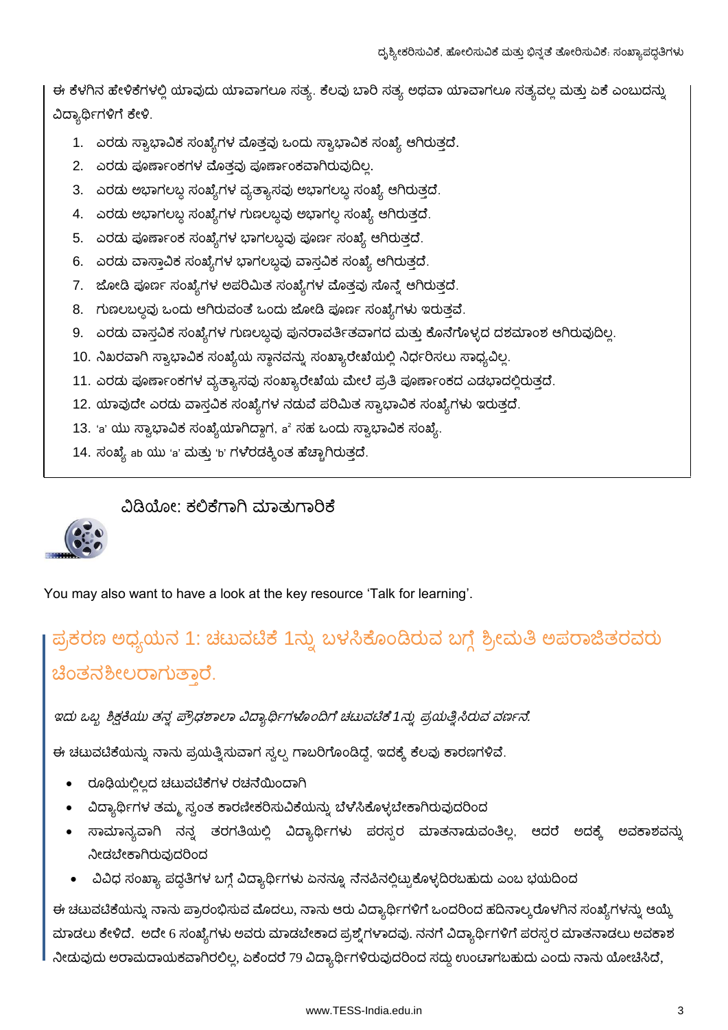ಈ ಕೆಳಗಿನ ಹೇಳಿಕೆಗಳಲ್ಲಿ ಯಾವುದು ಯಾವಾಗಲೂ ಸತ್ಯ. ಕೆಲವು ಬಾರಿ ಸತ್ಯ ಅಥವಾ ಯಾವಾಗಲೂ ಸತ್ಯವಲ್ಲ ಮತ್ತು ಏಕೆ ಎಂಬುದನ್ನು ವಿದ್ಯಾರ್ಥಿಗಳಿಗೆ ಕೇಳಿ.

1. ಎರಡು ಸ್ವಾಭಾವಿಕ ಸಂಖ್ಯೆಗಳ ಮೊತ್ತವು ಒಂದು ಸ್ವಾಭಾವಿಕ ಸಂಖ್ಯೆ ಆಗಿರುತ್ತದೆ.
2. ಎರಡು ಪೂರ್ಣಾಂಕಗಳ ಮೊತ್ತವು ಪೂರ್ಣಾಂಕವಾಗಿರುವುದಿಲ್ಲ.
3. ಎರಡು ಅಭಾಗಲಬ್ಧ ಸಂಖ್ಯೆಗಳ ವ್ಯತ್ಯಾಸವು ಅಭಾಗಲಬ್ಧ ಸಂಖ್ಯೆ ಆಗಿರುತ್ತದೆ.
4. ಎರಡು ಅಭಾಗಲಬ್ಧ ಸಂಖ್ಯೆಗಳ ಗುಣಲಬ್ಧವು ಅಭಾಗಲ್ಧ ಸಂಖ್ಯೆ ಆಗಿರುತ್ತದೆ.
5. ಎರಡು ಪೂರ್ಣಾಂಕ ಸಂಖ್ಯೆಗಳ ಭಾಗಲಬ್ಧವು ಪೂರ್ಣ ಸಂಖ್ಯೆ ಆಗಿರುತ್ತದೆ.
6. ಎರಡು ವಾಸ್ತಾವಿಕ ಸಂಖ್ಯೆಗಳ ಭಾಗಲಬ್ಧವು ವಾಸ್ತವಿಕ ಸಂಖ್ಯೆ ಆಗಿರುತ್ತದೆ.
7. ಜೋಡಿ ಪೂರ್ಣ ಸಂಖ್ಯೆಗಳ ಅಪರಿಮಿತ ಸಂಖ್ಯೆಗಳ ಮೊತ್ತವು ಸೊನ್ನೆ ಆಗಿರುತ್ತದೆ.
8. ಗುಣಲಬ್ಧವು ಒಂದು ಆಗಿರುವಂತೆ ಒಂದು ಜೋಡಿ ಪೂರ್ಣ ಸಂಖ್ಯೆಗಳು ಇರುತ್ತವೆ.
9. ಎರಡು ವಾಸ್ತವಿಕ ಸಂಖ್ಯೆಗಳ ಗುಣಲಬ್ಧವು ಪುನರಾವರ್ತಿತವಾಗದ ಮತ್ತು ಕೊನೆಗೊಳ್ಳದ ದಶಮಾಂಶ ಆಗಿರುವುದಿಲ್ಲ.
10. ನಿಖರವಾಗಿ ಸ್ವಾಭಾವಿಕ ಸಂಖ್ಯೆಯ ಸ್ಥಾನವನ್ನು ಸಂಖ್ಯಾರೇಖೆಯಲ್ಲಿ ನಿರ್ಧರಿಸಲು ಸಾಧ್ಯವಿಲ್ಲ.
11. ಎರಡು ಪೂರ್ಣಾಂಕಗಳ ವ್ಯತ್ಯಾಸವು ಸಂಖ್ಯಾರೇಖೆಯ ಮೇಲೆ ಪ್ರತಿ ಪೂರ್ಣಾಂಕದ ಎಡಭಾದಲ್ಲಿರುತ್ತದೆ.
12. ಯಾವುದೇ ಎರಡು ವಾಸ್ತವಿಕ ಸಂಖ್ಯೆಗಳ ನಡುವೆ ಪರಿಮಿತ ಸ್ವಾಭಾವಿಕ ಸಂಖ್ಯೆಗಳು ಇರುತ್ತದೆ.
13. 'a' ಯು ಸ್ವಾಭಾವಿಕ ಸಂಖ್ಯೆಯಾಗಿದ್ದಾಗ, $a^2$ ಸಹ ಒಂದು ಸ್ವಾಭಾವಿಕ ಸಂಖ್ಯೆ.
14. ಸಂಖ್ಯೆ ab ಯು 'a' ಮತ್ತು 'b' ಗಳೆರಡಕ್ಕಿಂತ ಹೆಚ್ಚಾಗಿರುತ್ತದೆ.

ವಿಡಿಯೋ: ಕಲಿಕೆಗಾಗಿ ಮಾತುಗಾರಿಕೆ

You may also want to have a look at the key resource 'Talk for learning'.

## ಪ್ರಕರಣ ಅಧ್ಯಯನ 1: ಚಟುವಟಿಕೆ 1ನ್ನು ಬಳಸಿಕೊಂಡಿರುವ ಬಗ್ಗೆ ಶ್ರೀಮತಿ ಅಪರಾಜಿತರವರು ಚಿಂತನಶೀಲರಾಗುತ್ತಾರೆ.

*ಇದು ಒಬ್ಬ ಶಿಕ್ಷಕಿಯು ತನ್ನ ಪ್ರೌಢಶಾಲಾ ವಿದ್ಯಾರ್ಥಿಗಳೊಂದಿಗೆ ಚಟುವಟಿಕೆ 1ನ್ನು ಪ್ರಯತ್ನಿಸಿರುವ ವರ್ಣನೆ.*

ಈ ಚಟುವಟಿಕೆಯನ್ನು ನಾನು ಪ್ರಯತ್ನಿಸುವಾಗ ಸ್ವಲ್ಪ ಗಾಬರಿಗೊಂಡಿದ್ದೆ, ಇದಕ್ಕೆ ಕೆಲವು ಕಾರಣಗಳಿವೆ.

- ರೂಢಿಯಲ್ಲಿಲ್ಲದ ಚಟುವಟಿಕೆಗಳ ರಚನೆಯಿಂದಾಗಿ
- ವಿದ್ಯಾರ್ಥಿಗಳ ತಮ್ಮ ಸ್ವಂತ ಕಾರಣೀಕರಿಸುವಿಕೆಯನ್ನು ಬೆಳೆಸಿಕೊಳ್ಳಬೇಕಾಗಿರುವುದರಿಂದ
- ಸಾಮಾನ್ಯವಾಗಿ ನನ್ನ ತರಗತಿಯಲ್ಲಿ ವಿದ್ಯಾರ್ಥಿಗಳು ಪರಸ್ಪರ ಮಾತನಾಡುವಂತಿಲ್ಲ, ಆದರೆ ಅದಕ್ಕೆ ಅವಕಾಶವನ್ನು ನೀಡಬೇಕಾಗಿರುವುದರಿಂದ
- ವಿವಿಧ ಸಂಖ್ಯಾ ಪದ್ಧತಿಗಳ ಬಗ್ಗೆ ವಿದ್ಯಾರ್ಥಿಗಳು ಏನನ್ನೂ ನೆನಪಿನಲ್ಲಿಟ್ಟುಕೊಳ್ಳದಿರಬಹುದು ಎಂಬ ಭಯದಿಂದ

ಈ ಚಟುವಟಿಕೆಯನ್ನು ನಾನು ಪ್ರಾರಂಭಿಸುವ ಮೊದಲು, ನಾನು ಆರು ವಿದ್ಯಾರ್ಥಿಗಳಿಗೆ ಒಂದರಿಂದ ಹದಿನಾಲ್ಕರೊಳಗಿನ ಸಂಖ್ಯೆಗಳನ್ನು ಆಯ್ಕೆ ಮಾಡಲು ಕೇಳಿದೆ. ಅದೇ 6 ಸಂಖ್ಯೆಗಳು ಅವರು ಮಾಡಬೇಕಾದ ಪ್ರಶ್ನೆಗಳಾದವು. ನನಗೆ ವಿದ್ಯಾರ್ಥಿಗಳಿಗೆ ಪರಸ್ಪರ ಮಾತನಾಡಲು ಅವಕಾಶ ನೀಡುವುದು ಆರಾಮದಾಯಕವಾಗಿರಲಿಲ್ಲ, ಏಕೆಂದರೆ 79 ವಿದ್ಯಾರ್ಥಿಗಳಿರುವುದರಿಂದ ಸದ್ದು ಉಂಟಾಗಬಹುದು ಎಂದು ನಾನು ಯೋಚಿಸಿದೆ,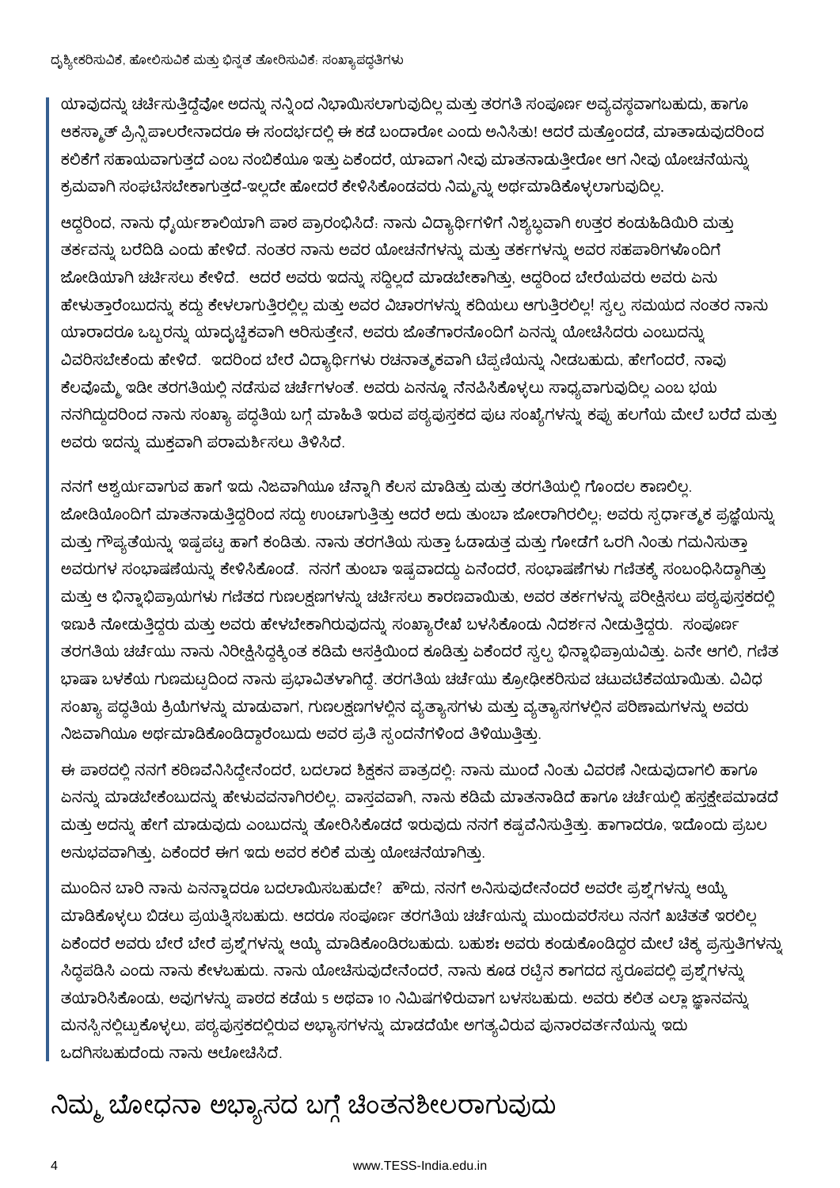ಯಾವುದನ್ನು ಚರ್ಚಿಸುತ್ತಿದ್ದೆವೋ ಅದನ್ನು ನನ್ನಿಂದ ನಿಭಾಯಿಸಲಾಗುವುದಿಲ್ಲ ಮತ್ತು ತರಗತಿ ಸಂಪೂರ್ಣ ಅವ್ಯವಸ್ಥವಾಗಬಹುದು, ಹಾಗೂ ಆಕಸ್ಮಾತ್ ಪ್ರಿನ್ಸಿಪಾಲರೇನಾದರೂ ಈ ಸಂದರ್ಭದಲ್ಲಿ ಈ ಕಡೆ ಬಂದಾರೋ ಎಂದು ಅನಿಸಿತು! ಆದರೆ ಮತ್ತೊಂದಡೆ, ಮಾತಾಡುವುದರಿಂದ ಕಲಿಕೆಗೆ ಸಹಾಯವಾಗುತ್ತದೆ ಎಂಬ ನಂಬಿಕೆಯೂ ಇತ್ತು ಏಕೆಂದರೆ, ಯಾವಾಗ ನೀವು ಮಾತನಾಡುತ್ತೀರೋ ಆಗ ನೀವು ಯೋಚನೆಯನ್ನು ಕ್ರಮವಾಗಿ ಸಂಘಟಿಸಬೇಕಾಗುತ್ತದೆ-ಇಲ್ಲದೇ ಹೋದರೆ ಕೇಳಿಸಿಕೊಂಡವರು ನಿಮ್ಮನ್ನು ಅರ್ಥಮಾಡಿಕೊಳ್ಳಲಾಗುವುದಿಲ್ಲ.

ಆದ್ದರಿಂದ, ನಾನು ಧೈರ್ಯಶಾಲಿಯಾಗಿ ಪಾಠ ಪ್ರಾರಂಭಿಸಿದೆ: ನಾನು ವಿದ್ಯಾರ್ಥಿಗಳಿಗೆ ನಿಶ್ಯಬ್ದವಾಗಿ ಉತ್ತರ ಕಂಡುಹಿಡಿಯಿರಿ ಮತ್ತು ತರ್ಕವನ್ನು ಬರೆದಿಡಿ ಎಂದು ಹೇಳಿದೆ. ನಂತರ ನಾನು ಅವರ ಯೋಚನೆಗಳನ್ನು ಮತ್ತು ತರ್ಕಗಳನ್ನು ಅವರ ಸಹಪಾಠಿಗಳೊಂದಿಗೆ ಜೋಡಿಯಾಗಿ ಚರ್ಚಿಸಲು ಕೇಳಿದೆ. ಆದರೆ ಅವರು ಇದನ್ನು ಸದ್ದಿಲ್ಲದೆ ಮಾಡಬೇಕಾಗಿತ್ತು, ಆದ್ದರಿಂದ ಬೇರೆಯವರು ಅವರು ಏನು ಹೇಳುತ್ತಾರೆಂಬುದನ್ನು ಕದ್ದು ಕೇಳಲಾಗುತ್ತಿರಲಿಲ್ಲ ಮತ್ತು ಅವರ ವಿಚಾರಗಳನ್ನು ಕದಿಯಲು ಆಗುತ್ತಿರಲಿಲ್ಲ! ಸ್ವಲ್ಪ ಸಮಯದ ನಂತರ ನಾನು ಯಾರಾದರೂ ಒಬ್ಬರನ್ನು ಯಾದೃಚ್ಛಿಕವಾಗಿ ಆರಿಸುತ್ತೇನೆ, ಅವರು ಜೊತೆಗಾರನೊಂದಿಗೆ ಏನನ್ನು ಯೋಚಿಸಿದರು ಎಂಬುದನ್ನು ವಿವರಿಸಬೇಕೆಂದು ಹೇಳಿದೆ. ಇದರಿಂದ ಬೇರೆ ವಿದ್ಯಾರ್ಥಿಗಳು ರಚನಾತ್ಮಕವಾಗಿ ಟಿಪ್ಪಣಿಯನ್ನು ನೀಡಬಹುದು, ಹೇಗೆಂದರೆ, ನಾವು ಕೆಲವೊಮ್ಮೆ ಇಡೀ ತರಗತಿಯಲ್ಲಿ ನಡೆಸುವ ಚರ್ಚೆಗಳಂತೆ. ಅವರು ಏನನ್ನೂ ನೆನಪಿಸಿಕೊಳ್ಳಲು ಸಾಧ್ಯವಾಗುವುದಿಲ್ಲ ಎಂಬ ಭಯ ನನಗಿದ್ದುದರಿಂದ ನಾನು ಸಂಖ್ಯಾ ಪದ್ಧತಿಯ ಬಗ್ಗೆ ಮಾಹಿತಿ ಇರುವ ಪಠ್ಯಪುಸ್ತಕದ ಪುಟ ಸಂಖ್ಯೆಗಳನ್ನು ಕಪ್ಪು ಹಲಗೆಯ ಮೇಲೆ ಬರೆದೆ ಮತ್ತು ಅವರು ಇದನ್ನು ಮುಕ್ತವಾಗಿ ಪರಾಮರ್ಶಿಸಲು ತಿಳಿಸಿದೆ.

ನನಗೆ ಆಶ್ಚರ್ಯವಾಗುವ ಹಾಗೆ ಇದು ನಿಜವಾಗಿಯೂ ಚೆನ್ನಾಗಿ ಕೆಲಸ ಮಾಡಿತ್ತು ಮತ್ತು ತರಗತಿಯಲ್ಲಿ ಗೊಂದಲ ಕಾಣಲಿಲ್ಲ. ಜೋಡಿಯೊಂದಿಗೆ ಮಾತನಾಡುತ್ತಿದ್ದರಿಂದ ಸದ್ದು ಉಂಟಾಗುತ್ತಿತ್ತು ಆದರೆ ಅದು ತುಂಬಾ ಜೋರಾಗಿರಲಿಲ್ಲ; ಅವರು ಸ್ಪರ್ಧಾತ್ಮಕ ಪ್ರಜ್ಞೆಯನ್ನು ಮತ್ತು ಗೌಪ್ಯತೆಯನ್ನು ಇಷ್ಟಪಟ್ಟ ಹಾಗೆ ಕಂಡಿತು. ನಾನು ತರಗತಿಯ ಸುತ್ತಾ ಓಡಾಡುತ್ತ ಮತ್ತು ಗೋಡೆಗೆ ಒರಗಿ ನಿಂತು ಗಮನಿಸುತ್ತಾ ಅವರುಗಳ ಸಂಭಾಷಣೆಯನ್ನು ಕೇಳಿಸಿಕೊಂಡೆ. ನನಗೆ ತುಂಬಾ ಇಷ್ಟವಾದದ್ದು ಏನೆಂದರೆ, ಸಂಭಾಷಣೆಗಳು ಗಣಿತಕ್ಕೆ ಸಂಬಂಧಿಸಿದ್ದಾಗಿತ್ತು ಮತ್ತು ಆ ಭಿನ್ನಾಭಿಪ್ರಾಯಗಳು ಗಣಿತದ ಗುಣಲಕ್ಷಣಗಳನ್ನು ಚರ್ಚಿಸಲು ಕಾರಣವಾಯಿತು. ಅವರ ತರ್ಕಗಳನ್ನು ಪರೀಕ್ಷಿಸಲು ಪಠ್ಯಪುಸ್ತಕದಲ್ಲಿ ಇಣುಕಿ ನೋಡುತ್ತಿದ್ದರು ಮತ್ತು ಅವರು ಹೇಳಬೇಕಾಗಿರುವುದನ್ನು ಸಂಖ್ಯಾರೇಖೆ ಬಳಸಿಕೊಂಡು ನಿದರ್ಶನ ನೀಡುತ್ತಿದ್ದರು. ಸಂಪೂರ್ಣ ತರಗತಿಯ ಚರ್ಚೆಯು ನಾನು ನಿರೀಕ್ಷಿಸಿದ್ದಕ್ಕಿಂತ ಕಡಿಮೆ ಆಸಕ್ತಿಯಿಂದ ಕೂಡಿತ್ತು ಏಕೆಂದರೆ ಸ್ವಲ್ಪ ಭಿನ್ನಾಭಿಪ್ರಾಯವಿತ್ತು. ಏನೇ ಆಗಲಿ, ಗಣಿತ ಭಾಷಾ ಬಳಕೆಯ ಗುಣಮಟ್ಟದಿಂದ ನಾನು ಪ್ರಭಾವಿತಳಾಗಿದ್ದೆ. ತರಗತಿಯ ಚರ್ಚೆಯು ಕ್ರೋಢೀಕರಿಸುವ ಚಟುವಟಿಕೆವಯಾಯಿತು. ವಿವಿಧ ಸಂಖ್ಯಾ ಪದ್ಧತಿಯ ಕ್ರಿಯೆಗಳನ್ನು ಮಾಡುವಾಗ, ಗುಣಲಕ್ಷಣಗಳಲ್ಲಿನ ವ್ಯತ್ಯಾಸಗಳು ಮತ್ತು ವ್ಯತ್ಯಾಸಗಳಲ್ಲಿನ ಪರಿಣಾಮಗಳನ್ನು ಅವರು ನಿಜವಾಗಿಯೂ ಅರ್ಥಮಾಡಿಕೊಂಡಿದ್ದಾರೆಂಬುದು ಅವರ ಪ್ರತಿ ಸ್ಪಂದನೆಗಳಿಂದ ತಿಳಿಯುತ್ತಿತ್ತು.

ಈ ಪಾಠದಲ್ಲಿ ನನಗೆ ಕಠಿಣವೆನಿಸಿದ್ದೇನೆಂದರೆ, ಬದಲಾದ ಶಿಕ್ಷಕನ ಪಾತ್ರದಲ್ಲಿ: ನಾನು ಮುಂದೆ ನಿಂತು ವಿವರಣೆ ನೀಡುವುದಾಗಲಿ ಹಾಗೂ ಏನನ್ನು ಮಾಡಬೇಕೆಂಬುದನ್ನು ಹೇಳುವವನಾಗಿರಲಿಲ್ಲ. ವಾಸ್ತವವಾಗಿ, ನಾನು ಕಡಿಮೆ ಮಾತನಾಡಿದೆ ಹಾಗೂ ಚರ್ಚೆಯಲ್ಲಿ ಹಸ್ತಕ್ಷೇಪಮಾಡದೆ ಮತ್ತು ಅದನ್ನು ಹೇಗೆ ಮಾಡುವುದು ಎಂಬುದನ್ನು ತೋರಿಸಿಕೊಡದೆ ಇರುವುದು ನನಗೆ ಕಷ್ಟವೆನಿಸುತ್ತಿತ್ತು. ಹಾಗಾದರೂ, ಇದೊಂದು ಪ್ರಬಲ ಅನುಭವವಾಗಿತ್ತು, ಏಕೆಂದರೆ ಈಗ ಇದು ಅವರ ಕಲಿಕೆ ಮತ್ತು ಯೋಚನೆಯಾಗಿತ್ತು.

ಮುಂದಿನ ಬಾರಿ ನಾನು ಏನನ್ನಾದರೂ ಬದಲಾಯಿಸಬಹುದೇ? ಹೌದು, ನನಗೆ ಅನಿಸುವುದೇನೆಂದರೆ ಅವರೇ ಪ್ರಶ್ನೆಗಳನ್ನು ಆಯ್ಕೆ ಮಾಡಿಕೊಳ್ಳಲು ಬಿಡಲು ಪ್ರಯತ್ನಿಸಬಹುದು. ಆದರೂ ಸಂಪೂರ್ಣ ತರಗತಿಯ ಚರ್ಚೆಯನ್ನು ಮುಂದುವರೆಸಲು ನನಗೆ ಖಚಿತತೆ ಇರಲಿಲ್ಲ ಏಕೆಂದರೆ ಅವರು ಬೇರೆ ಬೇರೆ ಪ್ರಶ್ನೆಗಳನ್ನು ಆಯ್ಕೆ ಮಾಡಿಕೊಂಡಿರಬಹುದು. ಬಹುಶಃ ಅವರು ಕಂಡುಕೊಂಡಿದ್ದರ ಮೇಲೆ ಚಿಕ್ಕ ಪ್ರಸ್ತುತಿಗಳನ್ನು ಸಿದ್ಧಪಡಿಸಿ ಎಂದು ನಾನು ಕೇಳಬಹುದು. ನಾನು ಯೋಚಿಸುವುದೇನೆಂದರೆ, ನಾನು ಕೂಡ ರಟ್ಟಿನ ಕಾಗದದ ಸ್ವರೂಪದಲ್ಲಿ ಪ್ರಶ್ನೆಗಳನ್ನು ತಯಾರಿಸಿಕೊಂಡು, ಅವುಗಳನ್ನು ಪಾಠದ ಕಡೆಯ 5 ಅಥವಾ 10 ನಿಮಿಷಗಳಿರುವಾಗ ಬಳಸಬಹುದು. ಅವರು ಕಲಿತ ಎಲ್ಲಾ ಜ್ಞಾನವನ್ನು ಮನಸ್ಸಿನಲ್ಲಿಟ್ಟುಕೊಳ್ಳಲು, ಪಠ್ಯಪುಸ್ತಕದಲ್ಲಿರುವ ಅಭ್ಯಾಸಗಳನ್ನು ಮಾಡದೆಯೇ ಅಗತ್ಯವಿರುವ ಪುನಾರವರ್ತನೆಯನ್ನು ಇದು ಒದಗಿಸಬಹುದೆಂದು ನಾನು ಆಲೋಚಿಸಿದೆ.

# ನಿಮ್ಮ ಬೋಧನಾ ಅಭ್ಯಾಸದ ಬಗ್ಗೆ ಚಿಂತನಶೀಲರಾಗುವುದು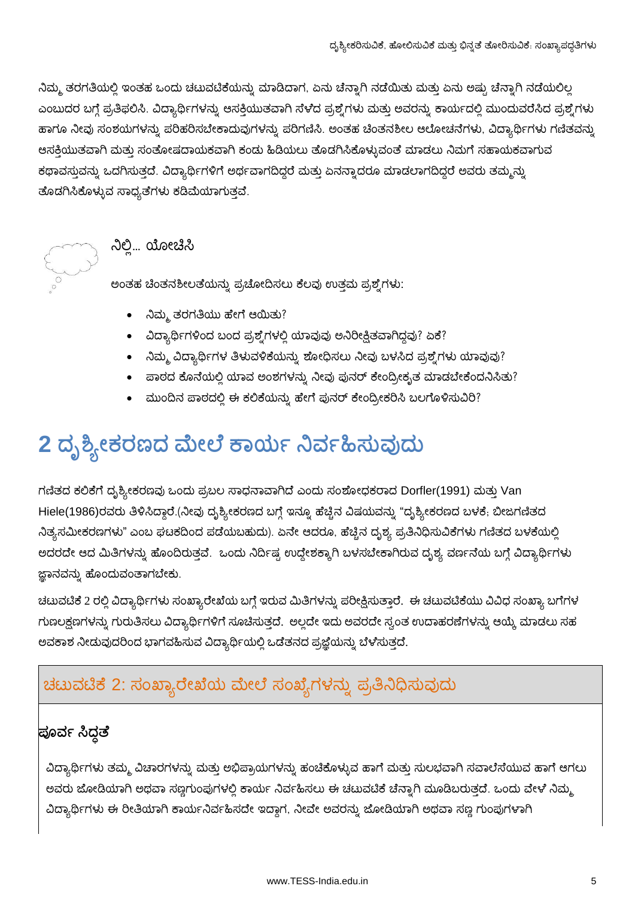ನಿಮ್ಮ ತರಗತಿಯಲ್ಲಿ ಇಂತಹ ಒಂದು ಚಟುವಟಿಕೆಯನ್ನು ಮಾಡಿದಾಗ, ಏನು ಚೆನ್ನಾಗಿ ನಡೆಯಿತು ಮತ್ತು ಏನು ಅಷ್ಟು ಚೆನ್ನಾಗಿ ನಡೆಯಲಿಲ್ಲ ಎಂಬುದರ ಬಗ್ಗೆ ಪ್ರತಿಫಲಿಸಿ. ವಿದ್ಯಾರ್ಥಿಗಳನ್ನು ಆಸಕ್ತಿಯುತವಾಗಿ ಸೆಳೆದ ಪ್ರಶ್ನೆಗಳು ಮತ್ತು ಅವರನ್ನು ಕಾರ್ಯದಲ್ಲಿ ಮುಂದುವರೆಸಿದ ಪ್ರಶ್ನೆಗಳು ಹಾಗೂ ನೀವು ಸಂಶಯಗಳನ್ನು ಪರಿಹರಿಸಬೇಕಾದುವುಗಳನ್ನು ಪರಿಗಣಿಸಿ. ಅಂತಹ ಚಿಂತನಶೀಲ ಆಲೋಚನೆಗಳು, ವಿದ್ಯಾರ್ಥಿಗಳು ಗಣಿತವನ್ನು ಆಸಕ್ತಿಯುತವಾಗಿ ಮತ್ತು ಸಂತೋಷದಾಯಕವಾಗಿ ಕಂಡು ಹಿಡಿಯಲು ತೊಡಗಿಸಿಕೊಳ್ಳುವಂತೆ ಮಾಡಲು ನಿಮಗೆ ಸಹಾಯಕವಾಗುವ ಕಥಾವಸ್ತುವನ್ನು ಒದಗಿಸುತ್ತದೆ. ವಿದ್ಯಾರ್ಥಿಗಳಿಗೆ ಅರ್ಥವಾಗದಿದ್ದರೆ ಮತ್ತು ಏನನ್ನಾದರೂ ಮಾಡಲಾಗದಿದ್ದರೆ ಅವರು ತಮ್ಮನ್ನು ತೊಡಗಿಸಿಕೊಳ್ಳುವ ಸಾಧ್ಯತೆಗಳು ಕಡಿಮೆಯಾಗುತ್ತವೆ.

### ನಿಲ್ಲಿ... ಯೋಚಿಸಿ

ಅಂತಹ ಚಿಂತನಶೀಲತೆಯನ್ನು ಪ್ರಚೋದಿಸಲು ಕೆಲವು ಉತ್ತಮ ಪ್ರಶ್ನೆಗಳು:

- ನಿಮ್ಮ ತರಗತಿಯು ಹೇಗೆ ಆಯಿತು?
- ವಿದ್ಯಾರ್ಥಿಗಳಿಂದ ಬಂದ ಪ್ರಶ್ನೆಗಳಲ್ಲಿ ಯಾವುವು ಅನಿರೀಕ್ಷಿತವಾಗಿದ್ದವು? ಏಕೆ?
- ನಿಮ್ಮ ವಿದ್ಯಾರ್ಥಿಗಳ ತಿಳುವಳಿಕೆಯನ್ನು ಶೋಧಿಸಲು ನೀವು ಬಳಸಿದ ಪ್ರಶ್ನೆಗಳು ಯಾವುವು?
- ಪಾಠದ ಕೊನೆಯಲ್ಲಿ ಯಾವ ಅಂಶಗಳನ್ನು ನೀವು ಪುನರ್ ಕೇಂದ್ರೀಕೃತ ಮಾಡಬೇಕೆಂದನಿಸಿತು?
- ಮುಂದಿನ ಪಾಠದಲ್ಲಿ ಈ ಕಲಿಕೆಯನ್ನು ಹೇಗೆ ಪುನರ್ ಕೇಂದ್ರೀಕರಿಸಿ ಬಲಗೊಳಿಸುವಿರಿ?

# 2 ದೃಶ್ಯೀಕರಣದ ಮೇಲೆ ಕಾರ್ಯ ನಿರ್ವಹಿಸುವುದು

ಗಣಿತದ ಕಲಿಕೆಗೆ ದೃಶ್ಯೀಕರಣವು ಒಂದು ಪ್ರಬಲ ಸಾಧನಾವಾಗಿದೆ ಎಂದು ಸಂಶೋಧಕರಾದ Dorfler(1991) ಮತ್ತು Van Hiele(1986)ರವರು ತಿಳಿಸಿದ್ದಾರೆ.(ನೀವು ದೃಶ್ಯೀಕರಣದ ಬಗ್ಗೆ ಇನ್ನೂ ಹೆಚ್ಚಿನ ವಿಷಯವನ್ನು "ದೃಶ್ಯೀಕರಣದ ಬಳಕೆ; ಬೀಜಗಣಿತದ ನಿತ್ಯಸಮೀಕರಣಗಳು" ಎಂಬ ಘಟಕದಿಂದ ಪಡೆಯಬಹುದು). ಏನೇ ಆದರೂ, ಹೆಚ್ಚಿನ ದೃಶ್ಯ ಪ್ರತಿನಿಧಿಸುವಿಕೆಗಳು ಗಣಿತದ ಬಳಕೆಯಲ್ಲಿ ಅದರದೇ ಆದ ಮಿತಿಗಳನ್ನು ಹೊಂದಿರುತ್ತವೆ. ಒಂದು ನಿರ್ದಿಷ್ಟ ಉದ್ದೇಶಕ್ಕಾಗಿ ಬಳಸಬೇಕಾಗಿರುವ ದೃಶ್ಯ ವರ್ಣನೆಯ ಬಗ್ಗೆ ವಿದ್ಯಾರ್ಥಿಗಳು ಜ್ಞಾನವನ್ನು ಹೊಂದುವಂತಾಗಬೇಕು.

ಚಟುವಟಿಕೆ 2 ರಲ್ಲಿ ವಿದ್ಯಾರ್ಥಿಗಳು ಸಂಖ್ಯಾರೇಖೆಯ ಬಗ್ಗೆ ಇರುವ ಮಿತಿಗಳನ್ನು ಪರೀಕ್ಷಿಸುತ್ತಾರೆ. ಈ ಚಟುವಟಿಕೆಯು ವಿವಿಧ ಸಂಖ್ಯಾ ಬಗೆಗಳ ಗುಣಲಕ್ಷಣಗಳನ್ನು ಗುರುತಿಸಲು ವಿದ್ಯಾರ್ಥಿಗಳಿಗೆ ಸೂಚಿಸುತ್ತದೆ. ಅಲ್ಲದೇ ಇದು ಅವರದೇ ಸ್ವಂತ ಉದಾಹರಣೆಗಳನ್ನು ಆಯ್ಕೆ ಮಾಡಲು ಸಹ ಅವಕಾಶ ನೀಡುವುದರಿಂದ ಭಾಗವಹಿಸುವ ವಿದ್ಯಾರ್ಥಿಯಲ್ಲಿ ಒಡೆತನದ ಪ್ರಜ್ಞೆಯನ್ನು ಬೆಳೆಸುತ್ತದೆ.

## ಚಟುವಟಿಕೆ 2: ಸಂಖ್ಯಾರೇಖೆಯ ಮೇಲೆ ಸಂಖ್ಯೆಗಳನ್ನು ಪ್ರತಿನಿಧಿಸುವುದು

### ಪೂರ್ವ ಸಿದ್ಧತೆ

ವಿದ್ಯಾರ್ಥಿಗಳು ತಮ್ಮ ವಿಚಾರಗಳನ್ನು ಮತ್ತು ಅಭಿಪ್ರಾಯಗಳನ್ನು ಹಂಚಿಕೊಳ್ಳುವ ಹಾಗೆ ಮತ್ತು ಸುಲಭವಾಗಿ ಸವಾಲೆಸೆಯುವ ಹಾಗೆ ಆಗಲು ಅವರು ಜೋಡಿಯಾಗಿ ಅಥವಾ ಸಣ್ಣಗುಂಪುಗಳಲ್ಲಿ ಕಾರ್ಯ ನಿರ್ವಹಿಸಲು ಈ ಚಟುವಟಿಕೆ ಚೆನ್ನಾಗಿ ಮೂಡಿಬರುತ್ತದೆ. ಒಂದು ವೇಳೆ ನಿಮ್ಮ ವಿದ್ಯಾರ್ಥಿಗಳು ಈ ರೀತಿಯಾಗಿ ಕಾರ್ಯನಿರ್ವಹಿಸದೇ ಇದ್ದಾಗ, ನೀವೇ ಅವರನ್ನು ಜೋಡಿಯಾಗಿ ಅಥವಾ ಸಣ್ಣ ಗುಂಪುಗಳಾಗಿ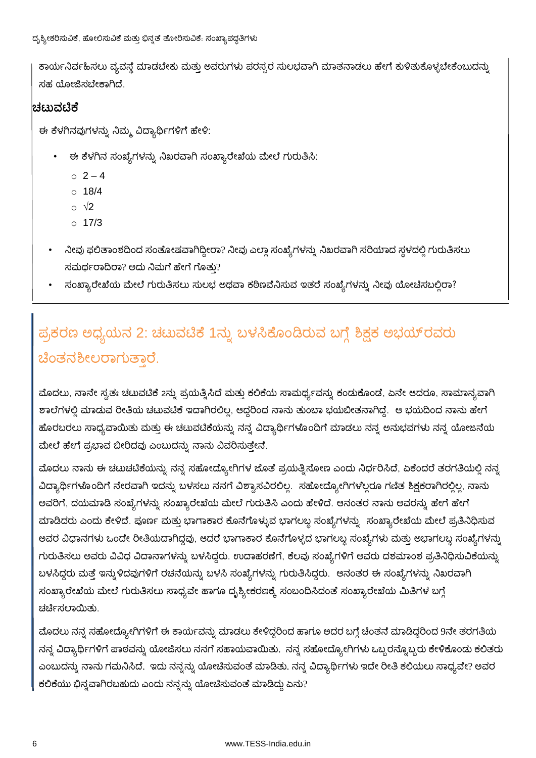ಕಾರ್ಯನಿರ್ವಹಿಸಲು ವ್ಯವಸ್ಥೆ ಮಾಡಬೇಕು ಮತ್ತು ಅವರುಗಳು ಪರಸ್ಪರ ಸುಲಭವಾಗಿ ಮಾತನಾಡಲು ಹೇಗೆ ಕುಳಿತುಕೊಳ್ಳಬೇಕೆಂಬುದನ್ನು ಸಹ ಯೋಜಿಸಬೇಕಾಗಿದೆ.

### ಚಟುವಟಿಕೆ

ಈ ಕೆಳಗಿನವುಗಳನ್ನು ನಿಮ್ಮ ವಿದ್ಯಾರ್ಥಿಗಳಿಗೆ ಹೇಳಿ:

- ಈ ಕೆಳಗಿನ ಸಂಖ್ಯೆಗಳನ್ನು ನಿಖರವಾಗಿ ಸಂಖ್ಯಾರೇಖೆಯ ಮೇಲೆ ಗುರುತಿಸಿ:
  - $2 - 4$
  - $18/4$
  - $\sqrt{2}$
  - $17/3$
- ನೀವು ಫಲಿತಾಂಶದಿಂದ ಸಂತೋಷವಾಗಿದ್ದೀರಾ? ನೀವು ಎಲ್ಲಾ ಸಂಖ್ಯೆಗಳನ್ನು ನಿಖರವಾಗಿ ಸರಿಯಾದ ಸ್ಥಳದಲ್ಲಿ ಗುರುತಿಸಲು ಸಮರ್ಥರಾದಿರಾ? ಅದು ನಿಮಗೆ ಹೇಗೆ ಗೊತ್ತು?
- ಸಂಖ್ಯಾರೇಖೆಯ ಮೇಲೆ ಗುರುತಿಸಲು ಸುಲಭ ಅಥವಾ ಕಠಿಣವೆನಿಸುವ ಇತರೆ ಸಂಖ್ಯೆಗಳನ್ನು ನೀವು ಯೋಚಿಸಬಲ್ಲಿರಾ?

## ಪ್ರಕರಣ ಅಧ್ಯಯನ 2: ಚಟುವಟಿಕೆ 1ನ್ನು ಬಳಸಿಕೊಂಡಿರುವ ಬಗ್ಗೆ ಶಿಕ್ಷಕ ಅಭಯ್‌ರವರು ಚಿಂತನಶೀಲರಾಗುತ್ತಾರೆ.

ಮೊದಲು, ನಾನೇ ಸ್ವತಃ ಚಟುವಟಿಕೆ 2ನ್ನು ಪ್ರಯತ್ನಿಸಿದೆ ಮತ್ತು ಕಲಿಕೆಯ ಸಾಮರ್ಥ್ಯವನ್ನು ಕಂಡುಕೊಂಡೆ, ಏನೇ ಆದರೂ, ಸಾಮಾನ್ಯವಾಗಿ ಶಾಲೆಗಳಲ್ಲಿ ಮಾಡುವ ರೀತಿಯ ಚಟುವಟಿಕೆ ಇದಾಗಿರಲಿಲ್ಲ, ಆದ್ದರಿಂದ ನಾನು ತುಂಬಾ ಭಯಭೀತನಾಗಿದ್ದೆ. ಆ ಭಯದಿಂದ ನಾನು ಹೇಗೆ ಹೊರಬರಲು ಸಾಧ್ಯವಾಯಿತು ಮತ್ತು ಈ ಚಟುವಟಿಕೆಯನ್ನು ನನ್ನ ವಿದ್ಯಾರ್ಥಿಗಳೊಂದಿಗೆ ಮಾಡಲು ನನ್ನ ಅನುಭವಗಳು ನನ್ನ ಯೋಜನೆಯ ಮೇಲೆ ಹೇಗೆ ಪ್ರಭಾವ ಬೀರಿದವು ಎಂಬುದನ್ನು ನಾನು ವಿವರಿಸುತ್ತೇನೆ.

ಮೊದಲು ನಾನು ಈ ಚಟುಚಟಿಕೆಯನ್ನು ನನ್ನ ಸಹೋದ್ಯೋಗಿಗಳ ಜೊತೆ ಪ್ರಯತ್ನಿಸೋಣ ಎಂದು ನಿರ್ಧರಿಸಿದೆ, ಏಕೆಂದರೆ ತರಗತಿಯಲ್ಲಿ ನನ್ನ ವಿದ್ಯಾರ್ಥಿಗಳೊಂದಿಗೆ ನೇರವಾಗಿ ಇದನ್ನು ಬಳಸಲು ನನಗೆ ವಿಶ್ವಾಸವಿರಲಿಲ್ಲ. ಸಹೋದ್ಯೋಗಿಗಳೆಲ್ಲರೂ ಗಣಿತ ಶಿಕ್ಷಕರಾಗಿರಲಿಲ್ಲ, ನಾನು ಅವರಿಗೆ, ದಯಮಾಡಿ ಸಂಖ್ಯೆಗಳನ್ನು ಸಂಖ್ಯಾರೇಖೆಯ ಮೇಲೆ ಗುರುತಿಸಿ ಎಂದು ಹೇಳಿದೆ. ಆನಂತರ ನಾನು ಅವರನ್ನು ಹೇಗೆ ಹೇಗೆ ಮಾಡಿದರು ಎಂದು ಕೇಳಿದೆ. ಪೂರ್ಣ ಮತ್ತು ಭಾಗಾಕಾರ ಕೊನೆಗೊಳ್ಳುವ ಭಾಗಲಬ್ಧ ಸಂಖ್ಯೆಗಳನ್ನು ಸಂಖ್ಯಾರೇಖೆಯ ಮೇಲೆ ಪ್ರತಿನಿಧಿಸುವ ಅವರ ವಿಧಾನಗಳು ಒಂದೇ ರೀತಿಯದಾಗಿದ್ದವು, ಆದರೆ ಭಾಗಾಕಾರ ಕೊನೆಗೊಳ್ಳದ ಭಾಗಲಬ್ಧ ಸಂಖ್ಯೆಗಳು ಮತ್ತು ಅಭಾಗಲಬ್ಧ ಸಂಖ್ಯೆಗಳನ್ನು ಗುರುತಿಸಲು ಅವರು ವಿವಿಧ ವಿದಾನಾಗಳನ್ನು ಬಳಸಿದ್ದರು. ಉದಾಹರಣೆಗೆ, ಕೆಲವು ಸಂಖ್ಯೆಗಳಿಗೆ ಅವರು ದಶಮಾಂಶ ಪ್ರತಿನಿಧಿಸುವಿಕೆಯನ್ನು ಬಳಸಿದ್ದರು ಮತ್ತೆ ಇನ್ನುಳಿದವುಗಳಿಗೆ ರಚನೆಯನ್ನು ಬಳಸಿ ಸಂಖ್ಯೆಗಳನ್ನು ಗುರುತಿಸಿದ್ದರು. ಆನಂತರ ಈ ಸಂಖ್ಯೆಗಳನ್ನು ನಿಖರವಾಗಿ ಸಂಖ್ಯಾರೇಖೆಯ ಮೇಲೆ ಗುರುತಿಸಲು ಸಾಧ್ಯವೇ ಹಾಗೂ ದೃಶ್ಯೀಕರಣಕ್ಕೆ ಸಂಬಂದಿಸಿದಂತೆ ಸಂಖ್ಯಾರೇಖೆಯ ಮಿತಿಗಳ ಬಗ್ಗೆ ಚರ್ಚಿಸಲಾಯಿತು.

ಮೊದಲು ನನ್ನ ಸಹೋದ್ಯೋಗಿಗಳಿಗೆ ಈ ಕಾರ್ಯವನ್ನು ಮಾಡಲು ಕೇಳಿದ್ದರಿಂದ ಹಾಗೂ ಅದರ ಬಗ್ಗೆ ಚಿಂತನೆ ಮಾಡಿದ್ದರಿಂದ 9ನೇ ತರಗತಿಯ ನನ್ನ ವಿದ್ಯಾರ್ಥಿಗಳಿಗೆ ಪಾಠವನ್ನು ಯೋಜಿಸಲು ನನಗೆ ಸಹಾಯವಾಯಿತು. ನನ್ನ ಸಹೋದ್ಯೋಗಿಗಳು ಒಬ್ಬರನ್ನೊಬ್ಬರು ಕೇಳಿಕೊಂಡು ಕಲಿತರು ಎಂಬುದನ್ನು ನಾನು ಗಮನಿಸಿದೆ. ಇದು ನನ್ನನ್ನು ಯೋಚಿಸುವಂತೆ ಮಾಡಿತು. ನನ್ನ ವಿದ್ಯಾರ್ಥಿಗಳು ಇದೇ ರೀತಿ ಕಲಿಯಲು ಸಾಧ್ಯವೇ? ಅವರ ಕಲಿಕೆಯು ಭಿನ್ನವಾಗಿರಬಹುದು ಎಂದು ನನ್ನನ್ನು ಯೋಚಿಸುವಂತೆ ಮಾಡಿದ್ದು ಏನು?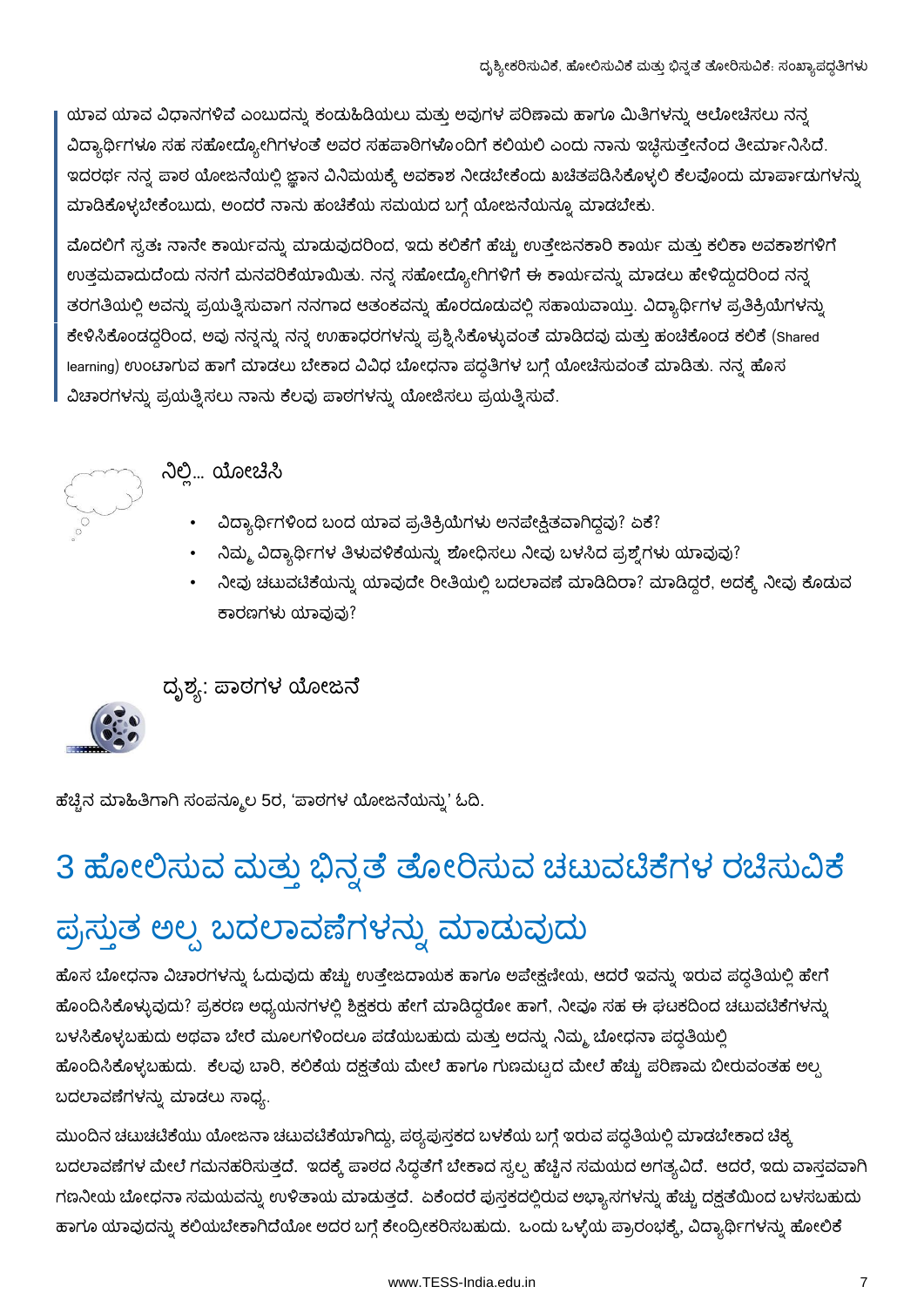ಯಾವ ಯಾವ ವಿಧಾನಗಳಿವೆ ಎಂಬುದನ್ನು ಕಂಡುಹಿಡಿಯಲು ಮತ್ತು ಅವುಗಳ ಪರಿಣಾಮ ಹಾಗೂ ಮಿತಿಗಳನ್ನು ಆಲೋಚಿಸಲು ನನ್ನ ವಿದ್ಯಾರ್ಥಿಗಳೂ ಸಹ ಸಹೋದ್ಯೋಗಿಗಳಂತೆ ಅವರ ಸಹಪಾಠಿಗಳೊಂದಿಗೆ ಕಲಿಯಲಿ ಎಂದು ನಾನು ಇಚ್ಛಿಸುತ್ತೇನೆಂದ ತೀರ್ಮಾನಿಸಿದೆ. ಇದರರ್ಥ ನನ್ನ ಪಾಠ ಯೋಜನೆಯಲ್ಲಿ ಜ್ಞಾನ ವಿನಿಮಯಕ್ಕೆ ಅವಕಾಶ ನೀಡಬೇಕೆಂದು ಖಚಿತಪಡಿಸಿಕೊಳ್ಳಲಿ ಕೆಲವೊಂದು ಮಾರ್ಪಾಡುಗಳನ್ನು ಮಾಡಿಕೊಳ್ಳಬೇಕೆಂಬುದು, ಅಂದರೆ ನಾನು ಹಂಚಿಕೆಯ ಸಮಯದ ಬಗ್ಗೆ ಯೋಜನೆಯನ್ನೂ ಮಾಡಬೇಕು.

ಮೊದಲಿಗೆ ಸ್ವತಃ ನಾನೇ ಕಾರ್ಯವನ್ನು ಮಾಡುವುದರಿಂದ, ಇದು ಕಲಿಕೆಗೆ ಹೆಚ್ಚು ಉತ್ತೇಜನಕಾರಿ ಕಾರ್ಯ ಮತ್ತು ಕಲಿಕಾ ಅವಕಾಶಗಳಿಗೆ ಉತ್ತಮವಾದುದೆಂದು ನನಗೆ ಮನವರಿಕೆಯಾಯಿತು. ನನ್ನ ಸಹೋದ್ಯೋಗಿಗಳಿಗೆ ಈ ಕಾರ್ಯವನ್ನು ಮಾಡಲು ಹೇಳಿದ್ದುದರಿಂದ ನನ್ನ ತರಗತಿಯಲ್ಲಿ ಅವನ್ನು ಪ್ರಯತ್ನಿಸುವಾಗ ನನಗಾದ ಆತಂಕವನ್ನು ಹೊರದೂಡುವಲ್ಲಿ ಸಹಾಯವಾಯ್ತು. ವಿದ್ಯಾರ್ಥಿಗಳ ಪ್ರತಿಕ್ರಿಯೆಗಳನ್ನು ಕೇಳಿಸಿಕೊಂಡದ್ದರಿಂದ, ಅವು ನನ್ನನ್ನು ನನ್ನ ಊಹಾಧರಗಳನ್ನು ಪ್ರಶ್ನಿಸಿಕೊಳ್ಳುವಂತೆ ಮಾಡಿದವು ಮತ್ತು ಹಂಚಿಕೊಂಡ ಕಲಿಕೆ (Shared learning) ಉಂಟಾಗುವ ಹಾಗೆ ಮಾಡಲು ಬೇಕಾದ ವಿವಿಧ ಬೋಧನಾ ಪದ್ಧತಿಗಳ ಬಗ್ಗೆ ಯೋಚಿಸುವಂತೆ ಮಾಡಿತು. ನನ್ನ ಹೊಸ ವಿಚಾರಗಳನ್ನು ಪ್ರಯತ್ನಿಸಲು ನಾನು ಕೆಲವು ಪಾಠಗಳನ್ನು ಯೋಜಿಸಲು ಪ್ರಯತ್ನಿಸುವೆ.

**ನಿಲ್ಲಿ... ಯೋಚಿಸಿ**

- ವಿದ್ಯಾರ್ಥಿಗಳಿಂದ ಬಂದ ಯಾವ ಪ್ರತಿಕ್ರಿಯೆಗಳು ಅನಪೇಕ್ಷಿತವಾಗಿದ್ದವು? ಏಕೆ?
- ನಿಮ್ಮ ವಿದ್ಯಾರ್ಥಿಗಳ ತಿಳುವಳಿಕೆಯನ್ನು ಶೋಧಿಸಲು ನೀವು ಬಳಸಿದ ಪ್ರಶ್ನೆಗಳು ಯಾವುವು?
- ನೀವು ಚಟುವಟಿಕೆಯನ್ನು ಯಾವುದೇ ರೀತಿಯಲ್ಲಿ ಬದಲಾವಣೆ ಮಾಡಿದಿರಾ? ಮಾಡಿದ್ದರೆ, ಅದಕ್ಕೆ ನೀವು ಕೊಡುವ ಕಾರಣಗಳು ಯಾವುವು?

**ದೃಶ್ಯ: ಪಾಠಗಳ ಯೋಜನೆ**

ಹೆಚ್ಚಿನ ಮಾಹಿತಿಗಾಗಿ ಸಂಪನ್ಮೂಲ 5ರ, 'ಪಾಠಗಳ ಯೋಜನೆಯನ್ನು' ಓದಿ.

# 3 ಹೋಲಿಸುವ ಮತ್ತು ಭಿನ್ನತೆ ತೋರಿಸುವ ಚಟುವಟಿಕೆಗಳ ರಚಿಸುವಿಕೆ

## ಪ್ರಸ್ತುತ ಅಲ್ಪ ಬದಲಾವಣೆಗಳನ್ನು ಮಾಡುವುದು

ಹೊಸ ಬೋಧನಾ ವಿಚಾರಗಳನ್ನು ಓದುವುದು ಹೆಚ್ಚು ಉತ್ತೇಜದಾಯಕ ಹಾಗೂ ಅಪೇಕ್ಷಣೀಯ, ಆದರೆ ಇವನ್ನು ಇರುವ ಪದ್ಧತಿಯಲ್ಲಿ ಹೇಗೆ ಹೊಂದಿಸಿಕೊಳ್ಳುವುದು? ಪ್ರಕರಣ ಅಧ್ಯಯನಗಳಲ್ಲಿ ಶಿಕ್ಷಕರು ಹೇಗೆ ಮಾಡಿದ್ದರೋ ಹಾಗೆ, ನೀವೂ ಸಹ ಈ ಘಟಕದಿಂದ ಚಟುವಟಿಕೆಗಳನ್ನು ಬಳಸಿಕೊಳ್ಳಬಹುದು ಅಥವಾ ಬೇರೆ ಮೂಲಗಳಿಂದಲೂ ಪಡೆಯಬಹುದು ಮತ್ತು ಅದನ್ನು ನಿಮ್ಮ ಬೋಧನಾ ಪದ್ಧತಿಯಲ್ಲಿ ಹೊಂದಿಸಿಕೊಳ್ಳಬಹುದು. ಕೆಲವು ಬಾರಿ, ಕಲಿಕೆಯ ದಕ್ಷತೆಯ ಮೇಲೆ ಹಾಗೂ ಗುಣಮಟ್ಟದ ಮೇಲೆ ಹೆಚ್ಚು ಪರಿಣಾಮ ಬೀರುವಂತಹ ಅಲ್ಪ ಬದಲಾವಣೆಗಳನ್ನು ಮಾಡಲು ಸಾಧ್ಯ.

ಮುಂದಿನ ಚಟುಚಟಿಕೆಯು ಯೋಜನಾ ಚಟುವಟಿಕೆಯಾಗಿದ್ದು, ಪಠ್ಯಪುಸ್ತಕದ ಬಳಕೆಯ ಬಗ್ಗೆ ಇರುವ ಪದ್ಧತಿಯಲ್ಲಿ ಮಾಡಬೇಕಾದ ಚಿಕ್ಕ ಬದಲಾವಣೆಗಳ ಮೇಲೆ ಗಮನಹರಿಸುತ್ತದೆ. ಇದಕ್ಕೆ ಪಾಠದ ಸಿದ್ಧತೆಗೆ ಬೇಕಾದ ಸ್ವಲ್ಪ ಹೆಚ್ಚಿನ ಸಮಯದ ಅಗತ್ಯವಿದೆ. ಆದರೆ, ಇದು ವಾಸ್ತವವಾಗಿ ಗಣನೀಯ ಬೋಧನಾ ಸಮಯವನ್ನು ಉಳಿತಾಯ ಮಾಡುತ್ತದೆ. ಏಕೆಂದರೆ ಪುಸ್ತಕದಲ್ಲಿರುವ ಅಭ್ಯಾಸಗಳನ್ನು ಹೆಚ್ಚು ದಕ್ಷತೆಯಿಂದ ಬಳಸಬಹುದು ಹಾಗೂ ಯಾವುದನ್ನು ಕಲಿಯಬೇಕಾಗಿದೆಯೋ ಅದರ ಬಗ್ಗೆ ಕೇಂದ್ರೀಕರಿಸಬಹುದು. ಒಂದು ಒಳ್ಳೆಯ ಪ್ರಾರಂಭಕ್ಕೆ, ವಿದ್ಯಾರ್ಥಿಗಳನ್ನು ಹೋಲಿಕೆ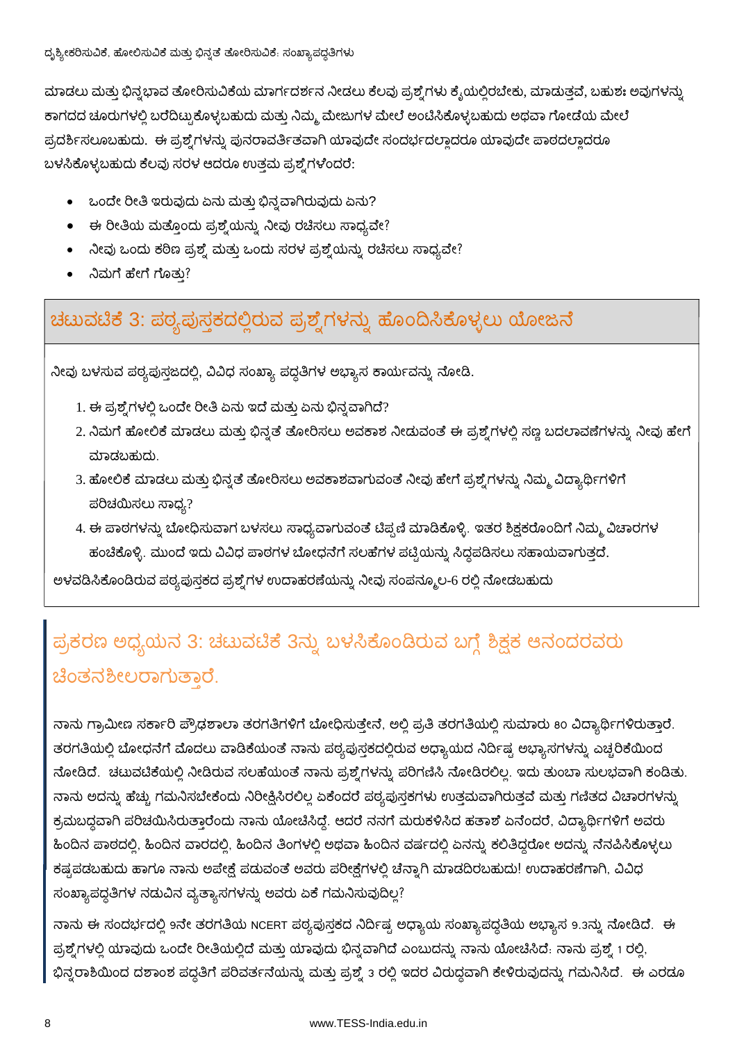ಮಾಡಲು ಮತ್ತು ಭಿನ್ನಭಾವ ತೋರಿಸುವಿಕೆಯ ಮಾರ್ಗದರ್ಶನ ನೀಡಲು ಕೆಲವು ಪ್ರಶ್ನೆಗಳು ಕೈಯಲ್ಲಿರಬೇಕು, ಮಾಡುತ್ತವೆ, ಬಹುಶಃ ಅವುಗಳನ್ನು ಕಾಗದದ ಚೂರುಗಳಲ್ಲಿ ಬರೆದಿಟ್ಟುಕೊಳ್ಳಬಹುದು ಮತ್ತು ನಿಮ್ಮ ಮೇಜುಗಳ ಮೇಲೆ ಅಂಟಿಸಿಕೊಳ್ಳಬಹುದು ಅಥವಾ ಗೋಡೆಯ ಮೇಲೆ ಪ್ರದರ್ಶಿಸಲೂಬಹುದು. ಈ ಪ್ರಶ್ನೆಗಳನ್ನು ಪುನರಾವರ್ತಿತವಾಗಿ ಯಾವುದೇ ಸಂದರ್ಭದಲ್ಲಾದರೂ ಯಾವುದೇ ಪಾಠದಲ್ಲಾದರೂ ಬಳಸಿಕೊಳ್ಳಬಹುದು ಕೆಲವು ಸರಳ ಆದರೂ ಉತ್ತಮ ಪ್ರಶ್ನೆಗಳೆಂದರೆ:

- ಒಂದೇ ರೀತಿ ಇರುವುದು ಏನು ಮತ್ತು ಭಿನ್ನವಾಗಿರುವುದು ಏನು?
- ಈ ರೀತಿಯ ಮತ್ತೊಂದು ಪ್ರಶ್ನೆಯನ್ನು ನೀವು ರಚಿಸಲು ಸಾಧ್ಯವೇ?
- ನೀವು ಒಂದು ಕಠಿಣ ಪ್ರಶ್ನೆ ಮತ್ತು ಒಂದು ಸರಳ ಪ್ರಶ್ನೆಯನ್ನು ರಚಿಸಲು ಸಾಧ್ಯವೇ?
- ನಿಮಗೆ ಹೇಗೆ ಗೊತ್ತು?

## ಚಟುವಟಿಕೆ 3: ಪಠ್ಯಪುಸ್ತಕದಲ್ಲಿರುವ ಪ್ರಶ್ನೆಗಳನ್ನು ಹೊಂದಿಸಿಕೊಳ್ಳಲು ಯೋಜನೆ

ನೀವು ಬಳಸುವ ಪಠ್ಯಪುಸ್ತಜದಲ್ಲಿ, ವಿವಿಧ ಸಂಖ್ಯಾ ಪದ್ಧತಿಗಳ ಅಭ್ಯಾಸ ಕಾರ್ಯವನ್ನು ನೋಡಿ.

1. ಈ ಪ್ರಶ್ನೆಗಳಲ್ಲಿ ಒಂದೇ ರೀತಿ ಏನು ಇದೆ ಮತ್ತು ಏನು ಭಿನ್ನವಾಗಿದೆ?
2. ನಿಮಗೆ ಹೋಲಿಕೆ ಮಾಡಲು ಮತ್ತು ಭಿನ್ನತೆ ತೋರಿಸಲು ಅವಕಾಶ ನೀಡುವಂತೆ ಈ ಪ್ರಶ್ನೆಗಳಲ್ಲಿ ಸಣ್ಣ ಬದಲಾವಣೆಗಳನ್ನು ನೀವು ಹೇಗೆ ಮಾಡಬಹುದು.
3. ಹೋಲಿಕೆ ಮಾಡಲು ಮತ್ತು ಭಿನ್ನತೆ ತೋರಿಸಲು ಅವಕಾಶವಾಗುವಂತೆ ನೀವು ಹೇಗೆ ಪ್ರಶ್ನೆಗಳನ್ನು ನಿಮ್ಮ ವಿದ್ಯಾರ್ಥಿಗಳಿಗೆ ಪರಿಚಯಿಸಲು ಸಾಧ್ಯ?
4. ಈ ಪಾಠಗಳನ್ನು ಬೋಧಿಸುವಾಗ ಬಳಸಲು ಸಾಧ್ಯವಾಗುವಂತೆ ಟಿಪ್ಪಣಿ ಮಾಡಿಕೊಳ್ಳಿ. ಇತರ ಶಿಕ್ಷಕರೊಂದಿಗೆ ನಿಮ್ಮ ವಿಚಾರಗಳ ಹಂಚಿಕೊಳ್ಳಿ. ಮುಂದೆ ಇದು ವಿವಿಧ ಪಾಠಗಳ ಬೋಧನೆಗೆ ಸಲಹೆಗಳ ಪಟ್ಟಿಯನ್ನು ಸಿದ್ಧಪಡಿಸಲು ಸಹಾಯವಾಗುತ್ತದೆ.

ಅಳವಡಿಸಿಕೊಂಡಿರುವ ಪಠ್ಯಪುಸ್ತಕದ ಪ್ರಶ್ನೆಗಳ ಉದಾಹರಣೆಯನ್ನು ನೀವು ಸಂಪನ್ಮೂಲ-6 ರಲ್ಲಿ ನೋಡಬಹುದು

## ಪ್ರಕರಣ ಅಧ್ಯಯನ 3: ಚಟುವಟಿಕೆ 3ನ್ನು ಬಳಸಿಕೊಂಡಿರುವ ಬಗ್ಗೆ ಶಿಕ್ಷಕ ಆನಂದರವರು ಚಿಂತನಶೀಲರಾಗುತ್ತಾರೆ.

ನಾನು ಗ್ರಾಮೀಣ ಸರ್ಕಾರಿ ಪ್ರೌಢಶಾಲಾ ತರಗತಿಗಳಿಗೆ ಬೋಧಿಸುತ್ತೇನೆ, ಅಲ್ಲಿ ಪ್ರತಿ ತರಗತಿಯಲ್ಲಿ ಸುಮಾರು ೮೦ ವಿದ್ಯಾರ್ಥಿಗಳಿರುತ್ತಾರೆ. ತರಗತಿಯಲ್ಲಿ ಬೋಧನೆಗೆ ಮೊದಲು ವಾಡಿಕೆಯಂತೆ ನಾನು ಪಠ್ಯಪುಸ್ತಕದಲ್ಲಿರುವ ಅಧ್ಯಾಯದ ನಿರ್ದಿಷ್ಟ ಅಭ್ಯಾಸಗಳನ್ನು ಎಚ್ಚರಿಕೆಯಿಂದ ನೋಡಿದೆ. ಚಟುವಟಿಕೆಯಲ್ಲಿ ನೀಡಿರುವ ಸಲಹೆಯಂತೆ ನಾನು ಪ್ರಶ್ನೆಗಳನ್ನು ಪರಿಗಣಿಸಿ ನೋಡಿರಲಿಲ್ಲ. ಇದು ತುಂಬಾ ಸುಲಭವಾಗಿ ಕಂಡಿತು. ನಾನು ಅದನ್ನು ಹೆಚ್ಚು ಗಮನಿಸಬೇಕೆಂದು ನಿರೀಕ್ಷಿಸಿರಲಿಲ್ಲ ಏಕೆಂದರೆ ಪಠ್ಯಪುಸ್ತಕಗಳು ಉತ್ತಮವಾಗಿರುತ್ತವೆ ಮತ್ತು ಗಣಿತದ ವಿಚಾರಗಳನ್ನು ಕ್ರಮಬದ್ಧವಾಗಿ ಪರಿಚಯಿಸಿರುತ್ತಾರೆಂದು ನಾನು ಯೋಚಿಸಿದ್ದೆ. ಆದರೆ ನನಗೆ ಮರುಕಳಿಸಿದ ಹತಾಶೆ ಏನೆಂದರೆ, ವಿದ್ಯಾರ್ಥಿಗಳಿಗೆ ಅವರು ಹಿಂದಿನ ಪಾಠದಲ್ಲಿ, ಹಿಂದಿನ ವಾರದಲ್ಲಿ, ಹಿಂದಿನ ತಿಂಗಳಲ್ಲಿ ಅಥವಾ ಹಿಂದಿನ ವರ್ಷದಲ್ಲಿ ಏನನ್ನು ಕಲಿತಿದ್ದರೋ ಅದನ್ನು ನೆನಪಿಸಿಕೊಳ್ಳಲು ಕಷ್ಟಪಡಬಹುದು ಹಾಗೂ ನಾನು ಅಪೇಕ್ಷೆ ಪಡುವಂತೆ ಅವರು ಪರೀಕ್ಷೆಗಳಲ್ಲಿ ಚೆನ್ನಾಗಿ ಮಾಡದಿರಬಹುದು! ಉದಾಹರಣೆಗಾಗಿ, ವಿವಿಧ ಸಂಖ್ಯಾಪದ್ಧತಿಗಳ ನಡುವಿನ ವ್ಯತ್ಯಾಸಗಳನ್ನು ಅವರು ಏಕೆ ಗಮನಿಸುವುದಿಲ್ಲ?

ನಾನು ಈ ಸಂದರ್ಭದಲ್ಲಿ ೯ನೇ ತರಗತಿಯ NCERT ಪಠ್ಯಪುಸ್ತಕದ ನಿರ್ದಿಷ್ಟ ಅಧ್ಯಾಯ ಸಂಖ್ಯಾಪದ್ಧತಿಯ ಅಭ್ಯಾಸ ೯.೩ನ್ನು ನೋಡಿದೆ. ಈ ಪ್ರಶ್ನೆಗಳಲ್ಲಿ ಯಾವುದು ಒಂದೇ ರೀತಿಯಲ್ಲಿದೆ ಮತ್ತು ಯಾವುದು ಭಿನ್ನವಾಗಿದೆ ಎಂಬುದನ್ನು ನಾನು ಯೋಚಿಸಿದೆ: ನಾನು ಪ್ರಶ್ನೆ ೧ ರಲ್ಲಿ, ಭಿನ್ನರಾಶಿಯಿಂದ ದಶಾಂಶ ಪದ್ಧತಿಗೆ ಪರಿವರ್ತನೆಯನ್ನು ಮತ್ತು ಪ್ರಶ್ನೆ ೩ ರಲ್ಲಿ ಇದರ ವಿರುದ್ಧವಾಗಿ ಕೇಳಿರುವುದನ್ನು ಗಮನಿಸಿದೆ. ಈ ಎರಡೂ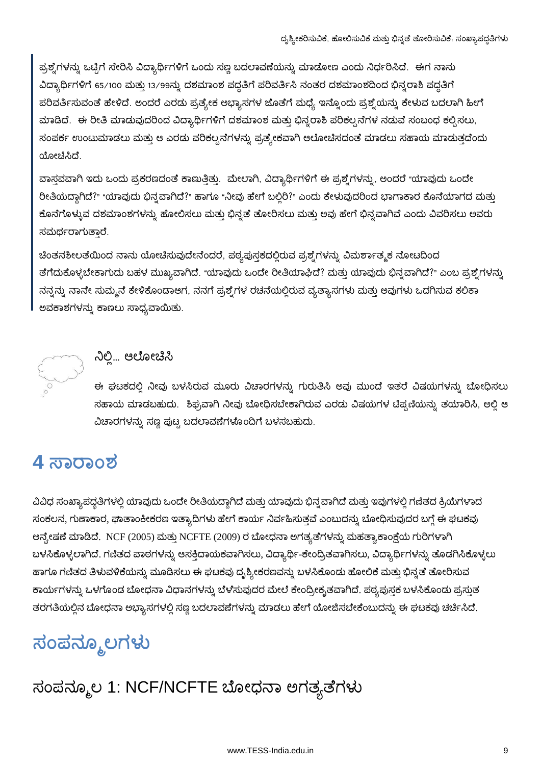ಪ್ರಶ್ನೆಗಳನ್ನು ಒಟ್ಟಿಗೆ ಸೇರಿಸಿ ವಿದ್ಯಾರ್ಥಿಗಳಿಗೆ ಒಂದು ಸಣ್ಣ ಬದಲಾವಣೆಯನ್ನು ಮಾಡೋಣ ಎಂದು ನಿರ್ಧರಿಸಿದೆ. ಈಗ ನಾನು ವಿದ್ಯಾರ್ಥಿಗಳಿಗೆ 65/100 ಮತ್ತು 13/99ನ್ನು ದಶಮಾಂಶ ಪದ್ಧತಿಗೆ ಪರಿವರ್ತಿಸಿ ನಂತರ ದಶಮಾಂಶದಿಂದ ಭಿನ್ನರಾಶಿ ಪದ್ಧತಿಗೆ ಪರಿವರ್ತಿಸುವಂತೆ ಹೇಳಿದೆ. ಅಂದರೆ ಎರಡು ಪ್ರತ್ಯೇಕ ಅಭ್ಯಾಸಗಳ ಜೊತೆಗೆ ಮಧ್ಯೆ ಇನ್ನೊಂದು ಪ್ರಶ್ನೆಯನ್ನು ಕೇಳುವ ಬದಲಾಗಿ ಹೀಗೆ ಮಾಡಿದೆ. ಈ ರೀತಿ ಮಾಡುವುದರಿಂದ ವಿದ್ಯಾರ್ಥಿಗಳಿಗೆ ದಶಮಾಂಶ ಮತ್ತು ಭಿನ್ನರಾಶಿ ಪರಿಕಲ್ಪನೆಗಳ ನಡುವೆ ಸಂಬಂಧ ಕಲ್ಪಿಸಲು, ಸಂಪರ್ಕ ಉಂಟುಮಾಡಲು ಮತ್ತು ಆ ಎರಡು ಪರಿಕಲ್ಪನೆಗಳನ್ನು ಪ್ರತ್ಯೇಕವಾಗಿ ಆಲೋಚಿಸದಂತೆ ಮಾಡಲು ಸಹಾಯ ಮಾಡುತ್ತದೆಂದು ಯೋಚಿಸಿದೆ.

ವಾಸ್ತವವಾಗಿ ಇದು ಒಂದು ಪ್ರಕರಣದಂತೆ ಕಾಣುತ್ತಿತ್ತು. ಮೇಲಾಗಿ, ವಿದ್ಯಾರ್ಥಿಗಳಿಗೆ ಈ ಪ್ರಶ್ನೆಗಳನ್ನು, ಅಂದರೆ "ಯಾವುದು ಒಂದೇ ರೀತಿಯದ್ದಾಗಿದೆ?" "ಯಾವುದು ಭಿನ್ನವಾಗಿದೆ?" ಹಾಗೂ "ನೀವು ಹೇಗೆ ಬಲ್ಲಿರಿ?" ಎಂದು ಕೇಳುವುದರಿಂದ ಭಾಗಾಕಾರ ಕೊನೆಯಾಗದ ಮತ್ತು ಕೊನೆಗೊಳ್ಳುವ ದಶಮಾಂಶಗಳನ್ನು ಹೋಲಿಸಲು ಮತ್ತು ಭಿನ್ನತೆ ತೋರಿಸಲು ಮತ್ತು ಅವು ಹೇಗೆ ಭಿನ್ನವಾಗಿವೆ ಎಂದು ವಿವರಿಸಲು ಅವರು ಸಮರ್ಥರಾಗುತ್ತಾರೆ.

ಚಿಂತನಶೀಲತೆಯಿಂದ ನಾನು ಯೋಚಿಸುವುದೇನೆಂದರೆ, ಪಠ್ಯಪುಸ್ತಕದಲ್ಲಿರುವ ಪ್ರಶ್ನೆಗಳನ್ನು ವಿಮರ್ಶಾತ್ಮಕ ನೋಟದಿಂದ ತೆಗೆದುಕೊಳ್ಳಬೇಕಾಗುದು ಬಹಳ ಮುಖ್ಯವಾಗಿದೆ. "ಯಾವುದು ಒಂದೇ ರೀತಿಯಾಫಿದೆ? ಮತ್ತು ಯಾವುದು ಭಿನ್ನವಾಗಿದೆ?" ಎಂಬ ಪ್ರಶ್ನೆಗಳನ್ನು ನನ್ನನ್ನು ನಾನೇ ಸುಮ್ಮನೆ ಕೇಳಿಕೊಂಡಾಆಗ, ನನಗೆ ಪ್ರಶ್ನೆಗಳ ರಚನೆಯಲ್ಲಿರುವ ವ್ಯತ್ಯಾಸಗಳು ಮತ್ತು ಅವುಗಳು ಒದಗಿಸುವ ಕಲಿಕಾ ಅವಕಾಶಗಳನ್ನು ಕಾಣಲು ಸಾಧ್ಯವಾಯಿತು.

### ನಿಲ್ಲಿ... ಆಲೋಚಿಸಿ

ಈ ಘಟಕದಲ್ಲಿ ನೀವು ಬಳಸಿರುವ ಮೂರು ವಿಚಾರಗಳನ್ನು ಗುರುತಿಸಿ ಅವು ಮುಂದೆ ಇತರೆ ವಿಷಯಗಳನ್ನು ಬೋಧಿಸಲು ಸಹಾಯ ಮಾಡಬಹುದು. ಶೀಘ್ರವಾಗಿ ನೀವು ಬೋಧಿಸಬೇಕಾಗಿರುವ ಎರಡು ವಿಷಯಗಳ ಟಿಪ್ಪಣಿಯನ್ನು ತಯಾರಿಸಿ, ಅಲ್ಲಿ ಆ ವಿಚಾರಗಳನ್ನು ಸಣ್ಣ ಪುಟ್ಟ ಬದಲಾವಣೆಗಳೊಂದಿಗೆ ಬಳಸಬಹುದು.

# 4 ಸಾರಾಂಶ

ವಿವಿಧ ಸಂಖ್ಯಾಪದ್ಧತಿಗಳಲ್ಲಿ ಯಾವುದು ಒಂದೇ ರೀತಿಯದ್ದಾಗಿದೆ ಮತ್ತು ಯಾವುದು ಭಿನ್ನವಾಗಿದೆ ಮತ್ತು ಇವುಗಳಲ್ಲಿ ಗಣಿತದ ಕ್ರಿಯೆಗಳಾದ ಸಂಕಲನ, ಗುಣಾಕಾರ, ಘಾತಾಂಕೀಕರಣ ಇತ್ಯಾದಿಗಳು ಹೇಗೆ ಕಾರ್ಯ ನಿರ್ವಹಿಸುತ್ತವೆ ಎಂಬುದನ್ನು ಬೋಧಿಸುವುದರ ಬಗ್ಗೆ ಈ ಘಟಕವು ಅನ್ವೇಷಣೆ ಮಾಡಿದೆ. NCF (2005) ಮತ್ತು NCFTE (2009) ರ ಬೋಧನಾ ಅಗತ್ಯತೆಗಳನ್ನು ಮಹತ್ವಾಕಾಂಕ್ಷೆಯ ಗುರಿಗಳಾಗಿ ಬಳಸಿಕೊಳ್ಳಲಾಗಿದೆ. ಗಣಿತದ ಪಾಠಗಳನ್ನು ಆಸಕ್ತಿದಾಯಕವಾಗಿಸಲು, ವಿದ್ಯಾರ್ಥಿ-ಕೇಂದ್ರಿತವಾಗಿಸಲು, ವಿದ್ಯಾರ್ಥಿಗಳನ್ನು ತೊಡಗಿಸಿಕೊಳ್ಳಲು ಹಾಗೂ ಗಣಿತದ ತಿಳುವಳಿಕೆಯನ್ನು ಮೂಡಿಸಲು ಈ ಘಟಕವು ದೃಶ್ಯೀಕರಣವನ್ನು ಬಳಸಿಕೊಂಡು ಹೋಲಿಕೆ ಮತ್ತು ಭಿನ್ನತೆ ತೋರಿಸುವ ಕಾರ್ಯಗಳನ್ನು ಒಳಗೊಂಡ ಬೋಧನಾ ವಿಧಾನಗಳನ್ನು ಬೆಳೆಸುವುದರ ಮೇಲೆ ಕೇಂದ್ರೀಕೃತವಾಗಿದೆ. ಪಠ್ಯಪುಸ್ತಕ ಬಳಸಿಕೊಂಡು ಪ್ರಸ್ತುತ ತರಗತಿಯಲ್ಲಿನ ಬೋಧನಾ ಅಭ್ಯಾಸಗಳಲ್ಲಿ ಸಣ್ಣ ಬದಲಾವಣೆಗಳನ್ನು ಮಾಡಲು ಹೇಗೆ ಯೋಜಿಸಬೇಕೆಂಬುದನ್ನು ಈ ಘಟಕವು ಚರ್ಚಿಸಿದೆ.

# ಸಂಪನ್ಮೂಲಗಳು

## ಸಂಪನ್ಮೂಲ 1: NCF/NCFTE ಬೋಧನಾ ಅಗತ್ಯತೆಗಳು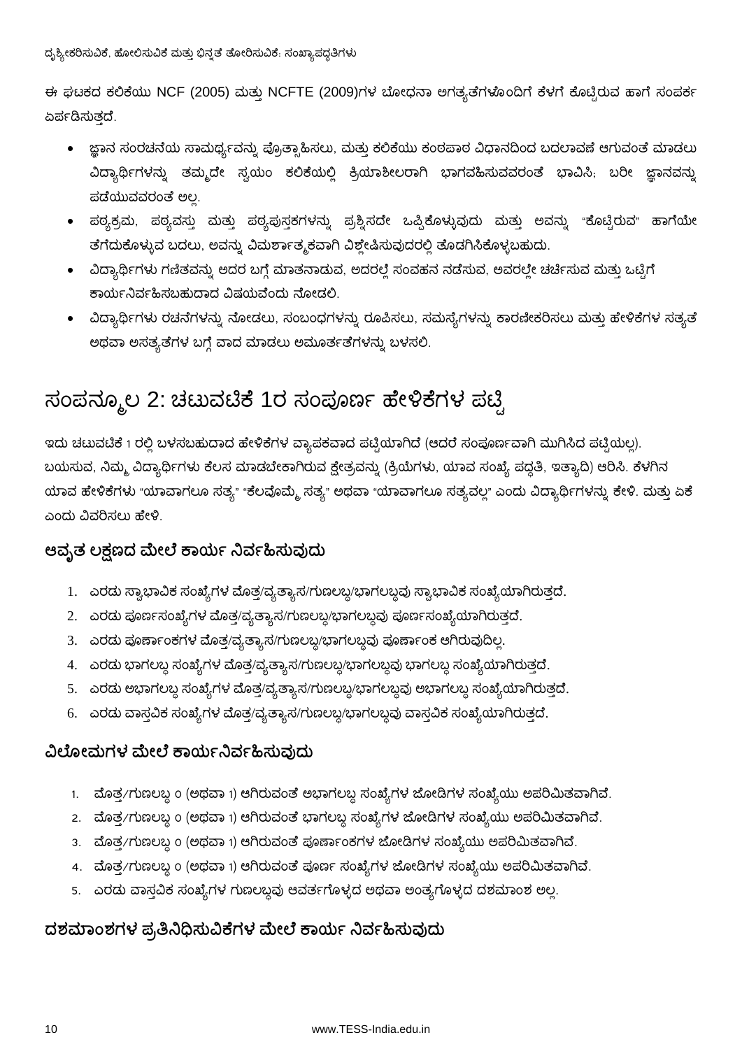ಈ ಘಟಕದ ಕಲಿಕೆಯು NCF (2005) ಮತ್ತು NCFTE (2009)ಗಳ ಬೋಧನಾ ಅಗತ್ಯತೆಗಳೊಂದಿಗೆ ಕೆಳಗೆ ಕೊಟ್ಟಿರುವ ಹಾಗೆ ಸಂಪರ್ಕ ಏರ್ಪಡಿಸುತ್ತದೆ.

- ಜ್ಞಾನ ಸಂರಚನೆಯ ಸಾಮರ್ಥ್ಯವನ್ನು ಪ್ರೋತ್ಸಾಹಿಸಲು, ಮತ್ತು ಕಲಿಕೆಯು ಕಂಠಪಾಠ ವಿಧಾನದಿಂದ ಬದಲಾವಣೆ ಆಗುವಂತೆ ಮಾಡಲು ವಿದ್ಯಾರ್ಥಿಗಳನ್ನು ತಮ್ಮದೇ ಸ್ವಯಂ ಕಲಿಕೆಯಲ್ಲಿ ಕ್ರಿಯಾಶೀಲರಾಗಿ ಭಾಗವಹಿಸುವವರಂತೆ ಭಾವಿಸಿ; ಬರೀ ಜ್ಞಾನವನ್ನು ಪಡೆಯುವವರಂತೆ ಅಲ್ಲ.
- ಪಠ್ಯಕ್ರಮ, ಪಠ್ಯವಸ್ತು ಮತ್ತು ಪಠ್ಯಪುಸ್ತಕಗಳನ್ನು ಪ್ರಶ್ನಿಸದೇ ಒಪ್ಪಿಕೊಳ್ಳುವುದು ಮತ್ತು ಅವನ್ನು "ಕೊಟ್ಟಿರುವ" ಹಾಗೆಯೇ ತೆಗೆದುಕೊಳ್ಳುವ ಬದಲು, ಅವನ್ನು ವಿಮರ್ಶಾತ್ಮಕವಾಗಿ ವಿಶ್ಲೇಷಿಸುವುದರಲ್ಲಿ ತೊಡಗಿಸಿಕೊಳ್ಳಬಹುದು.
- ವಿದ್ಯಾರ್ಥಿಗಳು ಗಣಿತವನ್ನು ಅದರ ಬಗ್ಗೆ ಮಾತನಾಡುವ, ಅದರಲ್ಲಿ ಸಂವಹನ ನಡೆಸುವ, ಅವರಲ್ಲೇ ಚರ್ಚಿಸುವ ಮತ್ತು ಒಟ್ಟಿಗೆ ಕಾರ್ಯನಿರ್ವಹಿಸಬಹುದಾದ ವಿಷಯವೆಂದು ನೋಡಲಿ.
- ವಿದ್ಯಾರ್ಥಿಗಳು ರಚನೆಗಳನ್ನು ನೋಡಲು, ಸಂಬಂಧಗಳನ್ನು ರೂಪಿಸಲು, ಸಮಸ್ಯೆಗಳನ್ನು ಕಾರಣೀಕರಿಸಲು ಮತ್ತು ಹೇಳಿಕೆಗಳ ಸತ್ಯತೆ ಅಥವಾ ಅಸತ್ಯತೆಗಳ ಬಗ್ಗೆ ವಾದ ಮಾಡಲು ಅಮೂರ್ತತೆಗಳನ್ನು ಬಳಸಲಿ.

# ಸಂಪನ್ಮೂಲ 2: ಚಟುವಟಿಕೆ 1ರ ಸಂಪೂರ್ಣ ಹೇಳಿಕೆಗಳ ಪಟ್ಟಿ

ಇದು ಚಟುವಟಿಕೆ 1 ರಲ್ಲಿ ಬಳಸಬಹುದಾದ ಹೇಳಿಕೆಗಳ ವ್ಯಾಪಕವಾದ ಪಟ್ಟಿಯಾಗಿದೆ (ಆದರೆ ಸಂಪೂರ್ಣವಾಗಿ ಮುಗಿಸಿದ ಪಟ್ಟಿಯಲ್ಲ). ಬಯಸುವ, ನಿಮ್ಮ ವಿದ್ಯಾರ್ಥಿಗಳು ಕೆಲಸ ಮಾಡಬೇಕಾಗಿರುವ ಕ್ಷೇತ್ರವನ್ನು (ಕ್ರಿಯೆಗಳು, ಯಾವ ಸಂಖ್ಯೆ ಪದ್ಧತಿ, ಇತ್ಯಾದಿ) ಆರಿಸಿ. ಕೆಳಗಿನ ಯಾವ ಹೇಳಿಕೆಗಳು "ಯಾವಾಗಲೂ ಸತ್ಯ" "ಕೆಲವೊಮ್ಮೆ ಸತ್ಯ" ಅಥವಾ "ಯಾವಾಗಲೂ ಸತ್ಯವಲ್ಲ" ಎಂದು ವಿದ್ಯಾರ್ಥಿಗಳನ್ನು ಕೇಳಿ. ಮತ್ತು ಏಕೆ ಎಂದು ವಿವರಿಸಲು ಹೇಳಿ.

## ಆವೃತ ಲಕ್ಷಣದ ಮೇಲೆ ಕಾರ್ಯ ನಿರ್ವಹಿಸುವುದು

1. ಎರಡು ಸ್ವಾಭಾವಿಕ ಸಂಖ್ಯೆಗಳ ಮೊತ್ತ/ವ್ಯತ್ಯಾಸ/ಗುಣಲಬ್ಧ/ಭಾಗಲಬ್ಧವು ಸ್ವಾಭಾವಿಕ ಸಂಖ್ಯೆಯಾಗಿರುತ್ತದೆ.
2. ಎರಡು ಪೂರ್ಣಸಂಖ್ಯೆಗಳ ಮೊತ್ತ/ವ್ಯತ್ಯಾಸ/ಗುಣಲಬ್ಧ/ಭಾಗಲಬ್ಧವು ಪೂರ್ಣಸಂಖ್ಯೆಯಾಗಿರುತ್ತದೆ.
3. ಎರಡು ಪೂರ್ಣಾಂಕಗಳ ಮೊತ್ತ/ವ್ಯತ್ಯಾಸ/ಗುಣಲಬ್ಧ/ಭಾಗಲಬ್ಧವು ಪೂರ್ಣಾಂಕ ಆಗಿರುವುದಿಲ್ಲ.
4. ಎರಡು ಭಾಗಲಬ್ಧ ಸಂಖ್ಯೆಗಳ ಮೊತ್ತ/ವ್ಯತ್ಯಾಸ/ಗುಣಲಬ್ಧ/ಭಾಗಲಬ್ಧವು ಭಾಗಲಬ್ಧ ಸಂಖ್ಯೆಯಾಗಿರುತ್ತದೆ.
5. ಎರಡು ಅಭಾಗಲಬ್ಧ ಸಂಖ್ಯೆಗಳ ಮೊತ್ತ/ವ್ಯತ್ಯಾಸ/ಗುಣಲಬ್ಧ/ಭಾಗಲಬ್ಧವು ಅಭಾಗಲಬ್ಧ ಸಂಖ್ಯೆಯಾಗಿರುತ್ತದೆ.
6. ಎರಡು ವಾಸ್ತವಿಕ ಸಂಖ್ಯೆಗಳ ಮೊತ್ತ/ವ್ಯತ್ಯಾಸ/ಗುಣಲಬ್ಧ/ಭಾಗಲಬ್ಧವು ವಾಸ್ತವಿಕ ಸಂಖ್ಯೆಯಾಗಿರುತ್ತದೆ.

## ವಿಲೋಮಗಳ ಮೇಲೆ ಕಾರ್ಯನಿರ್ವಹಿಸುವುದು

1. ಮೊತ್ತ/ಗುಣಲಬ್ಧ 0 (ಅಥವಾ 1) ಆಗಿರುವಂತೆ ಅಭಾಗಲಬ್ಧ ಸಂಖ್ಯೆಗಳ ಜೋಡಿಗಳ ಸಂಖ್ಯೆಯು ಅಪರಿಮಿತವಾಗಿವೆ.
2. ಮೊತ್ತ/ಗುಣಲಬ್ಧ 0 (ಅಥವಾ 1) ಆಗಿರುವಂತೆ ಭಾಗಲಬ್ಧ ಸಂಖ್ಯೆಗಳ ಜೋಡಿಗಳ ಸಂಖ್ಯೆಯು ಅಪರಿಮಿತವಾಗಿವೆ.
3. ಮೊತ್ತ/ಗುಣಲಬ್ಧ 0 (ಅಥವಾ 1) ಆಗಿರುವಂತೆ ಪೂರ್ಣಾಂಕಗಳ ಜೋಡಿಗಳ ಸಂಖ್ಯೆಯು ಅಪರಿಮಿತವಾಗಿವೆ.
4. ಮೊತ್ತ/ಗುಣಲಬ್ಧ 0 (ಅಥವಾ 1) ಆಗಿರುವಂತೆ ಪೂರ್ಣ ಸಂಖ್ಯೆಗಳ ಜೋಡಿಗಳ ಸಂಖ್ಯೆಯು ಅಪರಿಮಿತವಾಗಿವೆ.
5. ಎರಡು ವಾಸ್ತವಿಕ ಸಂಖ್ಯೆಗಳ ಗುಣಲಬ್ಧವು ಆವರ್ತಗೊಳ್ಳದ ಅಥವಾ ಅಂತ್ಯಗೊಳ್ಳದ ದಶಮಾಂಶ ಅಲ್ಲ.

## ದಶಮಾಂಶಗಳ ಪ್ರತಿನಿಧಿಸುವಿಕೆಗಳ ಮೇಲೆ ಕಾರ್ಯ ನಿರ್ವಹಿಸುವುದು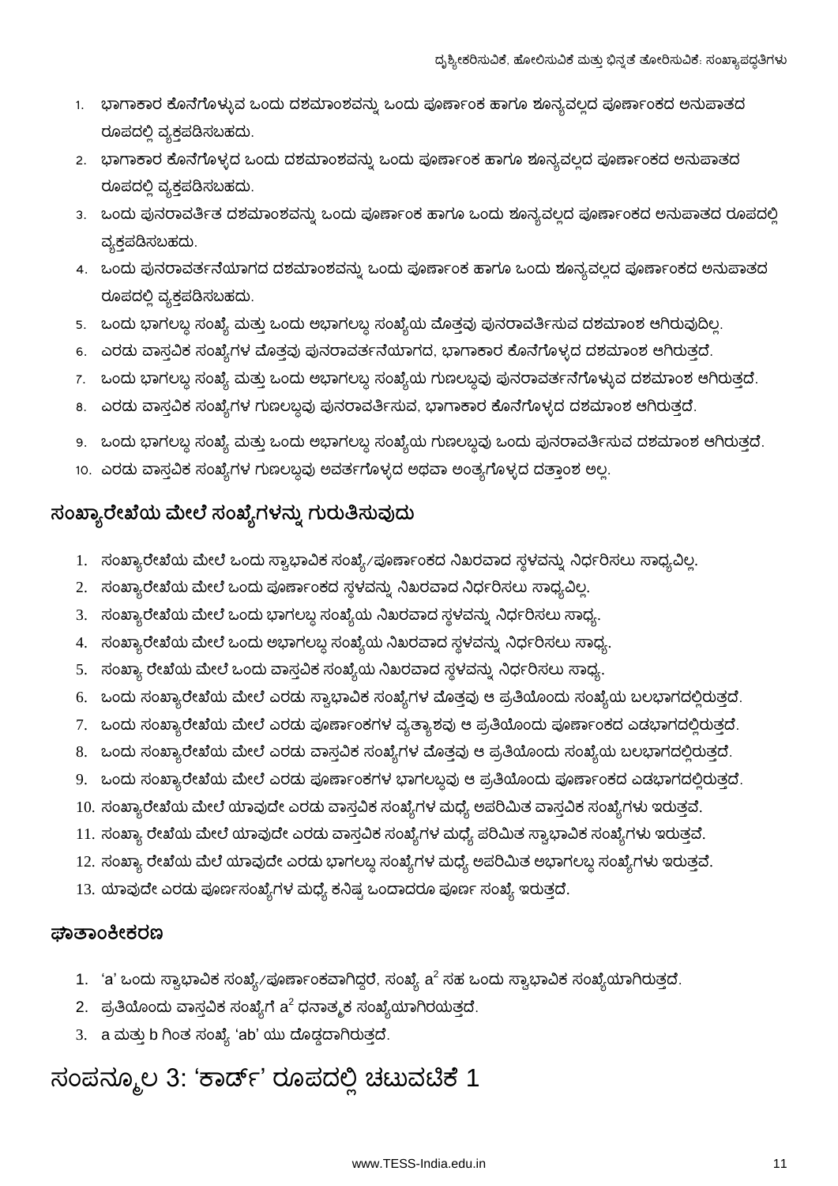1. ಭಾಗಾಕಾರ ಕೊನೆಗೊಳ್ಳುವ ಒಂದು ದಶಮಾಂಶವನ್ನು ಒಂದು ಪೂರ್ಣಾಂಕ ಹಾಗೂ ಶೂನ್ಯವಲ್ಲದ ಪೂರ್ಣಾಂಕದ ಅನುಪಾತದ ರೂಪದಲ್ಲಿ ವ್ಯಕ್ತಪಡಿಸಬಹುದು.
2. ಭಾಗಾಕಾರ ಕೊನೆಗೊಳ್ಳದ ಒಂದು ದಶಮಾಂಶವನ್ನು ಒಂದು ಪೂರ್ಣಾಂಕ ಹಾಗೂ ಶೂನ್ಯವಲ್ಲದ ಪೂರ್ಣಾಂಕದ ಅನುಪಾತದ ರೂಪದಲ್ಲಿ ವ್ಯಕ್ತಪಡಿಸಬಹುದು.
3. ಒಂದು ಪುನರಾವರ್ತಿತ ದಶಮಾಂಶವನ್ನು ಒಂದು ಪೂರ್ಣಾಂಕ ಹಾಗೂ ಒಂದು ಶೂನ್ಯವಲ್ಲದ ಪೂರ್ಣಾಂಕದ ಅನುಪಾತದ ರೂಪದಲ್ಲಿ ವ್ಯಕ್ತಪಡಿಸಬಹುದು.
4. ಒಂದು ಪುನರಾವರ್ತನೆಯಾಗದ ದಶಮಾಂಶವನ್ನು ಒಂದು ಪೂರ್ಣಾಂಕ ಹಾಗೂ ಒಂದು ಶೂನ್ಯವಲ್ಲದ ಪೂರ್ಣಾಂಕದ ಅನುಪಾತದ ರೂಪದಲ್ಲಿ ವ್ಯಕ್ತಪಡಿಸಬಹುದು.
5. ಒಂದು ಭಾಗಲಬ್ಧ ಸಂಖ್ಯೆ ಮತ್ತು ಒಂದು ಅಭಾಗಲಬ್ಧ ಸಂಖ್ಯೆಯ ಮೊತ್ತವು ಪುನರಾವರ್ತಿಸುವ ದಶಮಾಂಶ ಆಗಿರುವುದಿಲ್ಲ.
6. ಎರಡು ವಾಸ್ತವಿಕ ಸಂಖ್ಯೆಗಳ ಮೊತ್ತವು ಪುನರಾವರ್ತನೆಯಾಗದ, ಭಾಗಾಕಾರ ಕೊನೆಗೊಳ್ಳದ ದಶಮಾಂಶ ಆಗಿರುತ್ತದೆ.
7. ಒಂದು ಭಾಗಲಬ್ಧ ಸಂಖ್ಯೆ ಮತ್ತು ಒಂದು ಅಭಾಗಲಬ್ಧ ಸಂಖ್ಯೆಯ ಗುಣಲಬ್ಧವು ಪುನರಾವರ್ತನೆಗೊಳ್ಳುವ ದಶಮಾಂಶ ಆಗಿರುತ್ತದೆ.
8. ಎರಡು ವಾಸ್ತವಿಕ ಸಂಖ್ಯೆಗಳ ಗುಣಲಬ್ಧವು ಪುನರಾವರ್ತಿಸುವ, ಭಾಗಾಕಾರ ಕೊನೆಗೊಳ್ಳದ ದಶಮಾಂಶ ಆಗಿರುತ್ತದೆ.
9. ಒಂದು ಭಾಗಲಬ್ಧ ಸಂಖ್ಯೆ ಮತ್ತು ಒಂದು ಅಭಾಗಲಬ್ಧ ಸಂಖ್ಯೆಯ ಗುಣಲಬ್ಧವು ಒಂದು ಪುನರಾವರ್ತಿಸುವ ದಶಮಾಂಶ ಆಗಿರುತ್ತದೆ.
10. ಎರಡು ವಾಸ್ತವಿಕ ಸಂಖ್ಯೆಗಳ ಗುಣಲಬ್ಧವು ಅವರ್ತಗೊಳ್ಳದ ಅಥವಾ ಅಂತ್ಯಗೊಳ್ಳದ ದತ್ತಾಂಶ ಅಲ್ಲ.

## ಸಂಖ್ಯಾರೇಖೆಯ ಮೇಲೆ ಸಂಖ್ಯೆಗಳನ್ನು ಗುರುತಿಸುವುದು

1. ಸಂಖ್ಯಾರೇಖೆಯ ಮೇಲೆ ಒಂದು ಸ್ವಾಭಾವಿಕ ಸಂಖ್ಯೆ/ಪೂರ್ಣಾಂಕದ ನಿಖರವಾದ ಸ್ಥಳವನ್ನು ನಿರ್ಧರಿಸಲು ಸಾಧ್ಯವಿಲ್ಲ.
2. ಸಂಖ್ಯಾರೇಖೆಯ ಮೇಲೆ ಒಂದು ಪೂರ್ಣಾಂಕದ ಸ್ಥಳವನ್ನು ನಿಖರವಾದ ನಿರ್ಧರಿಸಲು ಸಾಧ್ಯವಿಲ್ಲ.
3. ಸಂಖ್ಯಾರೇಖೆಯ ಮೇಲೆ ಒಂದು ಭಾಗಲಬ್ಧ ಸಂಖ್ಯೆಯ ನಿಖರವಾದ ಸ್ಥಳವನ್ನು ನಿರ್ಧರಿಸಲು ಸಾಧ್ಯ.
4. ಸಂಖ್ಯಾರೇಖೆಯ ಮೇಲೆ ಒಂದು ಅಭಾಗಲಬ್ಧ ಸಂಖ್ಯೆಯ ನಿಖರವಾದ ಸ್ಥಳವನ್ನು ನಿರ್ಧರಿಸಲು ಸಾಧ್ಯ.
5. ಸಂಖ್ಯಾ ರೇಖೆಯ ಮೇಲೆ ಒಂದು ವಾಸ್ತವಿಕ ಸಂಖ್ಯೆಯ ನಿಖರವಾದ ಸ್ಥಳವನ್ನು ನಿರ್ಧರಿಸಲು ಸಾಧ್ಯ.
6. ಒಂದು ಸಂಖ್ಯಾರೇಖೆಯ ಮೇಲೆ ಎರಡು ಸ್ವಾಭಾವಿಕ ಸಂಖ್ಯೆಗಳ ಮೊತ್ತವು ಆ ಪ್ರತಿಯೊಂದು ಸಂಖ್ಯೆಯ ಬಲಭಾಗದಲ್ಲಿರುತ್ತದೆ.
7. ಒಂದು ಸಂಖ್ಯಾರೇಖೆಯ ಮೇಲೆ ಎರಡು ಪೂರ್ಣಾಂಕಗಳ ವ್ಯತ್ಯಾಶವು ಆ ಪ್ರತಿಯೊಂದು ಪೂರ್ಣಾಂಕದ ಎಡಭಾಗದಲ್ಲಿರುತ್ತದೆ.
8. ಒಂದು ಸಂಖ್ಯಾರೇಖೆಯ ಮೇಲೆ ಎರಡು ವಾಸ್ತವಿಕ ಸಂಖ್ಯೆಗಳ ಮೊತ್ತವು ಆ ಪ್ರತಿಯೊಂದು ಸಂಖ್ಯೆಯ ಬಲಭಾಗದಲ್ಲಿರುತ್ತದೆ.
9. ಒಂದು ಸಂಖ್ಯಾರೇಖೆಯ ಮೇಲೆ ಎರಡು ಪೂರ್ಣಾಂಕಗಳ ಭಾಗಲಬ್ಧವು ಆ ಪ್ರತಿಯೊಂದು ಪೂರ್ಣಾಂಕದ ಎಡಭಾಗದಲ್ಲಿರುತ್ತದೆ.
10. ಸಂಖ್ಯಾರೇಖೆಯ ಮೇಲೆ ಯಾವುದೇ ಎರಡು ವಾಸ್ತವಿಕ ಸಂಖ್ಯೆಗಳ ಮಧ್ಯೆ ಅಪರಿಮಿತ ವಾಸ್ತವಿಕ ಸಂಖ್ಯೆಗಳು ಇರುತ್ತವೆ.
11. ಸಂಖ್ಯಾ ರೇಖೆಯ ಮೇಲೆ ಯಾವುದೇ ಎರಡು ವಾಸ್ತವಿಕ ಸಂಖ್ಯೆಗಳ ಮಧ್ಯೆ ಪರಿಮಿತ ಸ್ವಾಭಾವಿಕ ಸಂಖ್ಯೆಗಳು ಇರುತ್ತವೆ.
12. ಸಂಖ್ಯಾ ರೇಖೆಯ ಮೆಲೆ ಯಾವುದೇ ಎರಡು ಭಾಗಲಬ್ಧ ಸಂಖ್ಯೆಗಳ ಮಧ್ಯೆ ಅಪರಿಮಿತ ಅಭಾಗಲಬ್ಧ ಸಂಖ್ಯೆಗಳು ಇರುತ್ತವೆ.
13. ಯಾವುದೇ ಎರಡು ಪೂರ್ಣಸಂಖ್ಯೆಗಳ ಮಧ್ಯೆ ಕನಿಷ್ಠ ಒಂದಾದರೂ ಪೂರ್ಣ ಸಂಖ್ಯೆ ಇರುತ್ತದೆ.

### ಘಾತಾಂಕೀಕರಣ

1. 'a' ಒಂದು ಸ್ವಾಭಾವಿಕ ಸಂಖ್ಯೆ/ಪೂರ್ಣಾಂಕವಾಗಿದ್ದರೆ, ಸಂಖ್ಯೆ $a^2$ ಸಹ ಒಂದು ಸ್ವಾಭಾವಿಕ ಸಂಖ್ಯೆಯಾಗಿರುತ್ತದೆ.
2. ಪ್ರತಿಯೊಂದು ವಾಸ್ತವಿಕ ಸಂಖ್ಯೆಗೆ $a^2$ ಧನಾತ್ಮಕ ಸಂಖ್ಯೆಯಾಗಿರಯತ್ತದೆ.
3. a ಮತ್ತು b ಗಿಂತ ಸಂಖ್ಯೆ 'ab' ಯು ದೊಡ್ಡದಾಗಿರುತ್ತದೆ.

# ಸಂಪನ್ಮೂಲ 3: 'ಕಾರ್ಡ್' ರೂಪದಲ್ಲಿ ಚಟುವಟಿಕೆ 1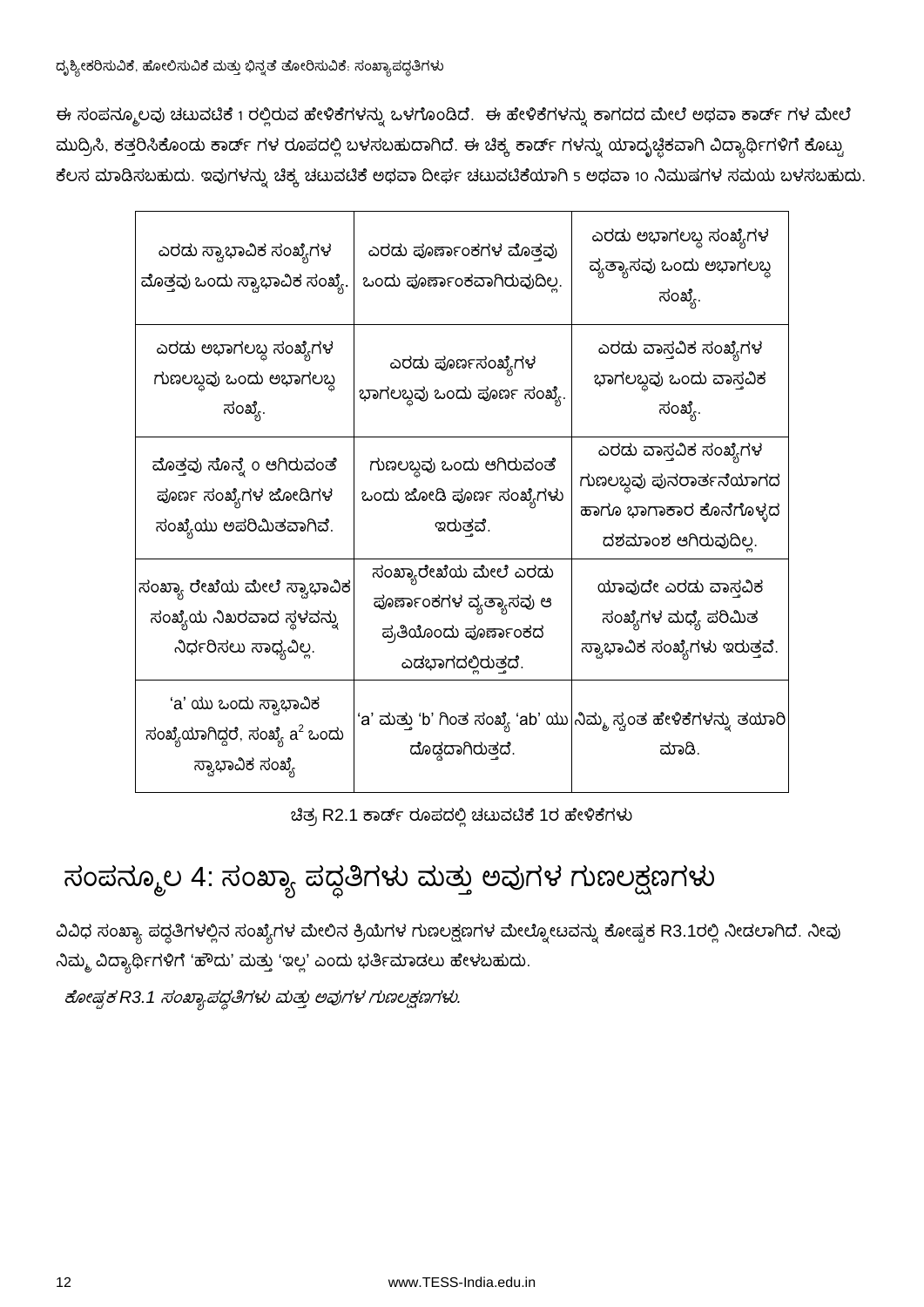ಈ ಸಂಪನ್ಮೂಲವು ಚಟುವಟಿಕೆ 1 ರಲ್ಲಿರುವ ಹೇಳಿಕೆಗಳನ್ನು ಒಳಗೊಂಡಿದೆ. ಈ ಹೇಳಿಕೆಗಳನ್ನು ಕಾಗದದ ಮೇಲೆ ಅಥವಾ ಕಾರ್ಡ್ ಗಳ ಮೇಲೆ ಮುದ್ರಿಸಿ, ಕತ್ತರಿಸಿಕೊಂಡು ಕಾರ್ಡ್ ಗಳ ರೂಪದಲ್ಲಿ ಬಳಸಬಹುದಾಗಿದೆ. ಈ ಚಿಕ್ಕ ಕಾರ್ಡ್ ಗಳನ್ನು ಯಾದೃಚ್ಛಿಕವಾಗಿ ವಿದ್ಯಾರ್ಥಿಗಳಿಗೆ ಕೊಟ್ಟು ಕೆಲಸ ಮಾಡಿಸಬಹುದು. ಇವುಗಳನ್ನು ಚಿಕ್ಕ ಚಟುವಟಿಕೆ ಅಥವಾ ದೀರ್ಘ ಚಟುವಟಿಕೆಯಾಗಿ 5 ಅಥವಾ 10 ನಿಮಿಷಗಳ ಸಮಯ ಬಳಸಬಹುದು.

| | | |
|---|---|---|
| ಎರಡು ಸ್ವಾಭಾವಿಕ ಸಂಖ್ಯೆಗಳ ಮೊತ್ತವು ಒಂದು ಸ್ವಾಭಾವಿಕ ಸಂಖ್ಯೆ. | ಎರಡು ಪೂರ್ಣಾಂಕಗಳ ಮೊತ್ತವು ಒಂದು ಪೂರ್ಣಾಂಕವಾಗಿರುವುದಿಲ್ಲ. | ಎರಡು ಅಭಾಗಲಬ್ಧ ಸಂಖ್ಯೆಗಳ ವ್ಯತ್ಯಾಸವು ಒಂದು ಅಭಾಗಲಬ್ಧ ಸಂಖ್ಯೆ. |
| ಎರಡು ಅಭಾಗಲಬ್ಧ ಸಂಖ್ಯೆಗಳ ಗುಣಲಬ್ಧವು ಒಂದು ಅಭಾಗಲಬ್ಧ ಸಂಖ್ಯೆ. | ಎರಡು ಪೂರ್ಣಸಂಖ್ಯೆಗಳ ಭಾಗಲಬ್ಧವು ಒಂದು ಪೂರ್ಣ ಸಂಖ್ಯೆ. | ಎರಡು ವಾಸ್ತವಿಕ ಸಂಖ್ಯೆಗಳ ಭಾಗಲಬ್ಧವು ಒಂದು ವಾಸ್ತವಿಕ ಸಂಖ್ಯೆ. |
| ಮೊತ್ತವು ಸೊನ್ನೆ 0 ಆಗಿರುವಂತೆ ಪೂರ್ಣ ಸಂಖ್ಯೆಗಳ ಜೋಡಿಗಳ ಸಂಖ್ಯೆಯು ಅಪರಿಮಿತವಾಗಿವೆ. | ಗುಣಲಬ್ಧವು ಒಂದು ಆಗಿರುವಂತೆ ಒಂದು ಜೋಡಿ ಪೂರ್ಣ ಸಂಖ್ಯೆಗಳು ಇರುತ್ತವೆ. | ಎರಡು ವಾಸ್ತವಿಕ ಸಂಖ್ಯೆಗಳ ಗುಣಲಬ್ಧವು ಪುನರಾರ್ತನೆಯಾಗದ ಹಾಗೂ ಭಾಗಾಕಾರ ಕೊನೆಗೊಳ್ಳದ ದಶಮಾಂಶ ಆಗಿರುವುದಿಲ್ಲ. |
| ಸಂಖ್ಯಾ ರೇಖೆಯ ಮೇಲೆ ಸ್ವಾಭಾವಿಕ ಸಂಖ್ಯೆಯ ನಿಖರವಾದ ಸ್ಥಳವನ್ನು ನಿರ್ಧರಿಸಲು ಸಾಧ್ಯವಿಲ್ಲ. | ಸಂಖ್ಯಾರೇಖೆಯ ಮೇಲೆ ಎರಡು ಪೂರ್ಣಾಂಕಗಳ ವ್ಯತ್ಯಾಸವು ಆ ಪ್ರತಿಯೊಂದು ಪೂರ್ಣಾಂಕದ ಎಡಭಾಗದಲ್ಲಿರುತ್ತದೆ. | ಯಾವುದೇ ಎರಡು ವಾಸ್ತವಿಕ ಸಂಖ್ಯೆಗಳ ಮಧ್ಯೆ ಪರಿಮಿತ ಸ್ವಾಭಾವಿಕ ಸಂಖ್ಯೆಗಳು ಇರುತ್ತವೆ. |
| 'a' ಯು ಒಂದು ಸ್ವಾಭಾವಿಕ ಸಂಖ್ಯೆಯಾಗಿದ್ದರೆ, ಸಂಖ್ಯೆ $a^2$ ಒಂದು ಸ್ವಾಭಾವಿಕ ಸಂಖ್ಯೆ | 'a' ಮತ್ತು 'b' ಗಿಂತ ಸಂಖ್ಯೆ 'ab' ಯು ದೊಡ್ಡದಾಗಿರುತ್ತದೆ. | ನಿಮ್ಮ ಸ್ವಂತ ಹೇಳಿಕೆಗಳನ್ನು ತಯಾರಿ ಮಾಡಿ. |

ಚಿತ್ರ R2.1 ಕಾರ್ಡ್ ರೂಪದಲ್ಲಿ ಚಟುವಟಿಕೆ 1ರ ಹೇಳಿಕೆಗಳು

# ಸಂಪನ್ಮೂಲ 4: ಸಂಖ್ಯಾ ಪದ್ಧತಿಗಳು ಮತ್ತು ಅವುಗಳ ಗುಣಲಕ್ಷಣಗಳು

ವಿವಿಧ ಸಂಖ್ಯಾ ಪದ್ಧತಿಗಳಲ್ಲಿನ ಸಂಖ್ಯೆಗಳ ಮೇಲಿನ ಕ್ರಿಯೆಗಳ ಗುಣಲಕ್ಷಣಗಳ ಮೇಲ್ನೋಟವನ್ನು ಕೋಷ್ಟಕ R3.1ರಲ್ಲಿ ನೀಡಲಾಗಿದೆ. ನೀವು ನಿಮ್ಮ ವಿದ್ಯಾರ್ಥಿಗಳಿಗೆ 'ಹೌದು' ಮತ್ತು 'ಇಲ್ಲ' ಎಂದು ಭರ್ತಿಮಾಡಲು ಹೇಳಬಹುದು.

*ಕೋಷ್ಟಕ R3.1 ಸಂಖ್ಯಾಪದ್ಧತಿಗಳು ಮತ್ತು ಅವುಗಳ ಗುಣಲಕ್ಷಣಗಳು.*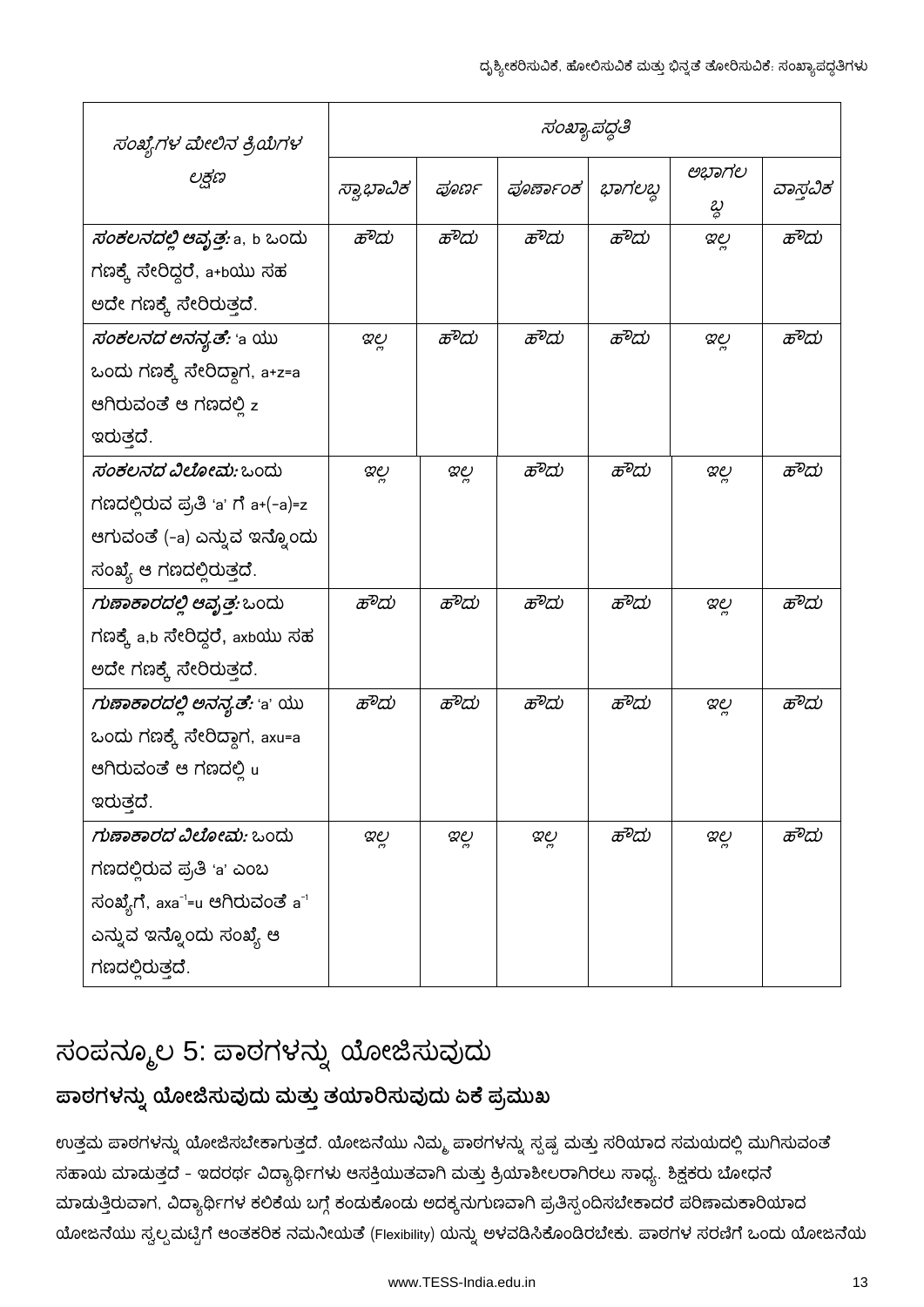| *ಸಂಖ್ಯೆಗಳ ಮೇಲಿನ ಕ್ರಿಯೆಗಳ ಲಕ್ಷಣ* | *ಸಂಖ್ಯಾಪದ್ಧತಿ* | | | | | |
|---|---|---|---|---|---|---|
| | *ಸ್ವಾಭಾವಿಕ* | *ಪೂರ್ಣ* | *ಪೂರ್ಣಾಂಕ* | *ಭಾಗಲಬ್ಧ* | *ಅಭಾಗಲಬ್ಧ* | *ವಾಸ್ತವಿಕ* |
| ***ಸಂಕಲನದಲ್ಲಿ ಆವೃತ್ತ:*** a, b ಒಂದು ಗಣಕ್ಕೆ ಸೇರಿದ್ದರೆ, a+bಯು ಸಹ ಅದೇ ಗಣಕ್ಕೆ ಸೇರಿರುತ್ತದೆ. | *ಹೌದು* | *ಹೌದು* | *ಹೌದು* | *ಹೌದು* | *ಇಲ್ಲ* | *ಹೌದು* |
| ***ಸಂಕಲನದ ಅನನ್ಯತೆ:*** 'a ಯು ಒಂದು ಗಣಕ್ಕೆ ಸೇರಿದ್ದಾಗ, a+z=a ಆಗಿರುವಂತೆ ಆ ಗಣದಲ್ಲಿ z ಇರುತ್ತದೆ. | *ಇಲ್ಲ* | *ಹೌದು* | *ಹೌದು* | *ಹೌದು* | *ಇಲ್ಲ* | *ಹೌದು* |
| ***ಸಂಕಲನದ ವಿಲೋಮ:*** ಒಂದು ಗಣದಲ್ಲಿರುವ ಪ್ರತಿ 'a' ಗೆ a+(-a)=z ಆಗುವಂತೆ (-a) ಎನ್ನುವ ಇನ್ನೊಂದು ಸಂಖ್ಯೆ ಆ ಗಣದಲ್ಲಿರುತ್ತದೆ. | *ಇಲ್ಲ* | *ಇಲ್ಲ* | *ಹೌದು* | *ಹೌದು* | *ಇಲ್ಲ* | *ಹೌದು* |
| ***ಗುಣಾಕಾರದಲ್ಲಿ ಆವೃತ್ತ:*** ಒಂದು ಗಣಕ್ಕೆ a,b ಸೇರಿದ್ದರೆ, axbಯು ಸಹ ಅದೇ ಗಣಕ್ಕೆ ಸೇರಿರುತ್ತದೆ. | *ಹೌದು* | *ಹೌದು* | *ಹೌದು* | *ಹೌದು* | *ಇಲ್ಲ* | *ಹೌದು* |
| ***ಗುಣಾಕಾರದಲ್ಲಿ ಅನನ್ಯತೆ:*** 'a' ಯು ಒಂದು ಗಣಕ್ಕೆ ಸೇರಿದ್ದಾಗ, axu=a ಆಗಿರುವಂತೆ ಆ ಗಣದಲ್ಲಿ u ಇರುತ್ತದೆ. | *ಹೌದು* | *ಹೌದು* | *ಹೌದು* | *ಹೌದು* | *ಇಲ್ಲ* | *ಹೌದು* |
| ***ಗುಣಾಕಾರದ ವಿಲೋಮ:*** ಒಂದು ಗಣದಲ್ಲಿರುವ ಪ್ರತಿ 'a' ಎಂಬ ಸಂಖ್ಯೆಗೆ, $axa^{-1}$=u ಆಗಿರುವಂತೆ $a^{-1}$ ಎನ್ನುವ ಇನ್ನೊಂದು ಸಂಖ್ಯೆ ಆ ಗಣದಲ್ಲಿರುತ್ತದೆ. | *ಇಲ್ಲ* | *ಇಲ್ಲ* | *ಇಲ್ಲ* | *ಹೌದು* | *ಇಲ್ಲ* | *ಹೌದು* |

# ಸಂಪನ್ಮೂಲ 5: ಪಾಠಗಳನ್ನು ಯೋಜಿಸುವುದು

## ಪಾಠಗಳನ್ನು ಯೋಜಿಸುವುದು ಮತ್ತು ತಯಾರಿಸುವುದು ಏಕೆ ಪ್ರಮುಖ

ಉತ್ತಮ ಪಾಠಗಳನ್ನು ಯೋಜಿಸಬೇಕಾಗುತ್ತದೆ. ಯೋಜನೆಯು ನಿಮ್ಮ ಪಾಠಗಳನ್ನು ಸ್ಪಷ್ಟ ಮತ್ತು ಸರಿಯಾದ ಸಮಯದಲ್ಲಿ ಮುಗಿಸುವಂತೆ ಸಹಾಯ ಮಾಡುತ್ತದೆ - ಇದರರ್ಥ ವಿದ್ಯಾರ್ಥಿಗಳು ಆಸಕ್ತಿಯುತವಾಗಿ ಮತ್ತು ಕ್ರಿಯಾಶೀಲರಾಗಿರಲು ಸಾಧ್ಯ. ಶಿಕ್ಷಕರು ಬೋಧನೆ ಮಾಡುತ್ತಿರುವಾಗ, ವಿದ್ಯಾರ್ಥಿಗಳ ಕಲಿಕೆಯ ಬಗ್ಗೆ ಕಂಡುಕೊಂಡು ಅದಕ್ಕನುಗುಣವಾಗಿ ಪ್ರತಿಸ್ಪಂದಿಸಬೇಕಾದರೆ ಪರಿಣಾಮಕಾರಿಯಾದ ಯೋಜನೆಯು ಸ್ವಲ್ಪಮಟ್ಟಿಗೆ ಆಂತಕರಿಕ ನಮನೀಯತೆ (Flexibility) ಯನ್ನು ಅಳವಡಿಸಿಕೊಂಡಿರಬೇಕು. ಪಾಠಗಳ ಸರಣಿಗೆ ಒಂದು ಯೋಜನೆಯ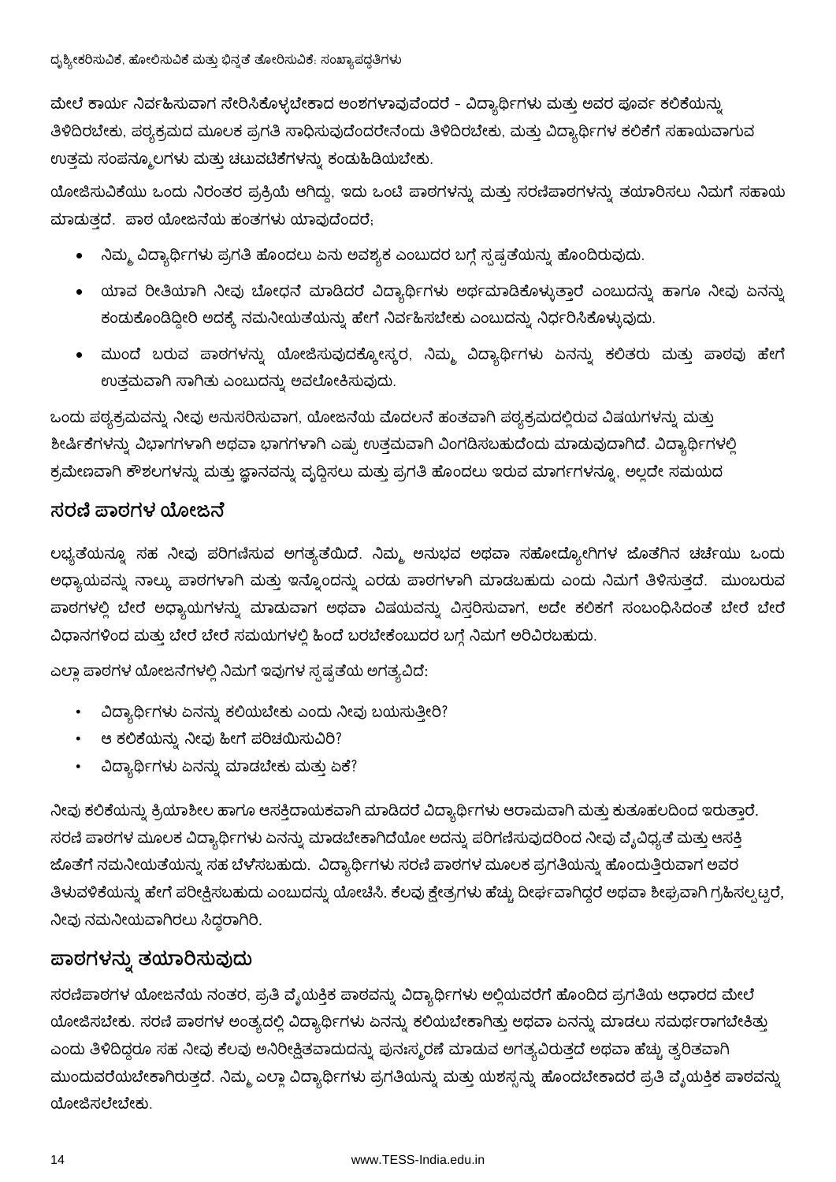ಮೇಲೆ ಕಾರ್ಯ ನಿರ್ವಹಿಸುವಾಗ ಸೇರಿಸಿಕೊಳ್ಳಬೇಕಾದ ಅಂಶಗಳಾವುವೆಂದರೆ - ವಿದ್ಯಾರ್ಥಿಗಳು ಮತ್ತು ಅವರ ಪೂರ್ವ ಕಲಿಕೆಯನ್ನು ತಿಳಿದಿರಬೇಕು, ಪಠ್ಯಕ್ರಮದ ಮೂಲಕ ಪ್ರಗತಿ ಸಾಧಿಸುವುದೆಂದರೇನೆಂದು ತಿಳಿದಿರಬೇಕು, ಮತ್ತು ವಿದ್ಯಾರ್ಥಿಗಳ ಕಲಿಕೆಗೆ ಸಹಾಯವಾಗುವ ಉತ್ತಮ ಸಂಪನ್ಮೂಲಗಳು ಮತ್ತು ಚಟುವಟಿಕೆಗಳನ್ನು ಕಂಡುಹಿಡಿಯಬೇಕು.

ಯೋಜಿಸುವಿಕೆಯು ಒಂದು ನಿರಂತರ ಪ್ರಕ್ರಿಯೆ ಆಗಿದ್ದು, ಇದು ಒಂಟಿ ಪಾಠಗಳನ್ನು ಮತ್ತು ಸರಣಿಪಾಠಗಳನ್ನು ತಯಾರಿಸಲು ನಿಮಗೆ ಸಹಾಯ ಮಾಡುತ್ತದೆ. ಪಾಠ ಯೋಜನೆಯ ಹಂತಗಳು ಯಾವುವೆಂದರೆ;

- ನಿಮ್ಮ ವಿದ್ಯಾರ್ಥಿಗಳು ಪ್ರಗತಿ ಹೊಂದಲು ಏನು ಅವಶ್ಯಕ ಎಂಬುದರ ಬಗ್ಗೆ ಸ್ಪಷ್ಟತೆಯನ್ನು ಹೊಂದಿರುವುದು.
- ಯಾವ ರೀತಿಯಾಗಿ ನೀವು ಬೋಧನೆ ಮಾಡಿದರೆ ವಿದ್ಯಾರ್ಥಿಗಳು ಅರ್ಥಮಾಡಿಕೊಳ್ಳುತ್ತಾರೆ ಎಂಬುದನ್ನು ಹಾಗೂ ನೀವು ಏನನ್ನು ಕಂಡುಕೊಂಡಿದ್ದೀರಿ ಅದಕ್ಕೆ ನಮನೀಯತೆಯನ್ನು ಹೇಗೆ ನಿರ್ವಹಿಸಬೇಕು ಎಂಬುದನ್ನು ನಿರ್ಧರಿಸಿಕೊಳ್ಳುವುದು.
- ಮುಂದೆ ಬರುವ ಪಾಠಗಳನ್ನು ಯೋಜಿಸುವುದಕ್ಕೋಸ್ಕರ, ನಿಮ್ಮ ವಿದ್ಯಾರ್ಥಿಗಳು ಏನನ್ನು ಕಲಿತರು ಮತ್ತು ಪಾಠವು ಹೇಗೆ ಉತ್ತಮವಾಗಿ ಸಾಗಿತು ಎಂಬುದನ್ನು ಅವಲೋಕಿಸುವುದು.

ಒಂದು ಪಠ್ಯಕ್ರಮವನ್ನು ನೀವು ಅನುಸರಿಸುವಾಗ, ಯೋಜನೆಯ ಮೊದಲನೆ ಹಂತವಾಗಿ ಪಠ್ಯಕ್ರಮದಲ್ಲಿರುವ ವಿಷಯಗಳನ್ನು ಮತ್ತು ಶೀರ್ಷಿಕೆಗಳನ್ನು ವಿಭಾಗಗಳಾಗಿ ಅಥವಾ ಭಾಗಗಳಾಗಿ ಎಷ್ಟು ಉತ್ತಮವಾಗಿ ವಿಂಗಡಿಸಬಹುದೆಂದು ಮಾಡುವುದಾಗಿದೆ. ವಿದ್ಯಾರ್ಥಿಗಳಲ್ಲಿ ಕ್ರಮೇಣವಾಗಿ ಕೌಶಲಗಳನ್ನು ಮತ್ತು ಜ್ಞಾನವನ್ನು ವೃದ್ಧಿಸಲು ಮತ್ತು ಪ್ರಗತಿ ಹೊಂದಲು ಇರುವ ಮಾರ್ಗಗಳನ್ನೂ, ಅಲ್ಲದೇ ಸಮಯದ

## ಸರಣಿ ಪಾಠಗಳ ಯೋಜನೆ

ಲಭ್ಯತೆಯನ್ನೂ ಸಹ ನೀವು ಪರಿಗಣಿಸುವ ಅಗತ್ಯತೆಯಿದೆ. ನಿಮ್ಮ ಅನುಭವ ಅಥವಾ ಸಹೋದ್ಯೋಗಿಗಳ ಜೊತೆಗಿನ ಚರ್ಚೆಯು ಒಂದು ಅಧ್ಯಾಯವನ್ನು ನಾಲ್ಕು ಪಾಠಗಳಾಗಿ ಮತ್ತು ಇನ್ನೊಂದನ್ನು ಎರಡು ಪಾಠಗಳಾಗಿ ಮಾಡಬಹುದು ಎಂದು ನಿಮಗೆ ತಿಳಿಸುತ್ತದೆ. ಮುಂಬರುವ ಪಾಠಗಳಲ್ಲಿ ಬೇರೆ ಅಧ್ಯಾಯಗಳನ್ನು ಮಾಡುವಾಗ ಅಥವಾ ವಿಷಯವನ್ನು ವಿಸ್ತರಿಸುವಾಗ, ಅದೇ ಕಲಿಕೆಗೆ ಸಂಬಂಧಿಸಿದಂತೆ ಬೇರೆ ಬೇರೆ ವಿಧಾನಗಳಿಂದ ಮತ್ತು ಬೇರೆ ಬೇರೆ ಸಮಯಗಳಲ್ಲಿ ಹಿಂದೆ ಬರಬೇಕೆಂಬುದರ ಬಗ್ಗೆ ನಿಮಗೆ ಅರಿವಿರಬಹುದು.

ಎಲ್ಲಾ ಪಾಠಗಳ ಯೋಜನೆಗಳಲ್ಲಿ ನಿಮಗೆ ಇವುಗಳ ಸ್ಪಷ್ಟತೆಯ ಅಗತ್ಯವಿದೆ:

- ವಿದ್ಯಾರ್ಥಿಗಳು ಏನನ್ನು ಕಲಿಯಬೇಕು ಎಂದು ನೀವು ಬಯಸುತ್ತೀರಿ?
- ಆ ಕಲಿಕೆಯನ್ನು ನೀವು ಹೀಗೆ ಪರಿಚಯಿಸುವಿರಿ?
- ವಿದ್ಯಾರ್ಥಿಗಳು ಏನನ್ನು ಮಾಡಬೇಕು ಮತ್ತು ಏಕೆ?

ನೀವು ಕಲಿಕೆಯನ್ನು ಕ್ರಿಯಾಶೀಲ ಹಾಗೂ ಆಸಕ್ತಿದಾಯಕವಾಗಿ ಮಾಡಿದರೆ ವಿದ್ಯಾರ್ಥಿಗಳು ಆರಾಮವಾಗಿ ಮತ್ತು ಕುತೂಹಲದಿಂದ ಇರುತ್ತಾರೆ. ಸರಣಿ ಪಾಠಗಳ ಮೂಲಕ ವಿದ್ಯಾರ್ಥಿಗಳು ಏನನ್ನು ಮಾಡಬೇಕಾಗಿದೆಯೋ ಅದನ್ನು ಪರಿಗಣಿಸುವುದರಿಂದ ನೀವು ವೈವಿಧ್ಯತೆ ಮತ್ತು ಆಸಕ್ತಿ ಜೊತೆಗೆ ನಮನೀಯತೆಯನ್ನು ಸಹ ಬೆಳೆಸಬಹುದು. ವಿದ್ಯಾರ್ಥಿಗಳು ಸರಣಿ ಪಾಠಗಳ ಮೂಲಕ ಪ್ರಗತಿಯನ್ನು ಹೊಂದುತ್ತಿರುವಾಗ ಅವರ ತಿಳುವಳಿಕೆಯನ್ನು ಹೇಗೆ ಪರೀಕ್ಷಿಸಬಹುದು ಎಂಬುದನ್ನು ಯೋಚಿಸಿ. ಕೆಲವು ಕ್ಷೇತ್ರಗಳು ಹೆಚ್ಚು ದೀರ್ಘವಾಗಿದ್ದರೆ ಅಥವಾ ಶೀಘ್ರವಾಗಿ ಗ್ರಹಿಸಲ್ಪಟ್ಟರೆ, ನೀವು ನಮನೀಯವಾಗಿರಲು ಸಿದ್ಧರಾಗಿರಿ.

## ಪಾಠಗಳನ್ನು ತಯಾರಿಸುವುದು

ಸರಣಿಪಾಠಗಳ ಯೋಜನೆಯ ನಂತರ, ಪ್ರತಿ ವೈಯಕ್ತಿಕ ಪಾಠವನ್ನು ವಿದ್ಯಾರ್ಥಿಗಳು ಅಲ್ಲಿಯವರೆಗೆ ಹೊಂದಿದ ಪ್ರಗತಿಯ ಆಧಾರದ ಮೇಲೆ ಯೋಜಿಸಬೇಕು. ಸರಣಿ ಪಾಠಗಳ ಅಂತ್ಯದಲ್ಲಿ ವಿದ್ಯಾರ್ಥಿಗಳು ಏನನ್ನು ಕಲಿಯಬೇಕಾಗಿತ್ತು ಅಥವಾ ಏನನ್ನು ಮಾಡಲು ಸಮರ್ಥರಾಗಬೇಕಿತ್ತು ಎಂದು ತಿಳಿದಿದ್ದರೂ ಸಹ ನೀವು ಕೆಲವು ಅನಿರೀಕ್ಷಿತವಾದುದನ್ನು ಪುನಃಸ್ಮರಣೆ ಮಾಡುವ ಅಗತ್ಯವಿರುತ್ತದೆ ಅಥವಾ ಹೆಚ್ಚು ತ್ವರಿತವಾಗಿ ಮುಂದುವರೆಯಬೇಕಾಗಿರುತ್ತದೆ. ನಿಮ್ಮ ಎಲ್ಲಾ ವಿದ್ಯಾರ್ಥಿಗಳು ಪ್ರಗತಿಯನ್ನು ಮತ್ತು ಯಶಸ್ಸನ್ನು ಹೊಂದಬೇಕಾದರೆ ಪ್ರತಿ ವೈಯಕ್ತಿಕ ಪಾಠವನ್ನು ಯೋಜಿಸಲೇಬೇಕು.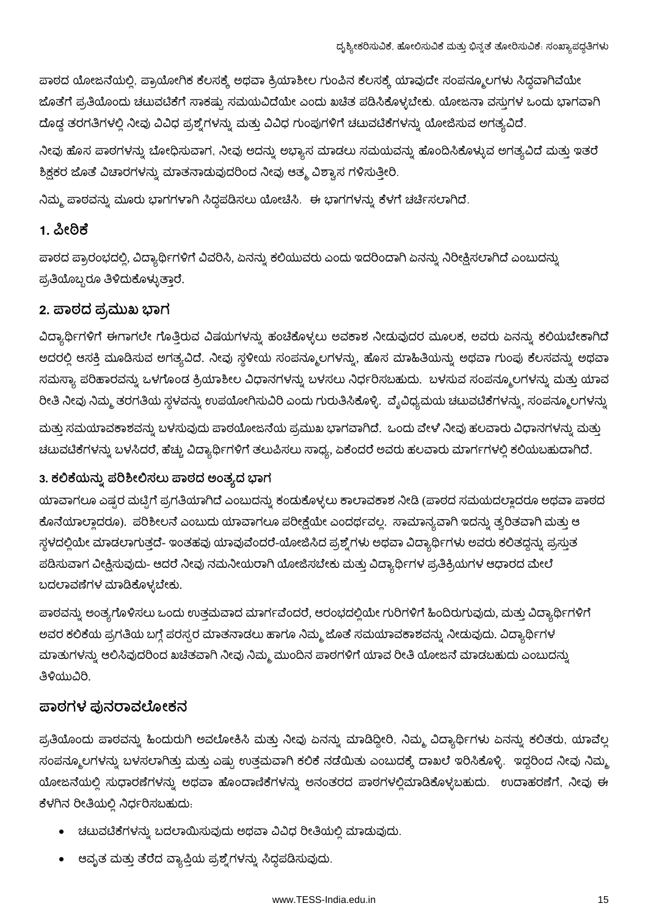ಪಾಠದ ಯೋಜನೆಯಲ್ಲಿ, ಪ್ರಾಯೋಗಿಕ ಕೆಲಸಕ್ಕೆ ಅಥವಾ ಕ್ರಿಯಾಶೀಲ ಗುಂಪಿನ ಕೆಲಸಕ್ಕೆ ಯಾವುದೇ ಸಂಪನ್ಮೂಲಗಳು ಸಿದ್ಧವಾಗಿವೆಯೇ ಜೊತೆಗೆ ಪ್ರತಿಯೊಂದು ಚಟುವಟಿಕೆಗೆ ಸಾಕಷ್ಟು ಸಮಯವಿದೆಯೇ ಎಂದು ಖಚಿತ ಪಡಿಸಿಕೊಳ್ಳಬೇಕು. ಯೋಜನಾ ವಸ್ತುಗಳ ಒಂದು ಭಾಗವಾಗಿ ದೊಡ್ಡ ತರಗತಿಗಳಲ್ಲಿ ನೀವು ವಿವಿಧ ಪ್ರಶ್ನೆಗಳನ್ನು ಮತ್ತು ವಿವಿಧ ಗುಂಪುಗಳಿಗೆ ಚಟುವಟಿಕೆಗಳನ್ನು ಯೋಜಿಸುವ ಅಗತ್ಯವಿದೆ.

ನೀವು ಹೊಸ ಪಾಠಗಳನ್ನು ಬೋಧಿಸುವಾಗ, ನೀವು ಅದನ್ನು ಅಭ್ಯಾಸ ಮಾಡಲು ಸಮಯವನ್ನು ಹೊಂದಿಸಿಕೊಳ್ಳುವ ಅಗತ್ಯವಿದೆ ಮತ್ತು ಇತರೆ ಶಿಕ್ಷಕರ ಜೊತೆ ವಿಚಾರಗಳನ್ನು ಮಾತನಾಡುವುದರಿಂದ ನೀವು ಆತ್ಮ ವಿಶ್ವಾಸ ಗಳಿಸುತ್ತೀರಿ.

ನಿಮ್ಮ ಪಾಠವನ್ನು ಮೂರು ಭಾಗಗಳಾಗಿ ಸಿದ್ಧಪಡಿಸಲು ಯೋಚಿಸಿ. ಈ ಭಾಗಗಳನ್ನು ಕೆಳಗೆ ಚರ್ಚಿಸಲಾಗಿದೆ.

## 1. ಪೀಠಿಕೆ

ಪಾಠದ ಪ್ರಾರಂಭದಲ್ಲಿ, ವಿದ್ಯಾರ್ಥಿಗಳಿಗೆ ವಿವರಿಸಿ, ಏನನ್ನು ಕಲಿಯುವರು ಎಂದು ಇದರಿಂದಾಗಿ ಏನನ್ನು ನಿರೀಕ್ಷಿಸಲಾಗಿದೆ ಎಂಬುದನ್ನು ಪ್ರತಿಯೊಬ್ಬರೂ ತಿಳಿದುಕೊಳ್ಳುತ್ತಾರೆ.

## 2. ಪಾಠದ ಪ್ರಮುಖ ಭಾಗ

ವಿದ್ಯಾರ್ಥಿಗಳಿಗೆ ಈಗಾಗಲೇ ಗೊತ್ತಿರುವ ವಿಷಯಗಳನ್ನು ಹಂಚಿಕೊಳ್ಳಲು ಅವಕಾಶ ನೀಡುವುದರ ಮೂಲಕ, ಅವರು ಏನನ್ನು ಕಲಿಯಬೇಕಾಗಿದೆ ಅದರಲ್ಲಿ ಆಸಕ್ತಿ ಮೂಡಿಸುವ ಅಗತ್ಯವಿದೆ. ನೀವು ಸ್ಥಳೀಯ ಸಂಪನ್ಮೂಲಗಳನ್ನು, ಹೊಸ ಮಾಹಿತಿಯನ್ನು ಅಥವಾ ಗುಂಪು ಕೆಲಸವನ್ನು ಅಥವಾ ಸಮಸ್ಯಾ ಪರಿಹಾರವನ್ನು ಒಳಗೊಂಡ ಕ್ರಿಯಾಶೀಲ ವಿಧಾನಗಳನ್ನು ಬಳಸಲು ನಿರ್ಧರಿಸಬಹುದು. ಬಳಸುವ ಸಂಪನ್ಮೂಲಗಳನ್ನು ಮತ್ತು ಯಾವ ರೀತಿ ನೀವು ನಿಮ್ಮ ತರಗತಿಯ ಸ್ಥಳವನ್ನು ಉಪಯೋಗಿಸುವಿರಿ ಎಂದು ಗುರುತಿಸಿಕೊಳ್ಳಿ. ವೈವಿಧ್ಯಮಯ ಚಟುವಟಿಕೆಗಳನ್ನು, ಸಂಪನ್ಮೂಲಗಳನ್ನು ಮತ್ತು ಸಮಯಾವಕಾಶವನ್ನು ಬಳಸುವುದು ಪಾಠಯೋಜನೆಯ ಪ್ರಮುಖ ಭಾಗವಾಗಿದೆ. ಒಂದು ವೇಳೆ ನೀವು ಹಲವಾರು ವಿಧಾನಗಳನ್ನು ಮತ್ತು ಚಟುವಟಿಕೆಗಳನ್ನು ಬಳಸಿದರೆ, ಹೆಚ್ಚು ವಿದ್ಯಾರ್ಥಿಗಳಿಗೆ ತಲುಪಿಸಲು ಸಾಧ್ಯ, ಏಕೆಂದರೆ ಅವರು ಹಲವಾರು ಮಾರ್ಗಗಳಲ್ಲಿ ಕಲಿಯಬಹುದಾಗಿದೆ.

### 3. ಕಲಿಕೆಯನ್ನು ಪರಿಶೀಲಿಸಲು ಪಾಠದ ಅಂತ್ಯದ ಭಾಗ

ಯಾವಾಗಲೂ ಎಷ್ಟರ ಮಟ್ಟಿಗೆ ಪ್ರಗತಿಯಾಗಿದೆ ಎಂಬುದನ್ನು ಕಂಡುಕೊಳ್ಳಲು ಕಾಲಾವಕಾಶ ನೀಡಿ (ಪಾಠದ ಸಮಯದಲ್ಲಾದರೂ ಅಥವಾ ಪಾಠದ ಕೊನೆಯಾಲ್ಲಾದರೂ). ಪರಿಶೀಲನೆ ಎಂಬುದು ಯಾವಾಗಲೂ ಪರೀಕ್ಷೆಯೇ ಎಂದರ್ಥವಲ್ಲ. ಸಾಮಾನ್ಯವಾಗಿ ಇದನ್ನು ತ್ವರಿತವಾಗಿ ಮತ್ತು ಆ ಸ್ಥಳದಲ್ಲಿಯೇ ಮಾಡಲಾಗುತ್ತದೆ- ಇಂತಹವು ಯಾವುವೆಂದರೆ-ಯೋಜಿಸಿದ ಪ್ರಶ್ನೆಗಳು ಅಥವಾ ವಿದ್ಯಾರ್ಥಿಗಳು ಅವರು ಕಲಿತದ್ದನ್ನು ಪ್ರಸ್ತುತ ಪಡಿಸುವಾಗ ವೀಕ್ಷಿಸುವುದು- ಆದರೆ ನೀವು ನಮನೀಯರಾಗಿ ಯೋಜಿಸಬೇಕು ಮತ್ತು ವಿದ್ಯಾರ್ಥಿಗಳ ಪ್ರತಿಕ್ರಿಯಗಳ ಆಧಾರದ ಮೇಲೆ ಬದಲಾವಣೆಗಳ ಮಾಡಿಕೊಳ್ಳಬೇಕು.

ಪಾಠವನ್ನು ಅಂತ್ಯಗೊಳಿಸಲು ಒಂದು ಉತ್ತಮವಾದ ಮಾರ್ಗವೆಂದರೆ, ಆರಂಭದಲ್ಲಿಯೇ ಗುರಿಗಳಿಗೆ ಹಿಂದಿರುಗುವುದು, ಮತ್ತು ವಿದ್ಯಾರ್ಥಿಗಳಿಗೆ ಅವರ ಕಲಿಕೆಯ ಪ್ರಗತಿಯ ಬಗ್ಗೆ ಪರಸ್ಪರ ಮಾತನಾಡಲು ಹಾಗೂ ನಿಮ್ಮ ಜೊತೆ ಸಮಯಾವಕಾಶವನ್ನು ನೀಡುವುದು. ವಿದ್ಯಾರ್ಥಿಗಳ ಮಾತುಗಳನ್ನು ಆಲಿಸಿವುದರಿಂದ ಖಚಿತವಾಗಿ ನೀವು ನಿಮ್ಮ ಮುಂದಿನ ಪಾಠಗಳಿಗೆ ಯಾವ ರೀತಿ ಯೋಜನೆ ಮಾಡಬಹುದು ಎಂಬುದನ್ನು ತಿಳಿಯುವಿರಿ.

## ಪಾಠಗಳ ಪುನರಾವಲೋಕನ

ಪ್ರತಿಯೊಂದು ಪಾಠವನ್ನು ಹಿಂದುರುಗಿ ಅವಲೋಕಿಸಿ ಮತ್ತು ನೀವು ಏನನ್ನು ಮಾಡಿದ್ದೀರಿ, ನಿಮ್ಮ ವಿದ್ಯಾರ್ಥಿಗಳು ಏನನ್ನು ಕಲಿತರು, ಯಾವೆಲ್ಲ ಸಂಪನ್ಮೂಲಗಳನ್ನು ಬಳಸಲಾಗಿತ್ತು ಮತ್ತು ಎಷ್ಟು ಉತ್ತಮವಾಗಿ ಕಲಿಕೆ ನಡೆಯಿತು ಎಂಬುದಕ್ಕೆ ದಾಖಲೆ ಇರಿಸಿಕೊಳ್ಳಿ. ಇದ್ದರಿಂದ ನೀವು ನಿಮ್ಮ ಯೋಜನೆಯಲ್ಲಿ ಸುಧಾರಣೆಗಳನ್ನು ಅಥವಾ ಹೊಂದಾಣಿಕೆಗಳನ್ನು ಅನಂತರದ ಪಾಠಗಳಲ್ಲಿಮಾಡಿಕೊಳ್ಳಬಹುದು. ಉದಾಹರಣೆಗೆ, ನೀವು ಈ ಕೆಳಗಿನ ರೀತಿಯಲ್ಲಿ ನಿರ್ಧರಿಸಬಹುದು:

- ಚಟುವಟಿಕೆಗಳನ್ನು ಬದಲಾಯಿಸುವುದು ಅಥವಾ ವಿವಿಧ ರೀತಿಯಲ್ಲಿ ಮಾಡುವುದು.
- ಆವೃತ ಮತ್ತು ತೆರೆದ ವ್ಯಾಪ್ತಿಯ ಪ್ರಶ್ನೆಗಳನ್ನು ಸಿದ್ಧಪಡಿಸುವುದು.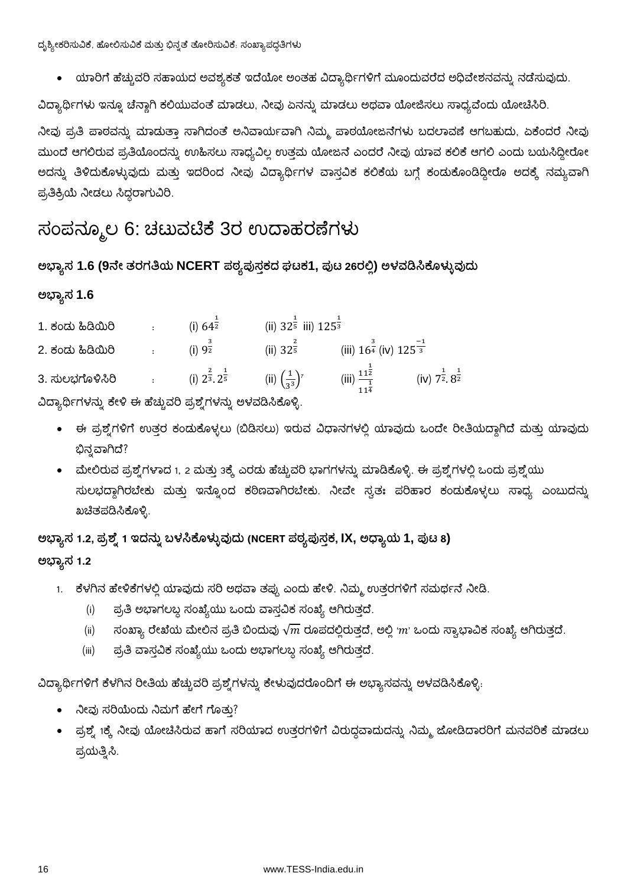- ಯಾರಿಗೆ ಹೆಚ್ಚುವರಿ ಸಹಾಯದ ಅವಶ್ಯಕತೆ ಇದೆಯೋ ಅಂತಹ ವಿದ್ಯಾರ್ಥಿಗಳಿಗೆ ಮೂಂದುವರೆದ ಅಧಿವೇಶನವನ್ನು ನಡೆಸುವುದು.

ವಿದ್ಯಾರ್ಥಿಗಳು ಇನ್ನೂ ಚೆನ್ನಾಗಿ ಕಲಿಯುವಂತೆ ಮಾಡಲು, ನೀವು ಏನನ್ನು ಮಾಡಲು ಅಥವಾ ಯೋಜಿಸಲು ಸಾಧ್ಯವೆಂದು ಯೋಚಿಸಿರಿ.

ನೀವು ಪ್ರತಿ ಪಾಠವನ್ನು ಮಾಡುತ್ತಾ ಸಾಗಿದಂತೆ ಅನಿವಾರ್ಯವಾಗಿ ನಿಮ್ಮ ಪಾಠಯೋಜನೆಗಳು ಬದಲಾವಣೆ ಆಗಬಹುದು, ಏಕೆಂದರೆ ನೀವು ಮುಂದೆ ಆಗಲಿರುವ ಪ್ರತಿಯೊಂದನ್ನು ಊಹಿಸಲು ಸಾಧ್ಯವಿಲ್ಲ ಉತ್ತಮ ಯೋಜನೆ ಎಂದರೆ ನೀವು ಯಾವ ಕಲಿಕೆ ಆಗಲಿ ಎಂದು ಬಯಸಿದ್ದೀರೋ ಅದನ್ನು ತಿಳಿದುಕೊಳ್ಳುವುದು ಮತ್ತು ಇದರಿಂದ ನೀವು ವಿದ್ಯಾರ್ಥಿಗಳ ವಾಸ್ತವಿಕ ಕಲಿಕೆಯ ಬಗ್ಗೆ ಕಂಡುಕೊಂಡಿದ್ದೀರೊ ಅದಕ್ಕೆ ನಮ್ಯವಾಗಿ ಪ್ರತಿಕ್ರಿಯೆ ನೀಡಲು ಸಿದ್ಧರಾಗುವಿರಿ.

# ಸಂಪನ್ಮೂಲ 6: ಚಟುವಟಿಕೆ 3ರ ಉದಾಹರಣೆಗಳು

### ಅಭ್ಯಾಸ 1.6 (9ನೇ ತರಗತಿಯ NCERT ಪಠ್ಯಪುಸ್ತಕದ ಘಟಕ1, ಪುಟ 26ರಲ್ಲಿ) ಅಳವಡಿಸಿಕೊಳ್ಳುವುದು

### ಅಭ್ಯಾಸ 1.6

1. ಕಂಡು ಹಿಡಿಯಿರಿ : (i) $64^{\frac{1}{2}}$ (ii) $32^{\frac{1}{5}}$ iii) $125^{\frac{1}{3}}$
2. ಕಂಡು ಹಿಡಿಯಿರಿ : (i) $9^{\frac{3}{2}}$ (ii) $32^{\frac{2}{5}}$ (iii) $16^{\frac{3}{4}}$ (iv) $125^{\frac{-1}{3}}$
3. ಸುಲಭಗೊಳಿಸಿರಿ : (i) $2^{\frac{2}{3}}.2^{\frac{1}{5}}$ (ii) $\left(\frac{1}{3^3}\right)^7$ (iii) $\frac{11^{\frac{1}{2}}}{11^{\frac{1}{4}}}$ (iv) $7^{\frac{1}{2}}.8^{\frac{1}{2}}$

ವಿದ್ಯಾರ್ಥಿಗಳನ್ನು ಕೇಳಿ ಈ ಹೆಚ್ಚುವರಿ ಪ್ರಶ್ನೆಗಳನ್ನು ಅಳವಡಿಸಿಕೊಳ್ಳಿ.

- ಈ ಪ್ರಶ್ನೆಗಳಿಗೆ ಉತ್ತರ ಕಂಡುಕೊಳ್ಳಲು (ಬಿಡಿಸಲು) ಇರುವ ವಿಧಾನಗಳಲ್ಲಿ ಯಾವುದು ಒಂದೇ ರೀತಿಯದ್ದಾಗಿದೆ ಮತ್ತು ಯಾವುದು ಭಿನ್ನವಾಗಿದೆ?
- ಮೇಲಿರುವ ಪ್ರಶ್ನೆಗಳಾದ 1, 2 ಮತ್ತು 3ಕ್ಕೆ ಎರಡು ಹೆಚ್ಚುವರಿ ಭಾಗಗಳನ್ನು ಮಾಡಿಕೊಳ್ಳಿ. ಈ ಪ್ರಶ್ನೆಗಳಲ್ಲಿ ಒಂದು ಪ್ರಶ್ನೆಯು ಸುಲಭದ್ದಾಗಿರಬೇಕು ಮತ್ತು ಇನ್ನೊಂದ ಕಠಿಣವಾಗಿರಬೇಕು. ನೀವೇ ಸ್ವತಃ ಪರಿಹಾರ ಕಂಡುಕೊಳ್ಳಲು ಸಾಧ್ಯ ಎಂಬುದನ್ನು ಖಚಿತಪಡಿಸಿಕೊಳ್ಳಿ.

### ಅಭ್ಯಾಸ 1.2, ಪ್ರಶ್ನೆ 1 ಇದನ್ನು ಬಳಸಿಕೊಳ್ಳುವುದು (NCERT ಪಠ್ಯಪುಸ್ತಕ, IX, ಅಧ್ಯಾಯ 1, ಪುಟ 8)

### ಅಭ್ಯಾಸ 1.2

1. ಕೆಳಗಿನ ಹೇಳಿಕೆಗಳಲ್ಲಿ ಯಾವುದು ಸರಿ ಅಥವಾ ತಪ್ಪು ಎಂದು ಹೇಳಿ. ನಿಮ್ಮ ಉತ್ತರಗಳಿಗೆ ಸಮರ್ಥನೆ ನೀಡಿ.
   (i) ಪ್ರತಿ ಅಭಾಗಲಬ್ಧ ಸಂಖ್ಯೆಯು ಒಂದು ವಾಸ್ತವಿಕ ಸಂಖ್ಯೆ ಆಗಿರುತ್ತದೆ.
   (ii) ಸಂಖ್ಯಾ ರೇಖೆಯ ಮೇಲಿನ ಪ್ರತಿ ಬಿಂದುವು $\sqrt{m}$ ರೂಪದಲ್ಲಿರುತ್ತದೆ, ಅಲ್ಲಿ '$m$' ಒಂದು ಸ್ವಾಭಾವಿಕ ಸಂಖ್ಯೆ ಆಗಿರುತ್ತದೆ.
   (iii) ಪ್ರತಿ ವಾಸ್ತವಿಕ ಸಂಖ್ಯೆಯು ಒಂದು ಅಭಾಗಲಬ್ಧ ಸಂಖ್ಯೆ ಆಗಿರುತ್ತದೆ.

ವಿದ್ಯಾರ್ಥಿಗಳಿಗೆ ಕೆಳಗಿನ ರೀತಿಯ ಹೆಚ್ಚುವರಿ ಪ್ರಶ್ನೆಗಳನ್ನು ಕೇಳುವುದರೊಂದಿಗೆ ಈ ಅಭ್ಯಾಸವನ್ನು ಅಳವಡಿಸಿಕೊಳ್ಳಿ:

- ನೀವು ಸರಿಯೆಂದು ನಿಮಗೆ ಹೇಗೆ ಗೊತ್ತು?
- ಪ್ರಶ್ನೆ 1ಕ್ಕೆ ನೀವು ಯೋಚಿಸಿರುವ ಹಾಗೆ ಸರಿಯಾದ ಉತ್ತರಗಳಿಗೆ ವಿರುದ್ಧವಾದುದನ್ನು ನಿಮ್ಮ ಜೋಡಿದಾರರಿಗೆ ಮನವರಿಕೆ ಮಾಡಲು ಪ್ರಯತ್ನಿಸಿ.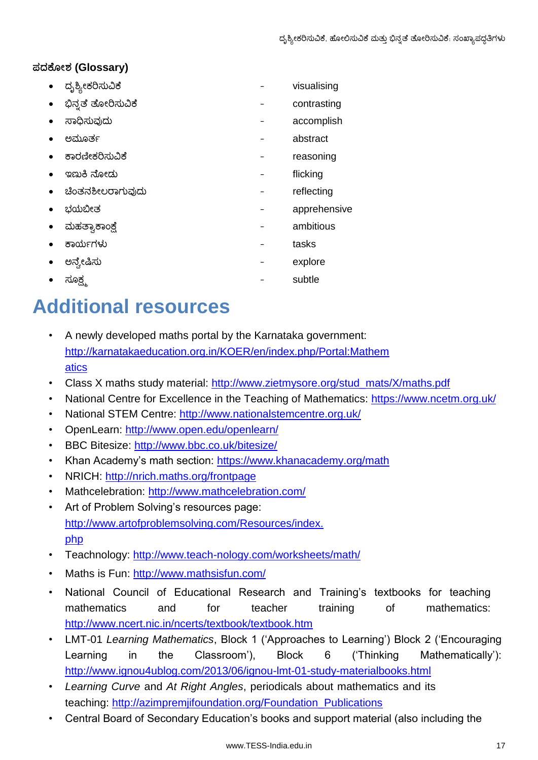**ಪದಕೋಶ (Glossary)**

- ದೃಶ್ಯೀಕರಿಸುವಿಕೆ - visualising
- ಭಿನ್ನತೆ ತೋರಿಸುವಿಕೆ - contrasting
- ಸಾಧಿಸುವುದು - accomplish
- ಅಮೂರ್ತ - abstract
- ಕಾರಣೀಕರಿಸುವಿಕೆ - reasoning
- ಇಣುಕಿ ನೋಡು - flicking
- ಚಿಂತನಶೀಲರಾಗುವುದು - reflecting
- ಭಯಭೀತ - apprehensive
- ಮಹತ್ವಾಕಾಂಕ್ಷೆ - ambitious
- ಕಾರ್ಯಗಳು - tasks
- ಅನ್ವೇಷಿಸು - explore
- ಸೂಕ್ಷ್ಮ - subtle

# Additional resources

- A newly developed maths portal by the Karnataka government: http://karnatakaeducation.org.in/KOER/en/index.php/Portal:Mathematics
- Class X maths study material: http://www.zietmysore.org/stud_mats/X/maths.pdf
- National Centre for Excellence in the Teaching of Mathematics: https://www.ncetm.org.uk/
- National STEM Centre: http://www.nationalstemcentre.org.uk/
- OpenLearn: http://www.open.edu/openlearn/
- BBC Bitesize: http://www.bbc.co.uk/bitesize/
- Khan Academy's math section: https://www.khanacademy.org/math
- NRICH: http://nrich.maths.org/frontpage
- Mathcelebration: http://www.mathcelebration.com/
- Art of Problem Solving's resources page: http://www.artofproblemsolving.com/Resources/index.php
- Teachnology: http://www.teach-nology.com/worksheets/math/
- Maths is Fun: http://www.mathsisfun.com/
- National Council of Educational Research and Training's textbooks for teaching mathematics and for teacher training of mathematics: http://www.ncert.nic.in/ncerts/textbook/textbook.htm
- LMT-01 *Learning Mathematics*, Block 1 ('Approaches to Learning') Block 2 ('Encouraging Learning in the Classroom'), Block 6 ('Thinking Mathematically'): http://www.ignou4ublog.com/2013/06/ignou-lmt-01-study-materialbooks.html
- *Learning Curve* and *At Right Angles*, periodicals about mathematics and its teaching: http://azimpremjifoundation.org/Foundation_Publications
- Central Board of Secondary Education's books and support material (also including the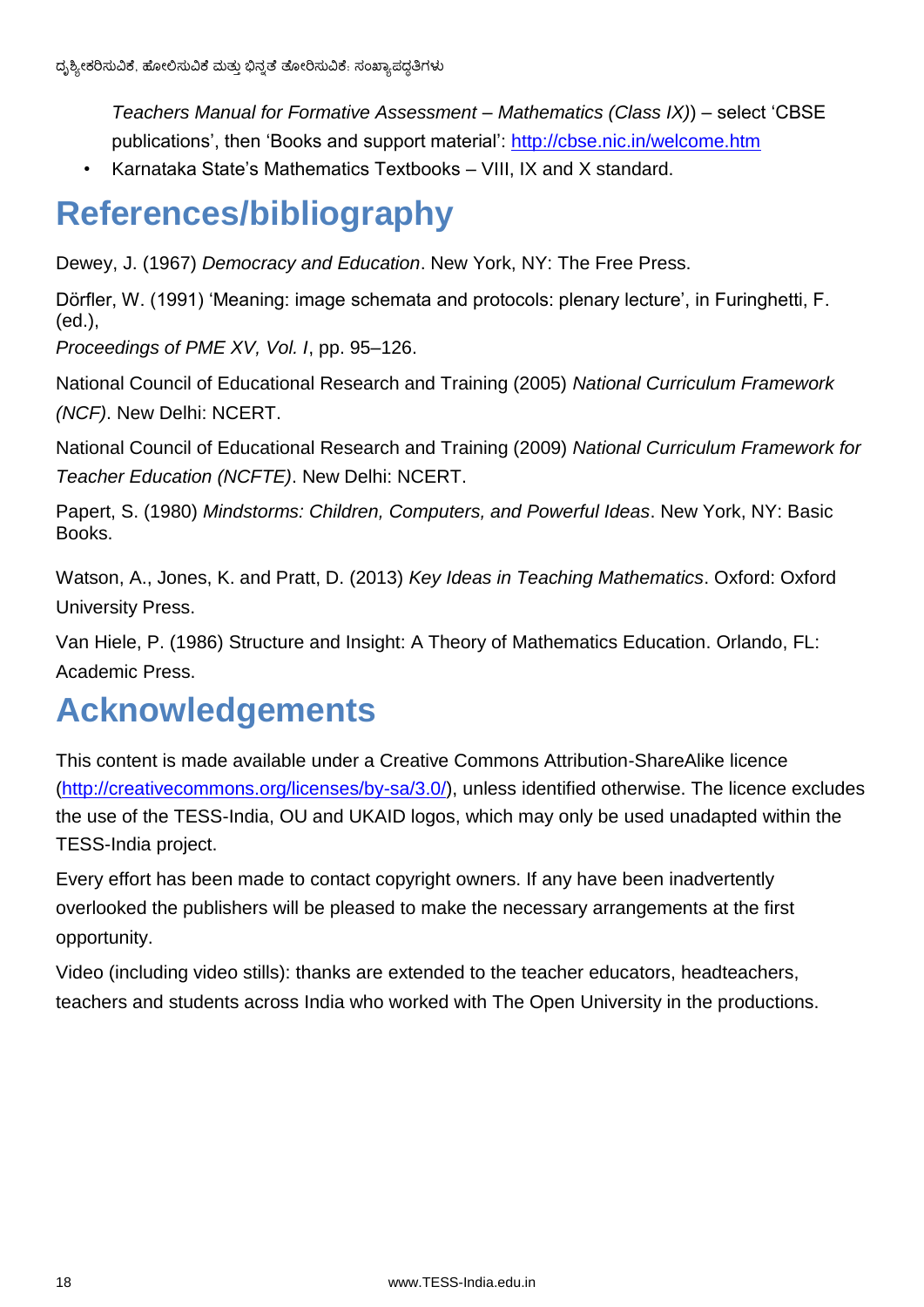Teachers Manual for Formative Assessment – Mathematics (Class IX)*) – select 'CBSE publications', then 'Books and support material': http://cbse.nic.in/welcome.htm

- Karnataka State's Mathematics Textbooks – VIII, IX and X standard.

# References/bibliography

Dewey, J. (1967) *Democracy and Education*. New York, NY: The Free Press.

Dörfler, W. (1991) 'Meaning: image schemata and protocols: plenary lecture', in Furinghetti, F. (ed.), *Proceedings of PME XV, Vol. I*, pp. 95–126.

National Council of Educational Research and Training (2005) *National Curriculum Framework (NCF)*. New Delhi: NCERT.

National Council of Educational Research and Training (2009) *National Curriculum Framework for Teacher Education (NCFTE)*. New Delhi: NCERT.

Papert, S. (1980) *Mindstorms: Children, Computers, and Powerful Ideas*. New York, NY: Basic Books.

Watson, A., Jones, K. and Pratt, D. (2013) *Key Ideas in Teaching Mathematics*. Oxford: Oxford University Press.

Van Hiele, P. (1986) Structure and Insight: A Theory of Mathematics Education. Orlando, FL: Academic Press.

# Acknowledgements

This content is made available under a Creative Commons Attribution-ShareAlike licence (http://creativecommons.org/licenses/by-sa/3.0/), unless identified otherwise. The licence excludes the use of the TESS-India, OU and UKAID logos, which may only be used unadapted within the TESS-India project.

Every effort has been made to contact copyright owners. If any have been inadvertently overlooked the publishers will be pleased to make the necessary arrangements at the first opportunity.

Video (including video stills): thanks are extended to the teacher educators, headteachers, teachers and students across India who worked with The Open University in the productions.